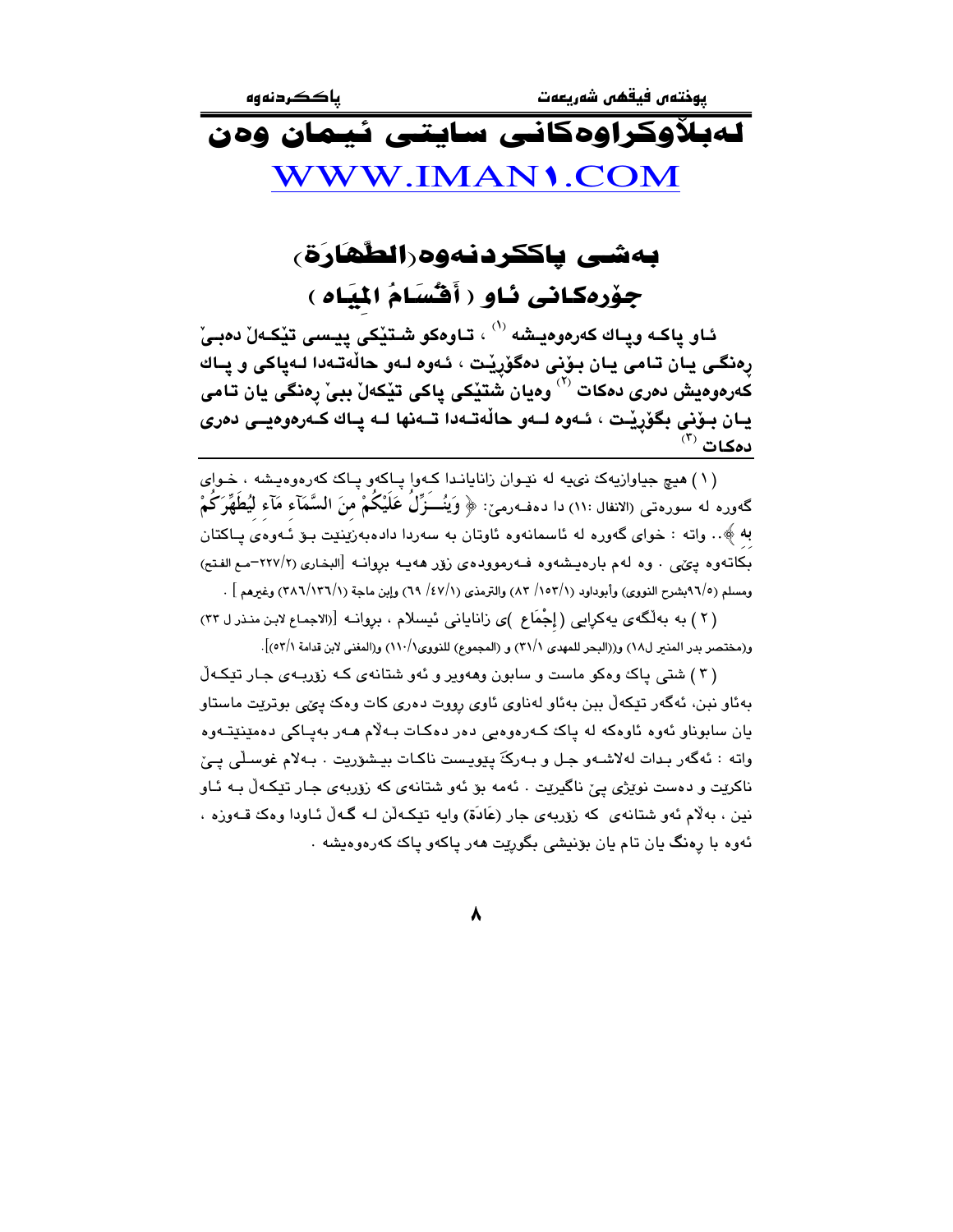# لەبڵاوکراوەکانی سایتی ئیمان وەن
# WWW.IMAN1.COM

## بەشی پاککردنەوە(الطَّهارَة)

## جۆرەکانی ئاو ( أقْسَامُ المِيَاه )

**ئاو پاکە وپاك کەرەوەیشە [1] ، تاوەکو شتێکی پیسی تێکەڵ دەبێ ڕەنگی یان تامی یان بۆنی دەگۆڕێت ، ئەوە لەو حاڵەتەدا لەپاکی و پاك کەرەوەیش دەری دەکات [2] وەیان شتێکی پاکی تێکەڵ ببێ ڕەنگی یان تامی یان بۆنی بگۆڕێت ، ئەوە لەو حاڵەتەدا تەنها لە پاك کەرەوەیی دەری دەکات [3]**

---

( ١ ) هیچ جیاوازیەك نیە لە نێوان زانایاندا کەوا پاکەو پاك کەرەوەیشە ، خوای گەورە لە سورەتی (الانفال :١١) دا دەفەرمێ: ﴿ وَيُنَــزِّلُ عَلَيْكُمْ مِنَ السَّمَاءِ مَاءً لِيُطَهِّرَكُمْ بِهِ ﴾.. واتە : خوای گەورە لە ئاسمانەوە ئاوتان بە سەردا دادەبەزێنیت بۆ ئەوەی پاکتان بکاتەوە پێی . وە لەم بارەیشەوە فەرموودەی زۆر هەیە بڕوانە [البخاري (٢٢٧/٢–مع الفتح) ومسلم (٩٦/٥بشرح النووي) وأبوداود (١٥٣/١/ ٨٣) والترمذي (٤٧/١/ ٦٩) وإبن ماجة (١٣٦/١/٣٨٦) وغيرهم ] .

( ٢ ) بە بەڵگەی یەکڕایی ( إجْمَاع )ی زانایانی ئیسلام ، بڕوانە [(الاجماع لابن منذر ل ٣٣) و(مختصر بدر المنير ل١٨) و((البحر للمهدي ٣١/١) و (المجموع) للنووي١١٠/١) و(المغني لابن قدامة ٥٣/١)].

( ٣ ) شتی پاك وەکو ماست و سابون وهەویر و ئەو شتانەی کە زۆربەی جار تێکەڵ بەئاو نبن، ئەگەر تێکەڵ ببن بەئاو لەناوی ئاوی رووت دەری کات وەك پێی بوترێت ماستاو یان سابوناو ئەوە ئاوەکە لە پاك کەرەوەیی دەر دەکات بەڵام هەر بەپاکی دەمێنێتەوە واتە : ئەگەر بدات لەلاشەو جل و بەرگ پێویست ناکات بیشۆریت . بەلام غوسڵی پێ ناکرێت و دەست نوێژی پێ ناگیرێت . ئەمە بۆ ئەو شتانەی کە زۆربەی جار تێکەڵ بە ئاو نین ، بەڵام ئەو شتانەی کە زۆربەی جار (عَادَة) وایە تێکەڵن لە گەڵ ئاودا وەك قەوزە ، ئەوە با ڕەنگ یان تام یان بۆنیشی بگورێت هەر پاکەو پاك کەرەوەیشە .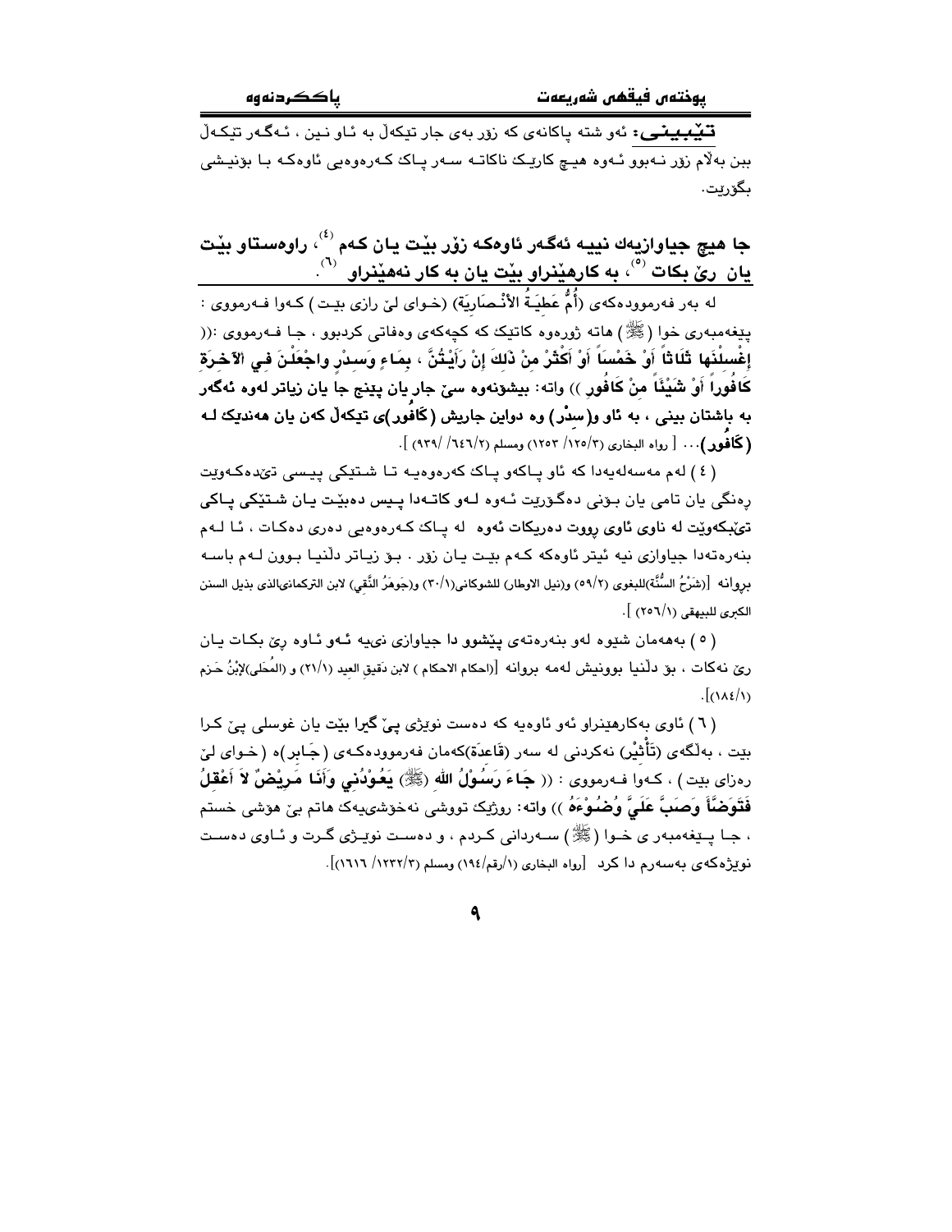**تێبینی:** ئەو شتە پاکانەی کە زۆر بەی جار تێکەڵ بە ئاو نین ، ئەگەر تێکەڵ ببن بەڵام زۆر نەبوو ئەوە هیچ کارێک ناکاتە سەر پاک کەرەوەیی ئاوەکە با بۆنیشی بگۆڕێت.

## جا هیچ جیاوازیەك نییە ئەگەر ئاوەکە زۆر بێت یان کەم [٤]، راوەستاو بێت یان ڕێ بکات [٥]، بە کارهێنراو بێت یان بە کار نەهێنراو [٦].

لە بەر فەرموودەکەی (أُمُّ عَطِيَّةَ الأَنْصَارِيَّة) (خوای لێ رازی بێت) کەوا فەرمووی : پێغەمبەری خوا (ﷺ) هاتە ژوورەوە کاتێک کە کچەکەی وەفاتی کردبوو ، جا فەرمووی :(( **إِغْسِلْنَها ثَلاَثاً أَوْ خَمْسَاً أَوْ أَكْثَرْ مِنْ ذَلِكَ إِنْ رَأَيْتُنَّ ، بِمَاءٍ وَسِدْرٍ واجْعَلْنَ فِي الآخِرَةِ كَافُوراً أَوْ شَيْئَاً مِنْ كَافُورٍ** )) واتە: بیشۆنەوە سێ جار یان پێنج جا یان زیاتر لەوە ئەگەر بە باشتان بینی ، بە ئاو و(سِدْر) وە دواین جاریش (**کافور**)ی تێکەڵ کەن یان هەندێک لە (**کافور**)... [ رواه البخاري (١٢٥/٣/ ١٢٥٣) ومسلم (٦٤٦/٢/ ٩٣٩) ].

( ٤ ) لەم مەسەلەیەدا کە ئاو پاکەو پاک کەرەوەیە تا شتێکی پیسی تێدەکەوێت ڕەنگی یان تامی یان بۆنی دەگۆڕێت ئەوە لەو کاتەدا پیس دەبێت یان شتێکی پاکی تێبکەوێت لە ناوی ئاوی ڕووت دەریکات ئەوە لە پاک کەرەوەیی دەری دەکات ، ئا لەم بنەرەتەدا جیاوازی نیە ئیتر ئاوەکە کەم بێت یان زۆر . بۆ زیاتر دڵنیا بوون لەم باسە بڕوانە [(شَرْحُ السُّنَّةِ)للبغوي (٥٩/٢) و(نيل الاوطار) للشوكاني(٣٠/١) و(جَوهَرُ النَّقي) لابن التركماني الذي بذيل السنن الكبرى للبيهقي (٢٥٦/١) ].

( ٥ ) بەهەمان شێوە لەو بنەرەتەی پێشوو دا جیاوازی نیە ئەو ئاوە ڕێ بکات یان ڕێ نەکات ، بۆ دڵنیا بوونیش لەمە بڕوانە [(احكام الاحكام ) لابن دَقيقِ العيد (٢١/١) و (المُحَلى)لإبْنُ حَزم (١٨٤/١)].

( ٦ ) ئاوی بەکارهێنراو ئەو ئاوەیە کە دەست نوێژی پێ گیرا بێت یان غوسلی پێ کرا بێت ، بەڵگەی (تَأْثِیْر) نەکردنی لە سەر (قَاعِدَة)کەمان فەرموودەکەی (جَابر)ە (خوای لێ ڕەزای بێت) ، کەوا فەرمووی : (( **جَاءَ رَسُوْلُ الله (ﷺ) يَعُوْدُنِي وَأَنَا مَرِيْضٌ لاَ أَعْقِلُ فَتَوَضَّأَ وَصَبَّ عَلَيَّ وُضُوْءَهُ** )) واتە: ڕۆژێک تووشی نەخۆشیەک هاتم بێ هۆشی خستم ، جا پێغەمبەری خوا (ﷺ) سەردانی کردم ، و دەست نوێژی گرت و ئاوی دەست نوێژەکەی بەسەرم دا کرد [رواه البخاري (١/رقم/١٩٤) ومسلم (١٢٣٢/٣/ ١٦١٦)].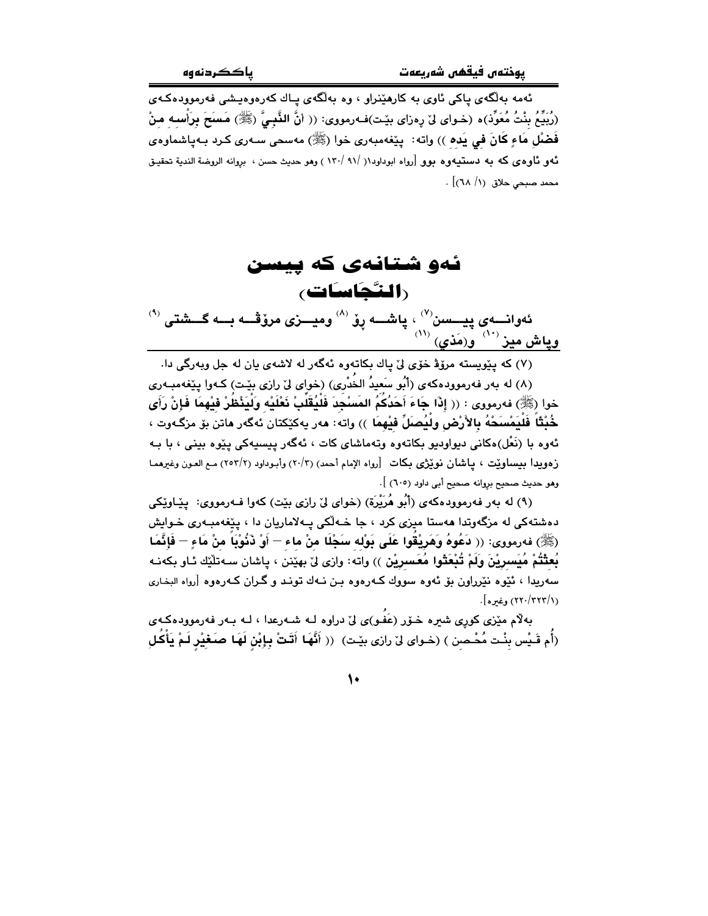ئەمە بەڵگەی پاکی ئاوی بە کارهێنراو ، وە بەڵگەی پاك کەرەوەیشی فەرموودەکەی (رُبَيِّعُ بِنْتُ مُعَوِّذ)ە (خـوای لێ ڕەزای بێـت)فـەرمووی: (( أَنَّ النَّبِيَّ (ﷺ) مَسَحَ بِرَأْسِهِ مِنْ فَضْلِ مَاءٍ كَانَ فِي يَدِهِ )) واتە: پێغەمبەری خوا (ﷺ) مەسحی سـەری کـرد بـەپاشماوەی ئەو ئاوەی کە بە دستیەوە بوو [رواه ابوداود(١/ ٩١ /١٣٠ ) وهو حديث حسن ، بروانه الروضة الندية تحقيق محمد صبحي حلاق (١/ ٦٨)] .

# ئەو شتانەی کە پیسن (النَّجَاسَات)

**ئەوانـــەی پیـــسن[7] ، پاشـــە ڕۆ [8] ومیـــزی مرۆڤـــە بـــە گـــشتی [9] وپاش میز [10] و(مَذي) [11]**

(٧) کە پێویستە مرۆڤ خۆی لێ پاك بکاتەوە ئەگەر لە لاشەی یان لە جل وبەرگی دا.

(٨) لە بەر فەرموودەکەی (أَبُو سَعِيدُ الخُدْرِي) (خوای لێ ڕازی بێـت) کـەوا پێغەمبـەری خوا (ﷺ) فەرمووی : (( إِذَا جَاءَ أَحَدُكُمُ المَسْجِدَ فَلْيُقَلِّبْ نَعْلَيْهِ وَلْيَنْظُرْ فِيهِمَا فَإِنْ رَأَى خُبْثاً فَلْيَمْسَحْهُ بِالأَرْضِ وَلْيُصَلِّ فِيهِمَا )) واتە: هەر یەکێکتان ئەگەر هاتن بۆ مزگـەوت ، ئەوە با (نَعْل)ەکانی دیواودیو بکاتەوە وتەماشای کات ، ئەگەر پیسیەکی پێوە بینی ، با بـە زەویدا بیساوێت ، پاشان نوێژی بکات [رواه الإمام أحمد (٣/٢٠) وأبـوداود (٢/٢٥٣) مـع العـون وغيرهمـا وهو حديث صحيح بروانه صحيح أبى داود (٦٠٥) ].

(٩) لە بەر فەرموودەکەی (أَبُو هُرَيْرَة) (خوای لێ ڕازی بێت) کەوا فـەرمووی: پێـاوێکی دەشتەکی لە مزگەوتدا هەستا میزی کرد ، جا خـەڵکی پـەلاماریان دا ، پێغەمبـەری خـوایش (ﷺ) فەرمووی: (( دَعُوهُ وَهَرِيْقُوا عَلَى بَوْلِهِ سَجْلَا مِنْ مَاءٍ — أَوْ ذَنُوْبَاً مِنْ مَاءٍ — فَإِنَّمَا بُعِثْتُمْ مُيَسرِيْنَ وَلَمْ تُبْعَثُوا مُعَسرِيْن )) واتە: وازی لێ بهێنن ، پاشان سـەتڵێك ئـاو بکەنـە سەریدا ، ئێوە نێرراون بۆ ئەوە سووك کـەرەوە بـن نـەك تونـد و گـران کـەرەوە [رواه البخارى (١/٣٢٣/٢٢٠) وغيره].

بەڵام مێزی کوڕی شیرە خـۆر (عَفْو)ی لێ دراوە لـە شـەرعدا ، لـە بـەر فەرموودەکـەی (أُم قَـيْس بِنْـت مُحْـصن ) (خـوای لێ ڕازی بێـت) (( أَنَّهَا أَتَتْ بِإِبْنٍ لَهَا صَغِيْرٍ لَمْ يَأْكُلِ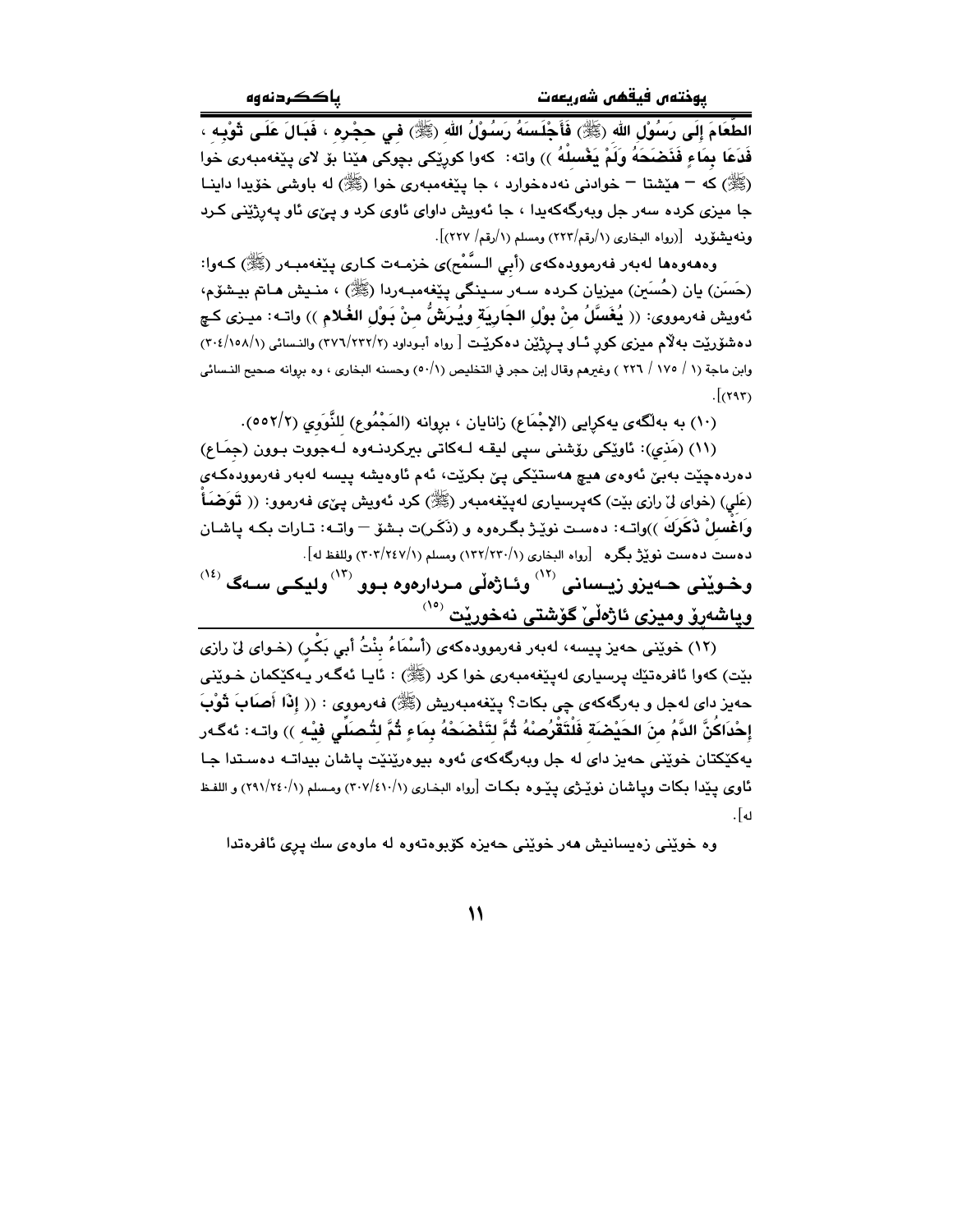الطَّعَامَ إِلَى رَسُوْلِ الله (ﷺ) فَأَجْلَسَهُ رَسُوْلُ الله (ﷺ) فِي حِجْرِهِ ، فَبَالَ عَلَى ثَوْبِهِ ، فَدَعَا بِمَاءٍ فَنَضَحَهُ وَلَمْ يَغْسِلْهُ )) واته: كەوا كورێكی بچوكی هێنا بۆ لای پێغەمبەری خوا (ﷺ) كە – هێشتا – خواردنی نەدەخوارد ، جا پێغەمبەری خوا (ﷺ) لە باوشی خۆیدا داینا جا میزی كردە سەر جل وبەرگەكەیدا ، جا ئەویش داوای ئاوی كرد و پێی ئاو پەرژێنی كرد ونەیشۆرد [(رواه البخاري (١/رقم/٢٢٣) ومسلم (١/رقم/ ٢٢٧)].

وەهەروەها لەبەر فەرموودەكەی (أبي السَّمْح)ی خزمەت كاری پێغەمبەر (ﷺ) كەوا: (حَسَن) یان (حُسَين) میزیان كردە سەر سینگی پێغەمبەردا (ﷺ) ، منیش هاتم بیشۆم، ئەویش فەرمووی: (( يُغْسَلُ مِنْ بَوْلِ الجَارِيَةِ ويُرَشُّ مِنْ بَوْلِ الغُلامِ )) واتە: میزی كچ دەشۆرێت بەڵام میزی كور ئاو پرژێن دەكرێت [ رواه أبوداود (٢/٢٣٢/٣٧٦) والنسائي (١/١٥٨/٣٠٤) وابن ماجة (١ / ١٧٥ / ٢٢٦ ) وغيرهم وقال إبن حجر في التخليص (١/٥٠) وحسنه البخاري ، وە بڕوانە صحيح النسائي (٢٩٣)].

(١٠) بە بەڵگەی یەكڕایی (الإِجْمَاع) زانایان ، بڕوانە (المَجْمُوع) للنَّوَوِي (٢/٥٥٢).

(١١) (مَذِي): ئاوێكی ڕۆشنی سپی لیقە لەكاتی بیركردنەوە لەجووت بوون (جِمَاع) دەردەچێت بەبێ ئەوەی هیچ هەستێكی پێ بكرێت، ئەم ئاوەیشە پیسە لەبەر فەرموودەكەی (عَلِي) (خوای لێ ڕازی بێت) كەپرسیاری لەپێغەمبەر (ﷺ) كرد ئەویش پێی فەرموو: (( تَوَضَأْ وَاغْسِلْ ذَكَرَكَ ))واتە: دەست نوێژ بگرەوە و (ذَكَر)ت بشۆ – واتە: تارات بكە پاشان دەست دەست نوێژ بگرە [رواه البخاري (١/٢٣٠/١٣٢) ومسلم (١/٢٤٧/٣٠٣) وللفظ له].

## وخوێنی حەیزو زیسانی [١٢] وئاژەڵی مردارەوە بوو [١٣] ولیكی سەگ [١٤] وپاشەڕۆ ومیزی ئاژەڵێ گۆشتی نەخورێت [١٥]

(١٢) خوێنی حەیز پیسە، لەبەر فەرموودەكەی (أَسْمَاءُ بِنْتُ أَبي بَكْرٍ) (خوای لێ ڕازی بێت) كەوا ئافرەتێك پرسیاری لەپێغەمبەری خوا كرد (ﷺ) : ئایا ئەگەر یەكێكمان خوێنی حەیز دای لەجل و بەرگەكەی چی بكات؟ پێغەمبەریش (ﷺ) فەرمووی : (( إِذَا أَصَابَ ثَوْبَ إِحْدَاكُنَّ الدَّمُ مِنَ الحَيْضَةِ فَلْتَقْرُصْهُ ثُمَّ لِتَنْضَحْهُ بِمَاءٍ ثُمَّ لِتُصَلِّي فِيْهِ )) واتە: ئەگەر یەكێكتان خوێنی حەیز دای لە جل وبەرگەكەی ئەوە بیوەرێنێت پاشان بیداتە دەستدا جا ئاوی پێدا بكات وپاشان نوێژی پێوە بكات [رواه البخاري (١/٤١٠/٣٠٧) ومسلم (١/٢٤٠/٢٩١) و اللفظ له].

وە خوێنی زەیسانیش هەر خوێنی حەیزە كۆبوەتەوە لە ماوەی سك پڕی ئافرەتدا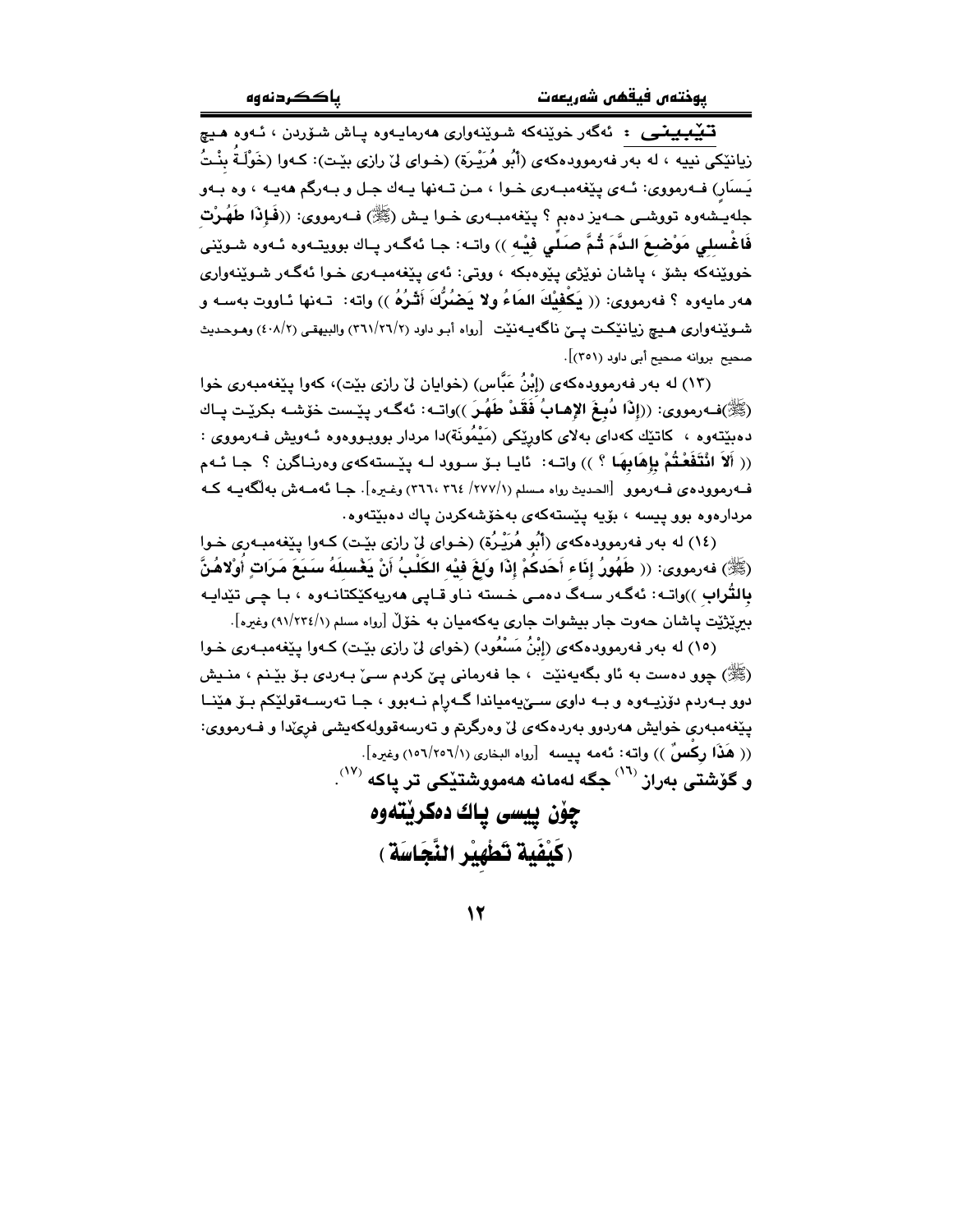**تێبینی :** ئەگەر خوێنەکە شوێنەواری هەرمایەوە پاش شۆردن ، ئەوە هیچ زیانێکی نییە ، لە بەر فەرموودەکەی (أَبُو هُرَيْرَة) (خوای لێ رازی بێت): کەوا (خَوْلَةُ بِنْتُ يَسَار) فەرمووی: ئەی پێغەمبەری خوا ، من تەنها یەك جل و بەرگم هەیە ، وە بەو جلەیشەوە تووشی حەیز دەبم ؟ پێغەمبەری خوا یش (ﷺ) فەرمووی: ((**فَإِذَا طَهُرْتِ فَاغْسِلِي مَوْضِعَ الدَّمَ ثُمَّ صَلِّي فِيْه** )) واتە: جا ئەگەر پاك بوویتەوە ئەوە شوێنی خووێنەکە بشۆ ، پاشان نوێژی پێوەبکە ، ووتی: ئەی پێغەمبەری خوا ئەگەر شوێنەواری هەر مایەوە ؟ فەرمووی: (( **يَكْفِيْكَ المَاءُ ولا يَضُرُّكَ أَثَرُهُ** )) واتە: تەنها ئاووت بەسە و شوێنەواری هیچ زیانێکت پێ ناگەیەنێت [رواه أبو داود (٣٦١/٢٦/٢) والبيهقي (٤٠٨/٢) وهوحديث صحيح بروانە صحيح أبي داود (٣٥١)].

(١٣) لە بەر فەرموودەکەی (إبْنُ عَبَّاس) (خوایان لێ رازی بێت)، کەوا پێغەمبەری خوا (ﷺ)فەرمووی: ((**إِذَا دُبِغَ الإِهَابُ فَقَدْ طَهُرَ** ))واتە: ئەگەر پێست خۆشە بکرێت پاك دەبێتەوە ، کاتێك کەدای بەلای کاوڕێکی (مَيْمُونَة)دا مردار بووبووەوە ئەویش فەرمووی : (( **أَلاَ انْتَفَعْتُمْ بِإِهَابِهَا** ؟ )) واتە: ئایا بۆ سوود لە پێستەکەی وەرناگرن ؟ جا ئەم فەرموودەی فەرموو [الحديث رواه مسلم (٢٧٧/١/ ٣٦٤، ٣٦٦) وغيره]. جا ئەمەش بەڵگەیە کە مردارەوە بوو پیسە ، بۆیە پێستەکەی بەخۆشەکردن پاك دەبێتەوە.

(١٤) لە بەر فەرموودەکەی (أَبُو هُرَيْرَة) (خوای لێ رازی بێت) کەوا پێغەمبەری خوا (ﷺ) فەرمووی: (( **طَهُورُ إِنَاءِ أَحَدِكُمْ إِذَا وَلَغَ فِيْهِ الكَلْبُ أَنْ يَغْسِلَهُ سَبْعَ مَرَاتٍ أُولاهُنَّ بِالتُّرَابِ** ))واتە: ئەگەر سەگ دەمی خستە ناو قاپی هەریەکێکتانەوە ، با چی تێدایە بیرێژێت پاشان حەوت جار بیشوات جاری یەکەمیان بە خۆڵ [رواه مسلم (٩١/٢٣٤/١) وغيره].

(١٥) لە بەر فەرموودەکەی (إبْنُ مَسْعُود) (خوای لێ رازی بێت) کەوا پێغەمبەری خوا (ﷺ) چوو دەست بە ئاو بگەیەنێت ، جا فەرمانی پێ کردم سێ بەردی بۆ بێنم ، منیش دوو بەردم دۆزیەوە و بە داوی سێیەمیاندا گەڕام نەبوو ، جا تەرسەقولێکم بۆ هێنا پێغەمبەری خوایش هەردوو بەردەکەی لێ وەرگرتم و تەرسەقوولەکەیشی فڕێدا و فەرمووی: (( **هَذَا رِكْسٌ** )) واتە: ئەمە پیسە [رواه البخاري (١٥٦/٢٥٦/١) وغيره].

**و گۆشتی بەراز [١٦] جگە لەمانە هەمووشتێکی تر پاکە [١٧].**

## چۆن پیسی پاك دەکرێتەوە

## ( كَيْفِيَة تَطْهِيْر النَّجَاسَة )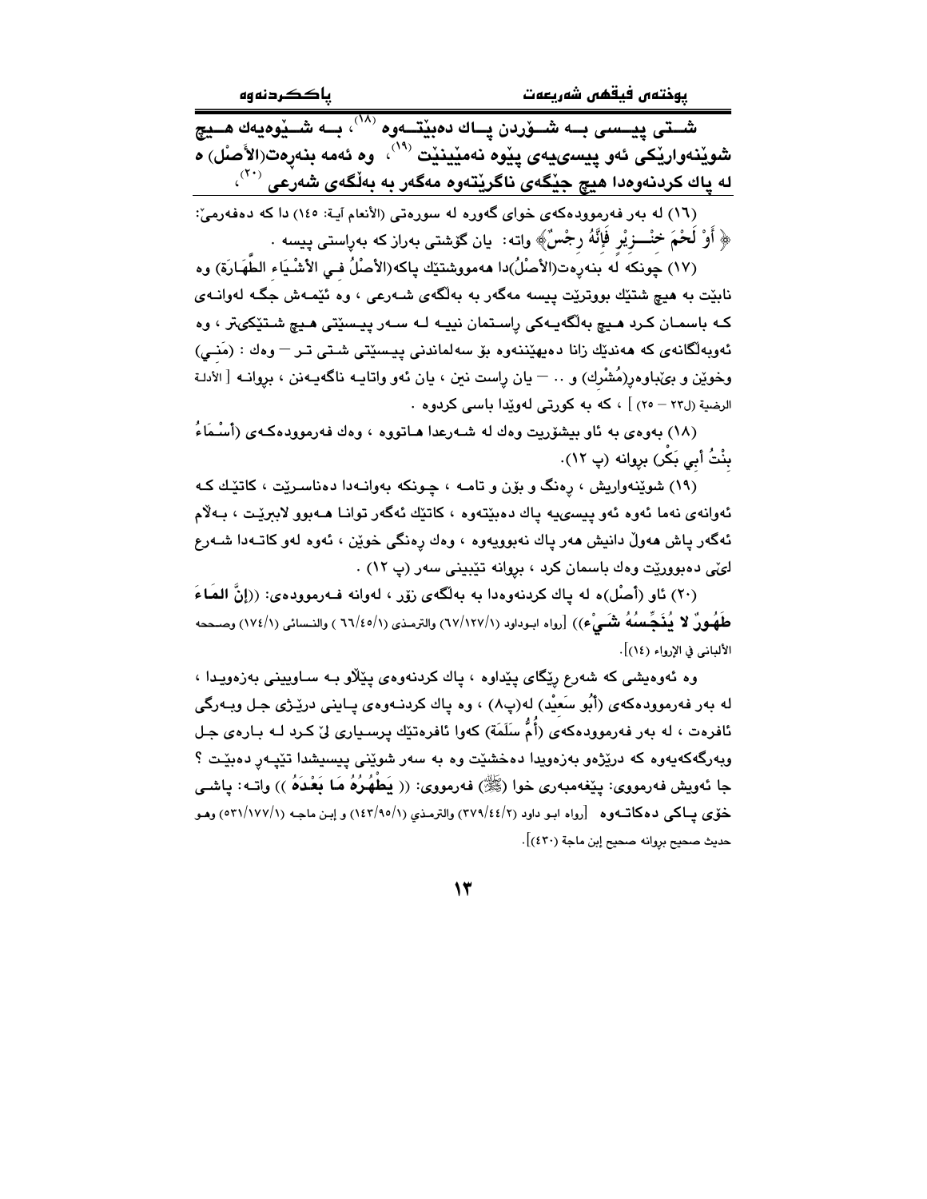**شــتی پیــسی بــه شــۆردن پــاك دەبێتــەوە [١٨]، بــە شــێوەیەك هــیچ شوێنەوارێکی ئەو پیسییەی پێوە نەمێنێت [١٩]، وە ئەمە بنەڕەت(الأَصْل) ە لە پاك کردنەوەدا هیچ جێگەی ناگرێتەوە مەگەر بە بەڵگەی شەرعی [٢٠]،**

(١٦) لە بەر فەرموودەکەی خوای گەورە لە سورەتی (الأنعام آية: ١٤٥) دا کە دەفەرمێ: ﴿ أَوْ لَحْمَ خِنْــزِيْرٍ فَإِنَّهُ رِجْسٌ﴾ واتە: یان گۆشتی بەراز کە بەڕاستی پیسە .

(١٧) چونکە لە بنەڕەت(الأَصْلُ)دا هەمووشتێك پاکە(الأَصْلُ فـي الأَشْيَاء الطَّهَارَة) وە نابێت بە هیچ شتێك بووترێت پیسە مەگەر بە بەڵگەی شـەرعی ، وە ئێمـەش جگـە لەوانـەی کـە باسمـان کـرد هـیچ بەڵگەیـەکی ڕاسـتمان نییـە لـە سـەر پیـسێتی هـیچ شـتێکیتر ، وە ئەوبەڵگانەی کە هەندێك زانا دەیهێننەوە بۆ سەلماندنی پیـسێتی شـتی تـر — وەك : (مَنـي) وخوێن و بێباوەڕ(مُشْرِك) و .. — یان ڕاست نین ، یان ئەو واتایـە ناگەیـەنن ، بڕوانـە [ الأدلة الرضية (ل٢٣ – ٢٥) ] ، کە بە کورتی لەوێدا باسی کردوە .

(١٨) بەوەی بە ئاو بیشۆریت وەك لە شـەرعدا هـاتووە ، وەك فەرموودەکـەی (أَسْـمَاءُ بِنْتُ أَبِي بَكْرٍ) بڕوانە (پ ١٢).

(١٩) شوێنەواریش ، ڕەنگ و بۆن و تامـە ، چـونکە بەوانـەدا دەناسـرێت ، کاتێك کـە ئەوانەی نەما ئەوە ئەو پیسیيە پاك دەبێتەوە ، کاتێك ئەگەر توانـا هـەبوو لابرێـت ، بـەڵام ئەگەر پاش هەوڵ دانیش هەر پاك نەبوویەوە ، وەك ڕەنگی خوێن ، ئەوە لەو کاتـەدا شـەرع لێی دەبوورێت وەك باسمان کرد ، بڕوانە تێبینی سەر (پ ١٢) .

(٢٠) ئاو (أَصْل)ە لە پاك کردنەوەدا بە بەڵگەی زۆر ، لەوانە فـەرموودەی: ((إِنَّ المَـاءَ طَهُورٌ لا يُنَجِّسُهُ شَـيْءٌ)) [رواه ابـوداود (٦٧/١٢٧/١) والترمـذي (٦٦/٤٥/١ ) والنـسائي (١٧٤/١) وصـححه الألباني في الإرواء (١٤)].

وە ئەوەیشی کە شەرع ڕێگای پێداوە ، پاك کردنەوەی پێڵاو بـە سـاوینی بەزەویـدا ، لە بەر فەرموودەکەی (أَبُو سَعِيْد) لە(پ٨) ، وە پاك کردنـەوەی پـاینی درێـژی جـل وبـەرگی ئافرەت ، لە بەر فەرموودەکەی (أُمُّ سَلَمَة) کەوا ئافرەتێك پرسـیاری لێ کـرد لـە بـارەی جـل وبەرگەکەیەوە کە درێژەو بەزەویدا دەخشێت وە بە سەر شوێنی پیسیشدا تێپـەڕ دەبێـت ؟ جا ئەویش فەرمووی: پێغەمبەری خوا (ﷺ) فەرمووی: (( يَطْهُرُهُ مَا بَعْدَهُ )) واتـە: پاشـی خۆی پـاکی دەکاتـەوە [رواه ابـو داود (٣٧٩/٤٤/٢) والترمـذي (١٤٣/٩٥/١) و إبـن ماجـه (٥٣١/١٧٧/١) وهـو حديث صحيح بڕوانە صحيح إبن ماجة (٤٣٠)].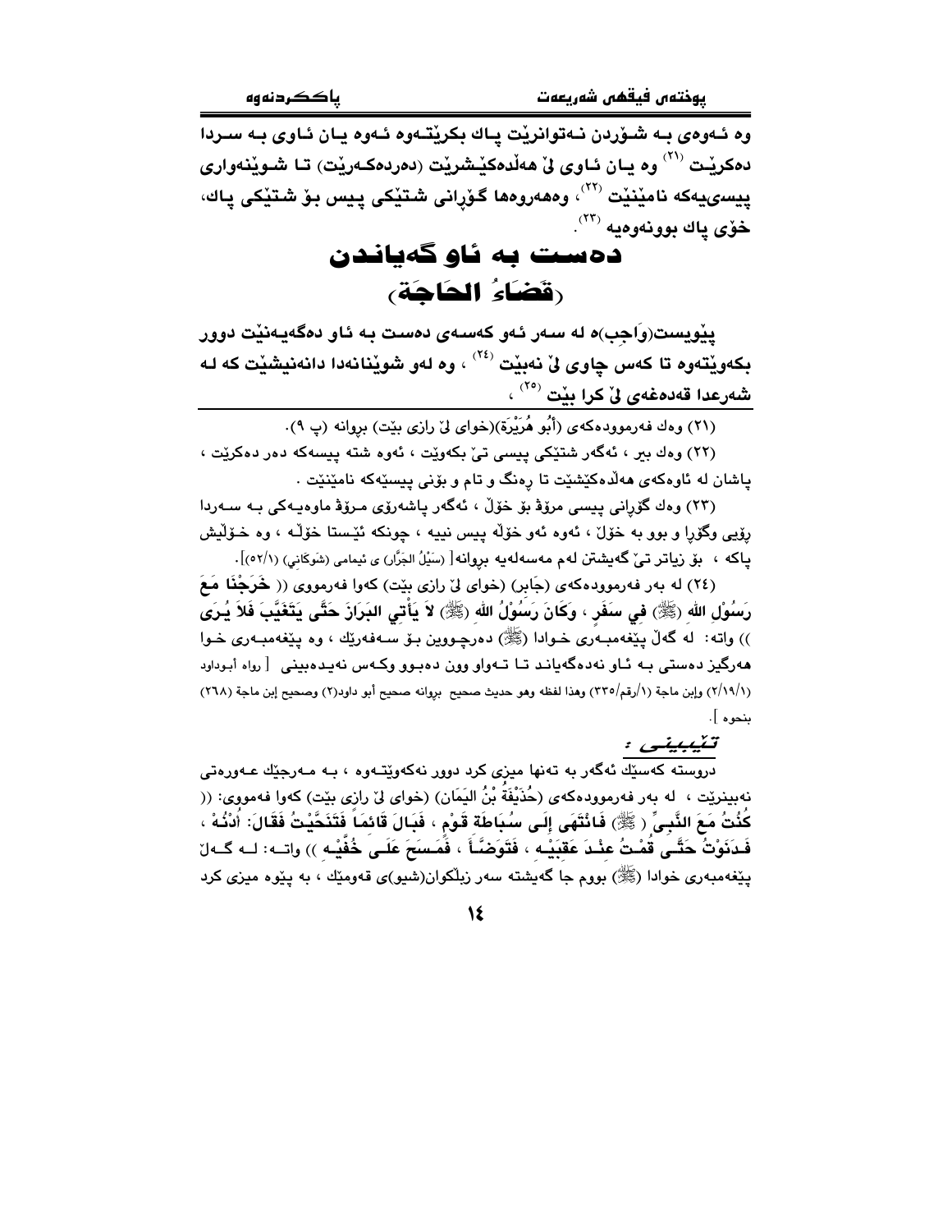وە ئەوەی بە شۆردن نەتوانرێت پاك بكرێتەوە ئەوە یان ئاوی بە سەردا دەكرێت [21] وە یان ئاوی لێ هەڵدەكێشرێت (دەردەكەرێت) تا شوێنەواری پیسییەكە نامێنێت [22]، وەهەروەها گۆڕانی شتێكی پیس بۆ شتێكی پاك، خۆی پاك بوونەوەیە [23].

## دەست بە ئاو گەیاندن
## (قَضَاءُ الحَاجَة)

پێویست(وَاجِب)ە لە سەر ئەو كەسەی دەست بە ئاو دەگەیەنێت دوور بكەوێتەوە تا كەس چاوی لێ نەبێت [24] ، وە لەو شوێنانەدا دانەنیشێت كە لە شەرعدا قەدەغەی لێ كرا بێت [25] ،

---

(21) وەك فەرموودەكەی (أَبُو هُرَيْرَة)(خوای لێ رازی بێت) بروانە (پ ٩).

(22) وەك بیر ، ئەگەر شتێكی پیسی تێ بكەوێت ، ئەوە شتە پیسەكە دەر دەكرێت ، پاشان لە ئاوەكەی هەڵدەكێشێت تا ڕەنگ و تام و بۆنی پیسیەكە نامێنێت .

(23) وەك گۆڕانی پیسی مرۆڤ بۆ خۆڵ ، ئەگەر پاشەڕۆی مرۆڤ ماوەیەكی بە سەردا رۆیی وگۆڕا و بوو بە خۆڵ ، ئەوە ئەو خۆڵە پیس نییە ، چونكە ئێستا خۆڵە ، وە خۆڵیش پاكە ، بۆ زیاتر تێ گەیشتن لەم مەسەلەیە بروانە[ (سَيْلُ الجَرَّار) ی ئیمامی (شَوكَاني) (٥٢/١)].

(24) لە بەر فەرموودەكەی (جَابِر) (خوای لێ رازی بێت) كەوا فەرمووی (( **خَرَجْنَا مَعَ رَسُوْلِ الله (ﷺ) فِي سَفَرٍ ، وَكَانَ رَسُوْلُ الله (ﷺ) لاَ يَأْتِي البَرَازَ حَتَّى يَتَغَيَّبَ فَلاَ يُرَى** )) واتە: لە گەڵ پێغەمبەری خوادا (ﷺ) دەرچووین بۆ سەفەرێك ، وە پێغەمبەری خوا هەرگیز دەستی بە ئاو نەدەگەیاند تا تەواو وون دەبوو وكەس نەیدەبینی [ رواه أبوداود (٢/١٩/١) وإبن ماجة (١/رقم/٣٣٥) وهذا لفظه وهو حديث صحيح بروانە صحيح أبو داود(٢) وصحيح إبن ماجة (٢٦٨) بنحوه ].

***تێبینی :***

دروستە كەسێك ئەگەر بە تەنها میزی كرد دوور نەكەوێتەوە ، بە مەرجێك عەورەتی نەبینرێت ، لە بەر فەرموودەكەی (حُذَيْفَةُ بْنُ اليَمَان) (خوای لێ رازی بێت) كەوا فەمووی: (( **كُنْتُ مَعَ النَّبِيِّ ( ﷺ) فَانْتَهَى إِلَى سُبَاطَةِ قَوْمٍ ، فَبَالَ قَائِماً فَتَنَحَّيْتُ فَقَالَ: أُدْنُهْ ، فَدَنَوْتُ حَتَّى قُمْتُ عِنْدَ عَقِبَيْهِ ، فَتَوَضَّأَ ، فَمَسَحَ عَلَى خُفَّيْهِ** )) واتە: لە گەڵ پێغەمبەری خوادا (ﷺ) بووم جا گەیشتە سەر زبڵكوان(شیو)ی قەومێك ، بە پێوە میزی كرد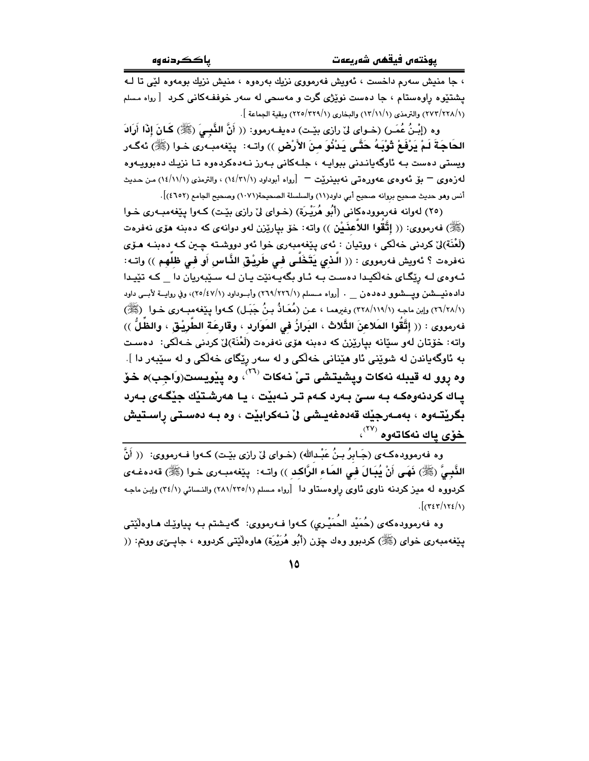، جا منیش سەرم داخست ، ئەویش فەرمووی نزیك بەرەوە ، منیش نزیك بومەوە لێی تا لە پشتێوە ڕاوەستام ، جا دەست نوێژی گرت و مەسحی لە سەر خوففەکانی کرد [ رواه مسلم (٢٧٣/٢٢٨/١) والترمذي (١٣/١١/١) والبخاري (٢٢٥/٣٢٩/١) وبقية الجماعة ].

وە (إِبْنُ عُمَـر) (خـوای لێ ڕازی بێـت) دەیفـەرموو: (( **أَنَّ النَّبِـيَ** (ﷺ) **كَـانَ إِذَا أَرَادَ الحَاجَةَ لَـمْ يَرْفَعْ ثَوْبَـهُ حَتَّـى يَـدْنُوَ مِـنَ الأَرْضِ** )) واتـە: پێغەمبـەری خـوا (ﷺ) ئەگـەر ویستی دەست بـە ئاوگەیانـدنی ببوایـە ، جلـەکانی بـەرز نـەدەکردەوە تـا نزیـك دەبوویـەوە لەزەوی — بۆ ئەوەی عەورەتی نەبینرێت — [رواه أبوداود (١٤/٣١/١) ، والترمذي (١٤/١١/١) من حديث أنس وهو حديث صحيح بروانه صحيح أبي داود(١١) والسلسلة الصحيحة(١٠٧١) وصحيح الجامع (٤٦٥٢)].

(٢٥) لەوانە فەرموودەکانی (أَبُو هُرَيْـرَة) (خـوای لێ ڕازی بێـت) کـەوا پێغەمبـەری خـوا (ﷺ) فەرمووی: (( **إِتَّقُوا اللاَّعِنَيْن** )) واتە: خۆ بپارێزن لەو دوانەی کە دەبنە هۆی نەفرەت **(لَعْنَة)**ڵێ کردنی خەڵکی ، ووتیان : ئەی پێغەمبەری خوا ئەو دووشـتە چـین کـە دەبنـە هـۆی نەفرەت ؟ ئەویش فەرمووی : (( **الَّذِي يَتَخَلَّى فِي طَرِيْقِ النَّاسِ أَو فِي ظِلِّهِم** )) واتـە: ئـەوەی لـە ڕێگـای خەڵکیـدا دەسـت بـە ئـاو بگەیـەنێت یـان لـە سـێبەریان دا _ کـە تێیـدا دادەنیـشن ویـشوو دەدەن _ . [رواه مسلم (٢٦٩/٢٢٦/١) وأبـوداود (٢٥/٤٧/١)، وفي روايـة لأبـي داود (٢٦/٢٨/١) وإبن ماجه (٣٢٨/١١٩/١) وغيرهما ، عـن (مُعَـاذُ بـنُ جَبَـل) کـەوا پێغەمبـەری خـوا (ﷺ) فەرمووی : (( **إِتَّقُوا المَلاعِنَ الثَّلاث ، البَرازُ فِي المَوَارِد ، وقَارِعَةِ الطَّرِيْقِ ، والظِّلُّ** )) واتە: خۆتان لەو سێانە بپارێزن کە دەبنە هۆی نەفرەت **(لَعْنَة)**ڵێ کردنی خـەڵکی: دەسـت بە ئاوگەیاندن لە شوێنی ئاو هێنانی خەڵکی و لە سەر ڕێگای خەڵکی و لە سێبەر دا ].

**وە ڕوو لە قیبلە نەکات وپشیتشی تێ نەکات** [26]**، وە پێویست(وَاجِب)ە خۆ پـاك کردنەوەکـە بـە سـێ بـەرد کـەم تـر نـەبێت ، یـا هەرشـتێك جێگـەی بـەرد بگرێتـەوە ، بەمـەرجێك قەدەغەیـشی لێ نـەکرابێت ، وە بـە دەسـتی ڕاسـتیش خۆی پاك نەکاتەوە** [27]**،**

وە فەرموودەکـەی (جَـابِرُ بـنُ عَبْـدالله) (خـوای لێ ڕازی بێـت) کـەوا فـەرمووی: (( **أَنَّ النَّبِيَّ** (ﷺ) **نَهَى أَنْ يُبَالَ فِي المَاءِ الرَّاكِد** )) واتـە: پێغەمبـەری خـوا (ﷺ) قەدەغـەی کردووە لە میز کردنە ناوی ئاوی ڕاوەستاو دا [رواه مسلم (٢٨١/٢٣٥/١) والنسائي (٣٤/١) وإبن ماجه (٣٤٣/١٢٤/١)].

وە فەرموودەکەی (حُمَيْد الحُمَيْري) کـەوا فـەرمووی: گەیـشتم بـە پیاوێك هـاوەڵێتی پێغەمبەری خوای (ﷺ) کردبوو وەك چۆن (أَبُو هُرَيْرَة) هاوەڵێتی کردووە ، جاپـێی ووتم: ((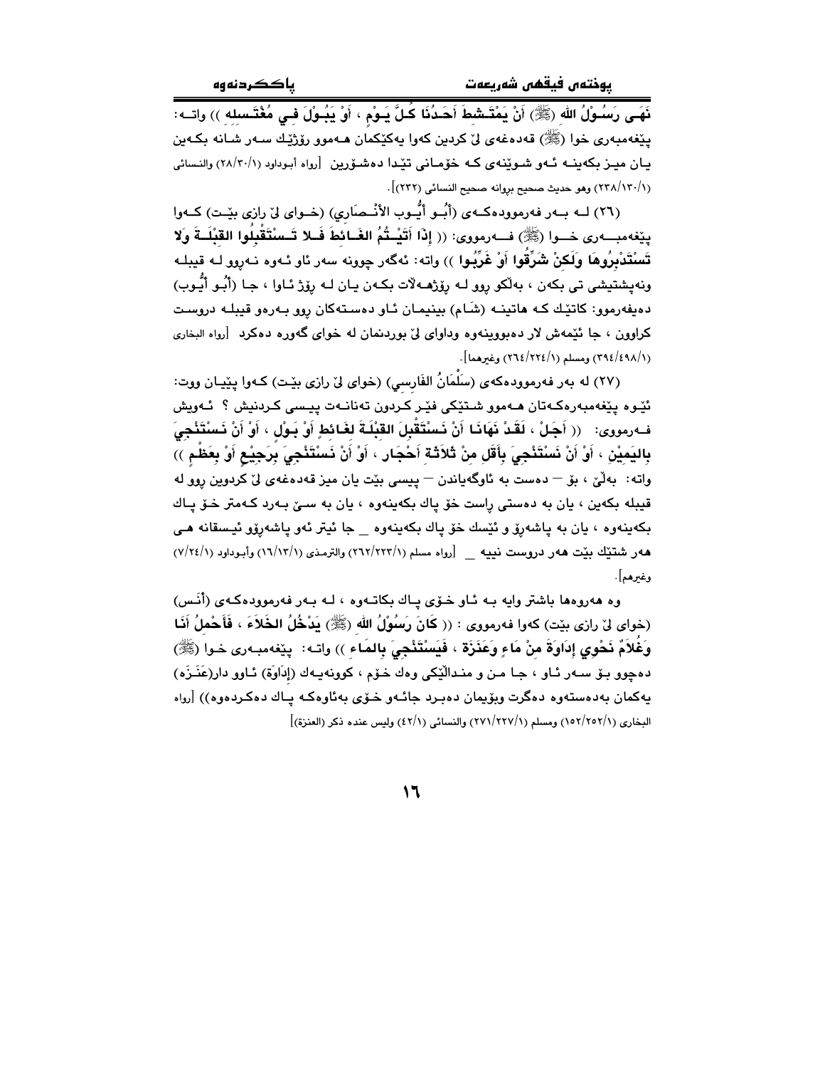نَهَى رَسُولُ اللهِ (ﷺ) أَنْ يَمْتَشِطَ أَحَدُنَا كُلَّ يَوْمٍ ، أَوْ يَبُولَ فِي مُغْتَسَلِهِ )) واته: پێغەمبەری خوا (ﷺ) قەدەغەی لێ کردین کەوا یەکێکمان هەموو ڕۆژێك سەر شانە بکەین یان میز بکەینە ئەو شوێنەی کە خۆمانی تێدا دەشۆرین [رواه أبوداود (١/٣٠/٢٨) والنسائي (١/١٣٠/٢٣٨) وهو حديث صحيح بروانە صحيح النسائي (٢٣٢)].

(٢٦) لە بەر فەرموودەکەی (أَبُو أَيُّوب الأَنْصَارِي) (خوای لێ رازی بێت) کەوا پێغەمبەری خوا (ﷺ) فەرمووی: (( **إِذَا أَتَيْتُمُ الغَائِطَ فَلا تَسْتَقْبِلُوا القِبْلَةَ وَلا تَسْتَدْبِرُوهَا وَلَكِنْ شَرِّقُوا أَوْ غَرِّبُوا** )) واته: ئەگەر چوونە سەر ئاو ئەوە نەڕوو لە قیبلە ونەپشتیشی تی بکەن ، بەڵکو ڕوو لە ڕۆژهەڵات بکەن یان لە ڕۆژ ئاوا ، جا (أَبُو أَيُّوب) دەیفەرموو: کاتێك کە هاتینە (شَام) بینیمان ئاو دەستەکان ڕوو بەرەو قیبلە دروست کراوون ، جا ئێمەش لار دەبووینەوە وداوای لێ بوردنمان لە خوای گەورە دەکرد [رواه البخاري (١/٤٩٨/٣٩٤) ومسلم (١/٢٢٤/٢٦٤) وغيرهما].

(٢٧) لە بەر فەرموودەکەی (سَلْمَانُ الفَارِسِي) (خوای لێ رازی بێت) کەوا پێیان ووت: ئێوە پێغەمبەرەکەتان هەموو شتێکی فێر کردون تەنانەت پیسی کردنیش ؟ ئەویش فەرمووی: (( **أَجَلْ ، لَقَدْ نَهَانَا أَنْ نَسْتَقْبِلَ القِبْلَةَ لِغَائِطٍ أَوْ بَوْلٍ ، أَوْ أَنْ نَسْتَنْجِيَ بِاليَمِيْنِ ، أَوْ أَنْ نَسْتَنْجِيَ بِأَقَلٍ مِنْ ثَلاثَةِ أَحْجَارٍ ، أَوْ أَنْ نَسْتَنْجِيَ بِرَجِيْعٍ أَوْ بِعَظْمٍ** )) واته: بەڵێ ، بۆ — دەست بە ئاوگەیاندن — پیسی بێت یان میز قەدەغەی لێ کردوین ڕوو لە قیبلە بکەین ، یان بە دەستی ڕاست خۆ پاك بکەینەوە ، یان بە سێ بەرد کەمتر خۆ پاك بکەینەوە ، یان بە پاشەڕۆ و ئێسك خۆ پاك بکەینەوە _ جا ئیتر ئەو پاشەڕۆو ئیسقانە هی هەر شتێك بێت هەر دروست نییە _ [رواه مسلم (١/٢٢٣/٢٦٢) والترمذي (١/١٣/١٦) وأبوداود (١/٢٤/٧) وغيرهم].

وە هەروەها باشتر وایە بە ئاو خۆی پاك بکاتەوە ، لە بەر فەرموودەکەی (أَنَس) (خوای لێ رازی بێت) کەوا فەرمووی : (( **كَانَ رَسُولُ اللهِ (ﷺ) يَدْخُلُ الخَلاءَ ، فَأَحْمِلُ أَنَا وَغُلامٌ نَحْوِي إِدَاوَةً مِنْ مَاءٍ وَعَنَزَةً ، فَيَسْتَنْجِيَ بِالمَاءِ** )) واته: پێغەمبەری خوا (ﷺ) دەچوو بۆ سەر ئاو ، جا من و منداڵێکی وەك خۆم ، کوونەیەك (إِدَاوَة) ئاوو دار(عَنَزَه) یەکمان بەدەستەوە دەگرت وبۆیمان دەبرد جائەو خۆی بەئاوەکە پاك دەکردەوە)) [رواه البخاري (١/٢٥٢/١٥٢) ومسلم (١/٢٢٧/٢٧١) والنسائي (١/٤٢) وليس عنده ذكر (العنزة)]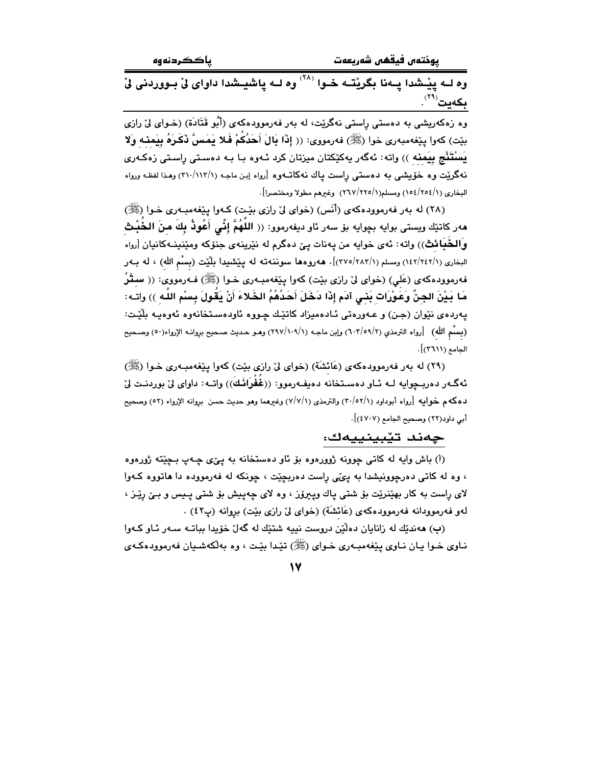**وه لـه پێـشدا پـەنا بگرێتـه خـوا [٢٨] وه لـه پاشیـشدا داوای لێ بـووردنی لێ بکەیت [٢٩].**

وه زەکەریشی به دەستی ڕاستی نەگرێت، لە بەر فەرموودەکەی (أَبُو قَتَادَة) (خـوای لێ ڕازی بێت) کەوا پێغەمبەری خوا (ﷺ) فەرمووی: (( **إذَا بَالَ أَحَدُكُمْ فَلا يَمَسَّ ذَكَرَهُ بِيَمِنِه وَلا يَسْتَنْجِ بِيَمِنِه** )) واتە: ئەگەر یەکێکتان میزتان کرد ئـەوە بـا بـە دەسـتی ڕاسـتی زەکـەری نەگرێت وە خۆیشی بە دەستی ڕاست پاك نەکاتـەوە [رواه إبن ماجه (١/١١٣/٣١٠) وهذا لفظه ورواه البخاري (١/٢٥٤/١٥٤) ومسلم(١/٢٢٥/٢٦٧) وغيرهم مطولا ومختصرا].

(٢٨) له بەر فەرموودەکەی (أَنَس) (خوای لێ ڕازی بێـت) کـەوا پێغەمبـەری خـوا (ﷺ) هەر کاتێك ویستی بوایە بچوایە بۆ سەر ئاو دیفەرموو: (( **اللَّهُمَّ إنِّي أَعُوذُ بِكَ مِنَ الخُبْثِ وَالخَبَائِثِ**)) واتە: ئەی خوایە من پـەنات پێ دەگرم لە نێرینەی جنۆكە ومێینـەكانیان [رواه البخاري (١/٢٤٢/١٤٢) ومسلم (١/٢٨٣/٣٧٥)]. هەروەها سوننەتە لە پێشیدا بڵێت (بِسْمِ الله) ، لە بـەر فەرموودەکەی (عَلِي) (خوای لێ ڕازی بێت) کەوا پێغەمبـەری خـوا (ﷺ) فـەرمووی: (( **ستْرُ مَا بَيْنَ الجِنِّ وَعَوْرَاتِ بَنِي آدَمَ إذَا دَخَلَ أَحَدُهُمُ الخَلاءَ أَنْ يَقُولَ بِسْمِ اللـه** )) واتـە: پەردەی نێوان (جـن) و عـەورەتی ئـادەمیزاد کاتێـك چـووە ئاودەسـتخانەوە ئەوەیـە بڵێـت: (بِسْمِ الله) [رواه الترمذي (٢/٥٩/٦٠٣) وإبن ماجه (١/١٠٩/٢٩٧) وهـو حـديث صـحيح بروانـه الإرواء(٥٠) وصحيح الجامع (٣٦١١)].

(٢٩) لە بەر فەرموودەکەی (عَائِشَة) (خوای لێ ڕازی بێت) کەوا پێغەمبـەری خـوا (ﷺ) ئەگـەر دەربـچوایە لـە ئـاو دەسـتخانە دەیفـەرموو: ((**غُفْرَانَكَ**)) واتـە: داوای لێ بوردنـت لێ دەکەم خوایە [رواه أبوداود (١/٥٢/٣٠) والترمذي (١/٧/٧) وغيرهما وهو حديث حسن بروانه الإرواء (٥٢) وصحيح أبي داود(٢٢) وصحيح الجامع (٤٧٠٧)].

## چەند تێبینییەك:

(أ) باش وایە لە کاتی چوونە ژوورەوە بۆ ئاو دەستخانە بە پێی چـەپ بـچێتە ژوورەوە ، وە لە کاتی دەرچوونیشدا بە پێی ڕاست دەربچێت ، چونکە لە فەرموودە دا هاتووە کـەوا لای ڕاست بە کار بهێنرێت بۆ شتی پاك وپیرۆز ، وە لای چەپیش بۆ شتی پـیس و بـێ ڕێـز ، لەو فەرموودانە فەرموودەکەی (عَائِشَة) (خوای لێ ڕازی بێت) بڕوانە (پ٤٢) .

(ب) هەندێك لە زانایان دەڵێن دروست نییە شتێك لە گەڵ خۆیدا بباتـە سـەر ئـاو کـەوا نـاوی خـوا یـان نـاوی پێغەمبـەری خـوای (ﷺ) تێدا بێـت ، وە بەڵگەشـیان فەرموودەکـەی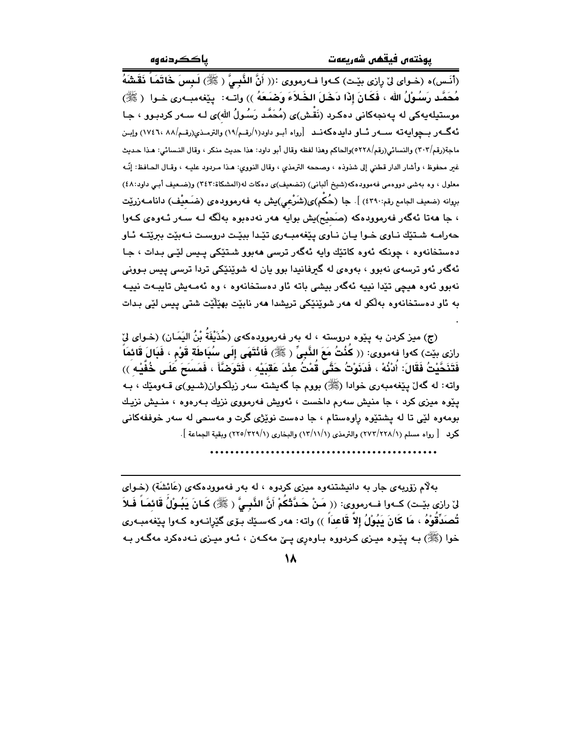(أَنَـس)ه (خـوای لیْ ڕازی بێـت) کـەوا فـەرمووی :(( **أَنَّ النَّبِـيَّ ( ﷺ) لَـبِسَ خَاتَمـاً نَقَـشَهُ مُحَمَّـد رَسُـوْلُ الله ، فَكَـانَ إِذَا دَخَـلَ الخَـلاَءَ وَضَـعَهُ** )) واتـە: پێغەمبـەری خـوا ( ﷺ) موستیلەیەکی لە پەنجەکانی دەکرد (نَقْـش)ی (مُحَمَّـد رَسُـولُ الله)ی لـە سـەر کردبـوو ، جـا ئەگـەر بـچوایەتە سـەر ئـاو دایدەکەنـد [رواه أبـو داود(١/رقـم/١٩) والترمـذي(رقـم/٨٨ ،١٧٤٦) وابـن ماجة(رقم/٣٠٣) والنسائي(رقم/٥٢٢٨)والحاكم وهذا لفظه وقال أبو داود: هذا حديث منكر ، وقال النسائي: هـذا حـديث غير محفوظ ، وأشار الدار قطني إلى شذوذه ، وصححه الترمذي ، وقال النووي: هـذا مـردود عليـه ، وقـال الحـافظ: إنَّـه معلول ، وە بەشی دووەمی فەموودەکە(شیخ ألبانی) (تضعیف)ی دەکات لە(المشكاة:٣٤٣) و(ضعيف أبـي داود:٤٨) بڕوانە (ضعيف الجامع رقم:٤٣٩٠) ]. جا (حُكْم)ی(شَرْعي)یش بە فەرموودەی (ضَـعيْف) دانامـەزرێت ، جا هەتا ئەگەر فەرموودەکە (صَحِيْح)یش بوایە هەر نەدەبوە بەڵگە لـە سـەر ئـەوەی کـەوا حەرامـە شـتێك نـاوی خـوا یـان نـاوی پێغەمبـەری تێـدا بێـت دروسـت نـەبێت ببرێتـە ئـاو دەستخانەوە ، چونکە ئەوە کاتێك وایە ئەگەر ترسی هەبوو شـتێکی پـیس لێـی بـدات ، جـا ئەگەر ئەو ترسەی نەبوو ، بەوەی لە گیرفانیدا بوو یان لە شوێنێکی تردا ترسی پیس بـوونی نەبوو ئەوە هیچی تێدا نییە ئەگەر بیشی باتە ئاو دەستخانەوە ، وە ئەمـەیش تایبـەت نییـە بە ئاو دەستخانەوە بەڵکو لە هەر شوێنێکی تریشدا هەر نابێت بهێڵێت شتی پیس لێی بـدات .

(ج) میز کردن بە پێوە دروستە ، لە بەر فەرموودەکەی (حُذَيْفَةُ بْنُ اليَمَـان) (خـوای لیْ ڕازی بێت) کەوا فەمووی: (( **كُنْتُ مَعَ النَّبِيِّ ( ﷺ) فَانْتَهَى إِلَى سُبَاطَةِ قَوْمٍ ، فَبَالَ قَائِماً فَتَنَحَّيْتُ فَقَالَ: أُدْنُهْ ، فَدَنَوْتُ حَتَّى قُمْتُ عِنْدَ عَقِبَيْهِ ، فَتَوَضَّأَ ، فَمَسَحَ عَلَى خُفَّيْهِ** )) واتە: لە گەڵ پێغەمبەری خوادا (ﷺ) بووم جا گەیشتە سەر زبڵکوان(شـیو)ی قـەومێك ، بـە پێوە میزی کرد ، جا منیش سەرم داخست ، ئەویش فەرمووی نزیك بـەرەوە ، منـیش نزیـك بومەوە لێی تا لە پشتێوە ڕاوەستام ، جا دەست نوێژی گرت و مەسحی لە سەر خوففەکانی کرد [ رواه مسلم (٢٧٣/٢٢٨/١) والترمذي (١٣/١١/١) والبخاري (٢٢٥/٣٢٩/١) وبقية الجماعة ].

..........................................

بەڵام زۆربەی جار بە دانیشتنەوە میزی کردوە ، لە بەر فەرموودەکەی (عَائِشَة) (خـوای لیْ ڕازی بێـت) کـەوا فـەرمووی: (( **مَـنْ حَـدَّثَكُمْ أَنَّ النَّبِـيَّ ( ﷺ) كَـانَ يَبُـوْلُ قَائِمـاً فَـلاَ تُصَدِّقُوْهُ ، مَا كَانَ يَبُوْلُ إِلاَّ قَاعِداً** )) واتە: هەر کەسـێك بـۆی گێڕانـەوە کـەوا پێغەمبـەری خوا (ﷺ) بـە پێـوە میـزی کـردووە بـاوەڕی پـێ مەکـەن ، ئـەو میـزی نـەدەکرد مەگـەر بـە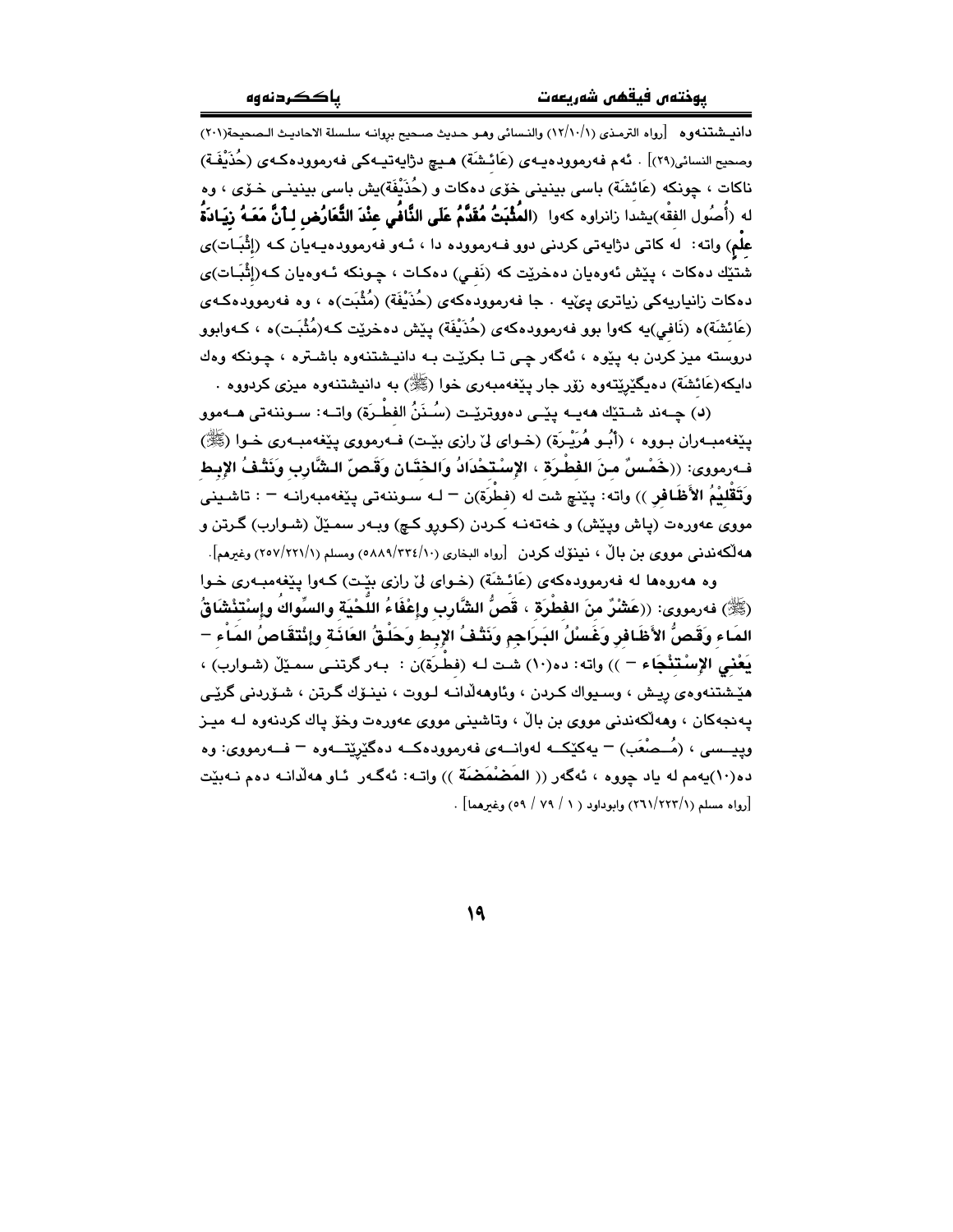دانیـشتنەوە [رواه الترمذي (١٢/١٠/١) والنسائي وهو حديث صحيح بروانه سلسلة الاحاديث الصحيحة(٢٠١) وصحيح النسائي(٢٩)] . ئەم فەرموودەیـەی (عَائـشَة) هـیچ دژایەتیـەکی فەرموودەکـەی (حُذَیْفَـة) ناکات ، چونکە (عَائشَة) باسی بینینی خۆی دەکات و (حُذَیْفَة)یش باسی بینینـی خـۆی ، وە لە (أُصُول الفِقْه)یشدا زانراوە کەوا **(المُثْبَتُ مُقَدَّمُ عَلَى النَّافِي عِنْدَ التَّعَارُضِ لِأَنَّ مَعَهُ زِيَادَةُ عِلْمٍ)** واتە: لە کاتی دژایەتی کردنی دوو فـەرموودە دا ، ئـەو فەرموودەیـەیان کـە (إِثْبَـات)ی شتێك دەکات ، پێش ئەوەیان دەخرێت کە (نَفـي) دەکـات ، چـونکە ئـەوەیان کـە(إِثْبَـات)ی دەکات زانیاریەکی زیاتری پێیە . جا فەرموودەکەی (حُذَیْفَة) (مُثْبَت)ە ، وە فەرموودەکـەی (عَائشَة)ە (نَافي)یە کەوا بوو فەرموودەکەی (حُذَیْفَة) پێش دەخرێت کـە(مُثْبَـت)ە ، کـەوابوو دروستە میز کردن بە پێوە ، ئەگەر چـی تـا بکرێـت بـە دانیـشتنەوە باشـترە ، چونکە وەك دایکە(عَائشَة) دەیگێڕێتەوە زۆر جار پێغەمبەری خوا (ﷺ) بە دانیشتنەوە میزی کردووە .

(د) چـەند شـتێك هەیـە پێـی دەووترێـت (سُـنَنُ الفِطْـرَة) واتـە: سـوننەتی هـەموو پێغەمبـەران بـووە ، (أَبُـو هُرَیْـرَة) (خـوای لێ رازی بێـت) فـەرمووی پێغەمبـەری خـوا (ﷺ) فـەرمووی: ((**خَمْسٌ مِنَ الفِطْرَةِ ، الإِسْتِحْدَادُ وَالخِتَانِ وَقَصّ الشَّارِبِ وَنَتْفُ الإِبطِ وَتَقْلِيْمُ الأَظَافِرِ**)) واتە: پێنج شت لە (فِطْرَة)ن – لـە سـوننەتی پێغەمبەرانـە – : تاشـینی مووی عەورەت (پاش وپێش) و خەتەنـە کـردن (کـوڕو کـچ) وبـەر سمـێڵ (شـوارب) گـرتن و هەڵکەندنی مووی بن باڵ ، نینۆك کردن [رواه البخاري (٥٨٨٩/٣٣٤/١٠) ومسلم (٢٥٧/٢٢١/١) وغيرهم].

وە هەروەها لە فەرموودەکەی (عَائـشَة) (خـوای لێ رازی بێـت) کـەوا پێغەمبـەری خـوا (ﷺ) فەرمووی: ((**عَشْرٌ مِنَ الفِطْرَةِ ، قَصُّ الشَّارِبِ وإِعْفَاءُ اللِّحْيَةِ والسِّوَاكُ وإِسْتِنْشَاقُ المَاءِ وَقَصُّ الأَظَافِرِ وَغَسْلُ البَرَاجِمِ وَنَتْفُ الإِبطِ وَحَلْقُ العَانَةِ وإِنْتِقَاصُ المَاءِ – يَعْنِي الإِسْتِنْجَاءِ –**)) واتە: دە(١٠) شـت لـە (فِطْـرَة)ن : بـەر گرتنـی سمـێڵ (شـوارب) ، هێشتنەوەی ڕیـش ، وسـیواك کـردن ، وئاوهەڵدانـە لـووت ، نینـۆك گـرتن ، شـۆردنی گرێـی پەنجەکان ، وهەڵکەندنی مووی بن باڵ ، وتاشینی مووی عەورەت وخۆ پاك کردنەوە لـە میـز وپیـسی ، (مُـصْعَب) – یەکێکـە لەوانـەی فەرموودەکـە دەگێڕێتـەوە – فـەرمووی: وە دە(١٠)یەمم لە یاد چووە ، ئەگەر (( **المَضْمَضَة** )) واتـە: ئەگـەر ئـاو هەڵدانـە دەم نـەبێت [رواه مسلم (٢٦١/٢٢٣/١) وابوداود ( ١ / ٧٩ / ٥٩) وغيرهما] .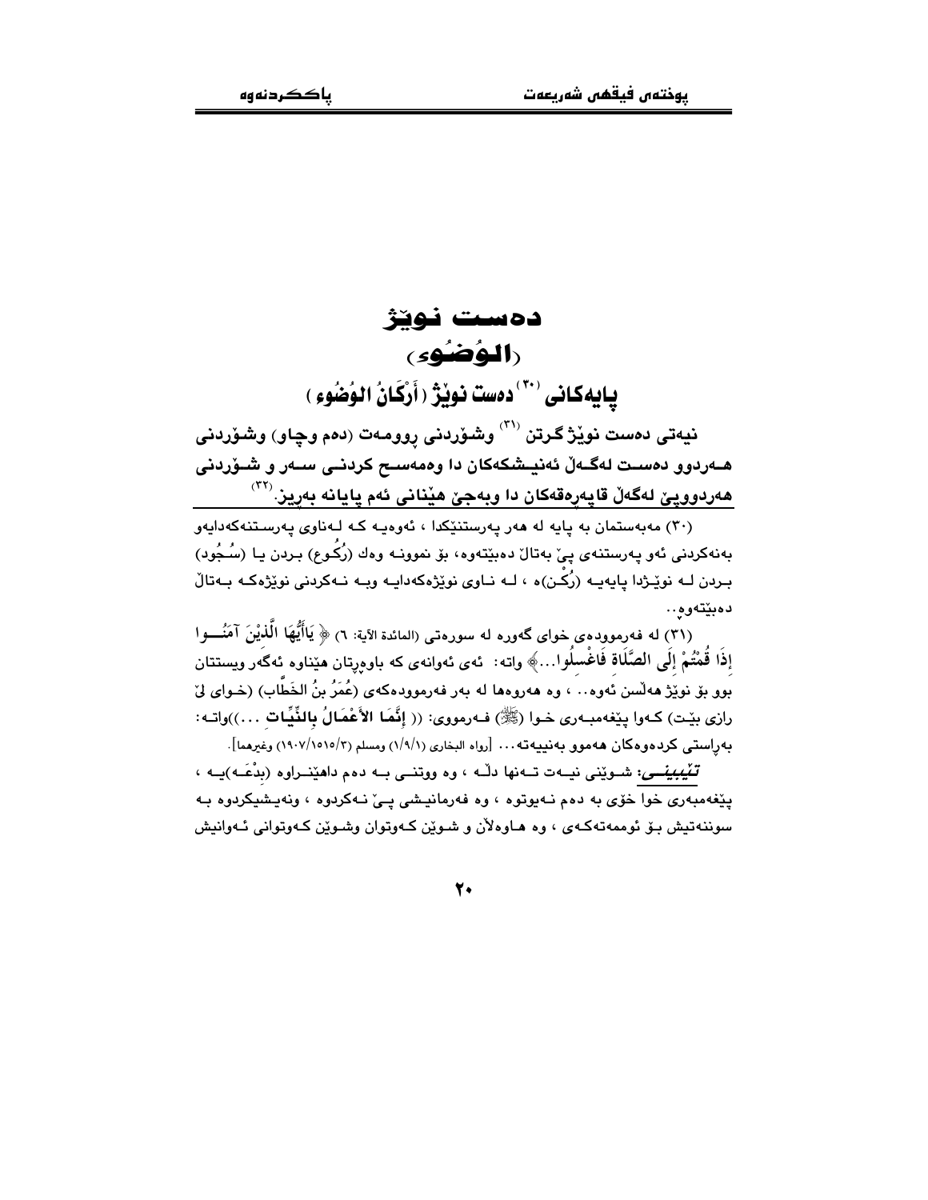# دەست نوێژ

# (الوُضُوء)

## پایەکانی [٣٠] دەست نوێژ (أَرْكَانُ الوُضُوء)

**نیەتی دەست نوێژ گرتن [٣١] وشۆردنی ڕوومەت (دەم وچاو) وشۆردنی هەردوو دەست لەگەڵ ئەنیشکەکان دا وەمەسح کردنی سەر و شۆردنی هەردووپێ لەگەڵ قاپەڕەقەکان دا وبەجێ هێنانی ئەم پایانە بەڕیز.** [٣٢]

(٣٠) مەبەستمان بە پایە لە هەر پەرستنێکدا ، ئەوەیە کە لەناوی پەرستنەکەدایەو بەنەکردنی ئەو پەرستنەی پێ بەتاڵ دەبێتەوە، بۆ نموونە وەك (رُكُوع) بردن یا (سُجُود) بردن لە نوێژدا پایەیە (رُكْن)ە ، لە ناوی نوێژەکەدایە وبە نەکردنی نوێژەکە بەتاڵ دەبێتەوە..

(٣١) لە فەرموودەی خوای گەورە لە سورەتی (المائدة الآية: ٦) ﴿ يَاأَيُّهَا الَّذِيْنَ آمَنُوا إِذَا قُمْتُمْ إِلَى الصَّلَاةِ فَاغْسِلُوا...﴾ واتە: ئەی ئەوانەی کە باوەڕتان هێناوە ئەگەر ویستتان بوو بۆ نوێژ هەڵسن ئەوە.. ، وە هەروەها لە بەر فەرموودەکەی (عُمَرُ بنُ الخَطَّاب) (خوای لێ رازی بێت) کەوا پێغەمبەری خوا (ﷺ) فەرمووی: (( **إِنَّمَا الأَعْمَالُ بِالنِّيَّاتِ** ...))واتە: بەڕاستی کردەوەکان هەموو بەنییەتە... [رواه البخاري (١/٩/١) ومسلم (١٩٠٧/١٥١٥/٣) وغيرهما].

***تێبینی***: شوێنی نیەت تەنها دڵە ، وە ووتنی بە دەم داهێنراوە (بِدْعَە)یە ، پێغەمبەری خوا خۆی بە دەم نەیوتوە ، وە فەرمانیشی پێ نەکردوە ، ونەیشیکردوە بە سوننەتیش بۆ ئوممەتەکەی ، وە هاوەڵان و شوێن کەوتوان وشوێن کەوتوانی ئەوانیش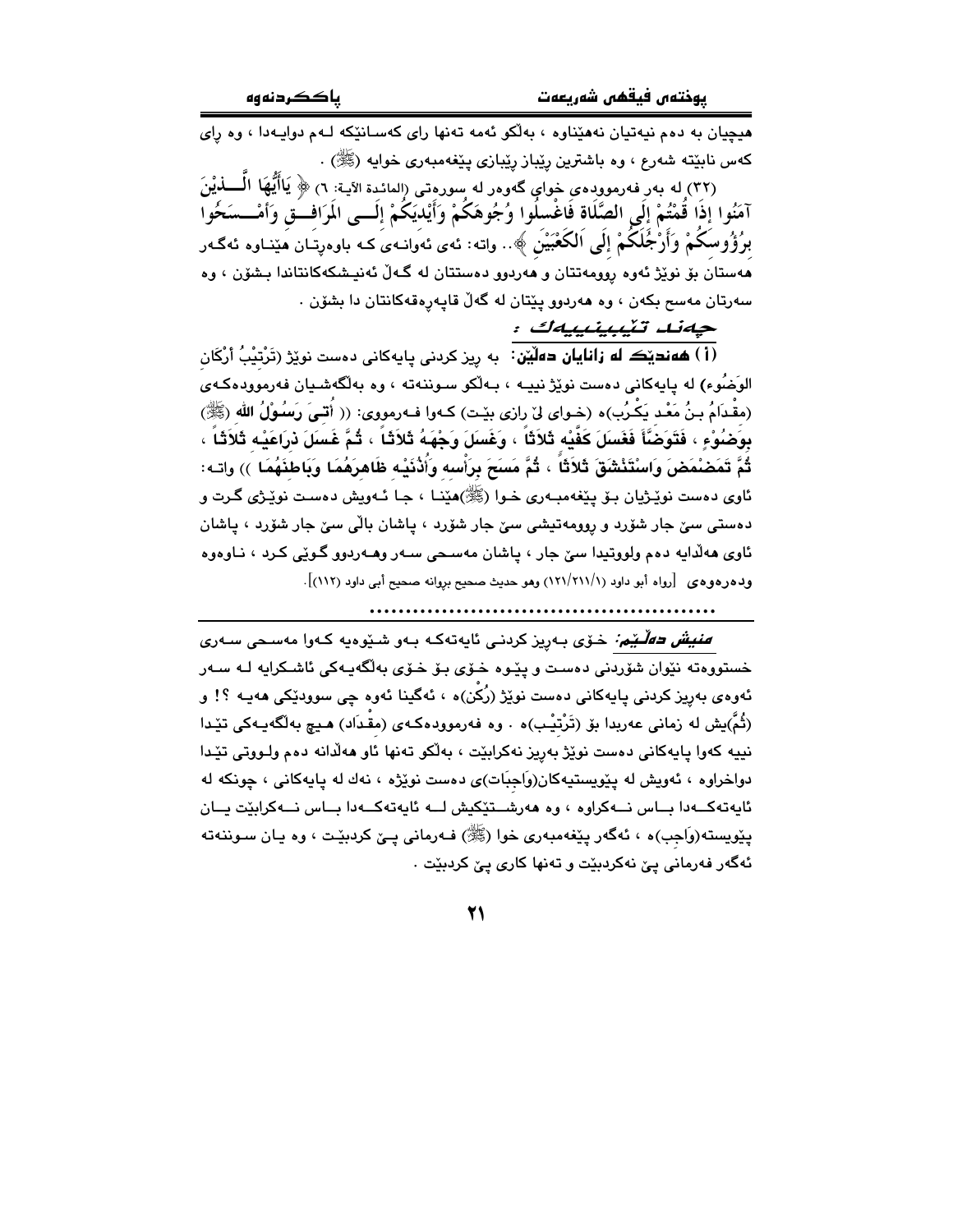هیچیان بە دەم نیەتیان نەهێناوە ، بەڵکو ئەمە تەنها رای کەسانێکە لەم دوایەدا ، وە رای کەس نابێتە شەرع ، وە باشترین رێباز رێبازی پێغەمبەری خوایە (ﷺ) .

(٣٢) لە بەر فەرموودەی خوای گەورە لە سورەتی (المائدة الآية: ٦) ﴿ يَاأَيُّهَا الَّذِيْنَ آمَنُوا إِذَا قُمْتُمْ إِلَى الصَّلَاةِ فَاغْسِلُوا وُجُوهَكُمْ وَأَيْدِيَكُمْ إِلَى المَرَافِقِ وَأَمْسَحُوا بِرُؤُوسِكُمْ وَأَرْجُلَكُمْ إِلَى اَلكَعْبَيْنِ ﴾.. واتە: ئەی ئەوانەی کە باوەڕتان هێناوە ئەگەر هەستان بۆ نوێژ ئەوە ڕوومەتتان و هەردوو دەستتان لە گەڵ ئەنیشکەکانتاندا بشۆن ، وە سەرتان مەسح بکەن ، وە هەردوو پێتان لە گەڵ قاپەڕەقەکانتان دا بشۆن .

**چەند تێبینییەک :**

**(أ) هەندێک لە زانایان دەڵێن:** بە ریز کردنی پایەکانی دەست نوێژ (تَرْتِيْبُ أَرْكَانِ الوَضُوء) لە پایەکانی دەست نوێژ نییە ، بەڵکو سوننەتە ، وە بەڵگەشیان فەرموودەکەی (مِقْدَامُ بنُ مَعْد يَكْرُب)ە (خوای لێ رازی بێت) کەوا فەرمووی: (( **أُتِيَ رَسُوْلُ الله (ﷺ) بِوَضُوْءٍ ، فَتَوَضَّأَ فَغَسَلَ كَفَّيْه ثَلَاثاً ، وَغَسَلَ وَجْهَهُ ثَلَاثاً ، ثُمَّ غَسَلَ ذِرَاعَيْه ثَلَاثاً ، ثُمَّ تَمَضْمَضَ وَاسْتَنْشَقَ ثَلَاثاً ، ثُمَّ مَسَحَ بِرَأْسِه وَأُذُنَيْه ظَاهِرَهُمَا وَبَاطِنَهُمَا** )) واتە: ئاوی دەست نوێژیان بۆ پێغەمبەری خوا (ﷺ)هێنا ، جا ئەویش دەست نوێژی گرت و دەستی سێ جار شۆرد و ڕوومەتیشی سێ جار شۆرد ، پاشان باڵی سێ جار شۆرد ، پاشان ئاوی هەڵدایە دەم ولووتیدا سێ جار ، پاشان مەسحی سەر وهەردوو گوێی کرد ، ناوەوە ودەرەوەی [رواه أبو داود (١٢١/٢١١/١) وهو حديث صحيح بروانه صحيح أبي داود (١١٢)].

---

***منیش دەڵێم:*** خۆی بەریز کردنی ئایەتەکە بەو شێوەیە کەوا مەسحی سەری خستووەتە نێوان شۆردنی دەست و پێوە خۆی بۆ خۆی بەڵگەیەکی ئاشکرایە لە سەر ئەوەی بەریز کردنی پایەکانی دەست نوێژ (رُكْن)ە ، ئەگینا ئەوە چی سوودێکی هەیە ؟! و (ثُمَّ)یش لە زمانی عەربدا بۆ (تَرْتِيْب)ە . وە فەرموودەکەی (مِقْدَاد) هیچ بەڵگەیەکی تێدا نییە کەوا پایەکانی دەست نوێژ بەریز نەکرابێت ، بەڵکو تەنها ئاو هەڵدانە دەم ولووتی تێدا دواخراوە ، ئەویش لە پێویستیەکان(وَاجِبَات)ی دەست نوێژە ، نەك لە پایەکانی ، چونکە لە ئایەتەکەدا باس نەکراوە ، وە هەرشتێکیش لە ئایەتەکەدا باس نەکرابێت یان پێویستە(وَاجِب)ە ، ئەگەر پێغەمبەری خوا (ﷺ) فەرمانی پێ کردبێت ، وە یان سوننەتە ئەگەر فەرمانی پێ نەکردبێت و تەنها کاری پێ کردبێت .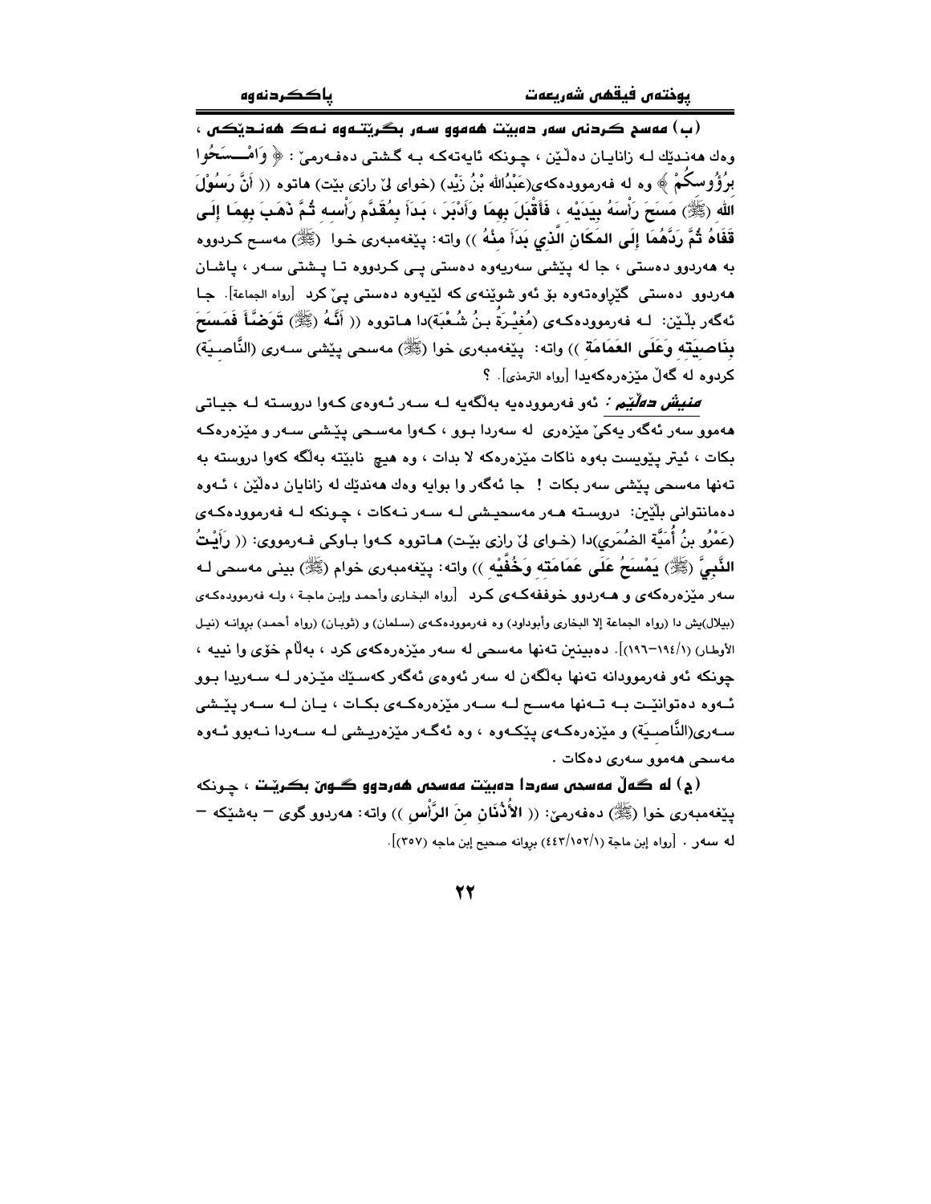**(ب) مەسح كردنی سەر دەبێت هەموو سەر بگرێتەوە نەك هەندێكی**، وەك هەندێك لە زانایان دەڵێن ، چونكە ئایەتەكە بە گشتی دەفەرمێ : ﴿ وَامْسَحُوا بِرُؤُوسِكُمْ ﴾ وە لە فەرموودەكەی(عَبْدُالله بْنُ زَيْد) (خوای لێ رازی بێت) هاتوە (( أَنَّ رَسُوْلَ الله (ﷺ) مَسَحَ رَأْسَهُ بِيَدَيْه ، فَأَقْبَلَ بِهِمَا وَأَدْبَرَ ، بَدَأَ بِمُقَدَّم رَأْسه ثُمَّ ذَهَبَ بِهِمَا إِلَى قَفَاهُ ثُمَّ رَدَّهُمَا إِلَى المَكَانِ الَّذِي بَدَأَ مِنْهُ )) واتە: پێغەمبەری خوا (ﷺ) مەسح كردووە بە هەردوو دەستی ، جا لە پێشی سەریەوە دەستی پێ كردووە تا پشتی سەر ، پاشان هەردوو دەستی گێڕاوەتەوە بۆ ئەو شوێنەی كە لێیەوە دەستی پێ كرد [رواه الجماعة]. جا ئەگەر بڵێن: لە فەرموودەكەی (مُغيْرَةُ بنُ شُعْبَة)دا هاتووە (( أَنَّهُ (ﷺ) تَوَضَّأَ فَمَسَحَ بِنَاصِيَتِه وَعَلَى العَمَامَة )) واتە: پێغەمبەری خوا (ﷺ) مەسحی پێشی سەری (النَّاصيَة) كردوە لە گەڵ مێزەرەكەیدا [رواه الترمذي]. ؟

***منیش دەڵێم :*** ئەو فەرموودەیە بەڵگەیە لە سەر ئەوەی كەوا دروستە لە جیاتی هەموو سەر ئەگەر یەكێ مێزەری لە سەردا بوو ، كەوا مەسحی پێشی سەر و مێزەرەكە بكات ، ئیتر پێویست بەوە ناكات مێزەرەكە لا بدات ، وە هیچ نابێتە بەڵگە كەوا دروستە بە تەنها مەسحی پێشی سەر بكات ! جا ئەگەر وا بوایە وەك هەندێك لە زانایان دەڵێن ، ئەوە دەمانتوانی بڵێین: دروستە هەر مەسحیشی لە سەر نەكات ، چونكە لە فەرموودەكەی (عَمْرُو بنُ أُمَيَّة الضُمَري)دا (خوای لێ رازی بێت) هاتووە كەوا باوكی فەرمووی: (( رَأَيْتُ النَّبِيَّ (ﷺ) يَمْسَحُ عَلَى عَمَامَته وَخُفَّيْه )) واتە: پێغەمبەری خوام (ﷺ) بینی مەسحی لە سەر مێزەرەكەی و هەردوو خوففەكەی كرد [رواه البخاري وأحمد وإبن ماجة ، ولە فەرموودەكەی (بيلال)یش دا (رواه الجماعة إلا البخاري وأبوداود) وە لە فەرموودەكەی (سلمان) و (ثوبان) (رواه أحمد) بڕوانە (نيل الأوطار (١/١٩٤-١٩٦)]. دەبینین تەنها مەسحی لە سەر مێزەرەكەی كرد ، بەڵام خۆی وا نییە ، چونكە ئەو فەرموودانە تەنها بەڵگەن لە سەر ئەوەی ئەگەر كەسێك مێزەر لە سەریدا بوو ئەوە دەتوانێت بە تەنها مەسح لە سەر مێزەرەكەی بكات ، یان لە سەر پێشی سەری(النَّاصيَة) و مێزەرەكەی پێكەوە ، وە ئەگەر مێزەریشی لە سەردا نەبوو ئەوە مەسحی هەموو سەری دەكات .

**(ج) لە گەڵ مەسحی سەردا دەبێت مەسحی هەردوو گوێ بكرێت** ، چونكە پێغەمبەری خوا (ﷺ) دەفەرمێ: (( الأُذُنَانِ منَ الرَّأْسِ )) واتە: هەردوو گوی – بەشێكە – لە سەر . [رواه إبن ماجة (١/١٥٢/٤٤٣) بڕوانە صحيح إبن ماجه (٣٥٧)].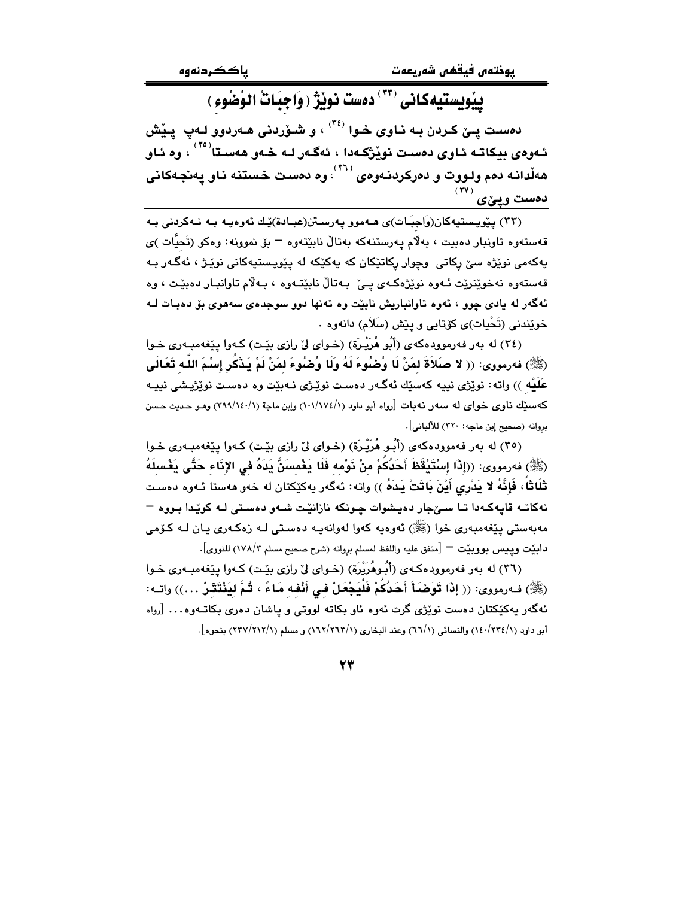## پێویستیەکانی [٣٣] دەست نوێژ (وَاجِبَاتُ الوُضُوءِ)

**دەست پێ کردن بە ناوی خوا [٣٤] ، و شۆردنی هەردوو لەپ پێش ئەوەی بیکاتە ناوی دەست نوێژکەدا ، ئەگەر لە خەو هەستا [٣٥] ، وە ئاو هەڵدانە دەم ولووت و دەرکردنەوەی [٣٦] ، وە دەست خستنە ناو پەنجەکانی دەست وپێی [٣٧]**

(٣٣) پێویستیەکان(وَاجِبَات)ی هەموو پەرستن(عبادة)ێك ئەوەیە بە نەکردنی بە قەستەوە تاونبار دەبیت ، بەڵام پەرستنەکە بەتاڵ نابێتەوە – بۆ نموونە: وەکو (تَحِيَّات )ی یەکەمی نوێژە سێ ڕکاتی وچوار ڕکاتێکان کە یەکێکە لە پێویستیەکانی نوێژ ، ئەگەر بە قەستەوە نەخوێنرێت ئەوە نوێژەکەی پێ بەتاڵ نابێتەوە ، بەڵام تاوانبار دەبێت ، وە ئەگەر لە یادی چوو ، ئەوە تاوانباریش نابێت وە تەنها دوو سوجدەی سەهوی بۆ دەبات لە خوێندنی (تَحْيات)ی کۆتایی و پێش (سَلَام) دانەوە .

(٣٤) لە بەر فەرموودەکەی (أَبُو هُرَيْرَة) (خوای لێ ڕازی بێت) کەوا پێغەمبەری خوا (ﷺ) فەرمووی: (( **لا صَلَاةَ لمَنْ لَا وُضُوءَ لَهُ وَلَا وُضُوءَ لمَنْ لَمْ يَذْكُر إِسْمَ اللَّه تَعَالَى عَلَيْه** )) واتە: نوێژی نییە کەسێك ئەگەر دەست نوێژی نەبێت وە دەست نوێژیشی نییە کەسێك ناوی خوای لە سەر نەبات [رواه أبو داود (١٠١/١٧٤/١) وإبن ماجة (٣٩٩/١٤٠/١) وهو حديث حسن بروانە (صحيح إبن ماجه: ٣٢٠) للألباني].

(٣٥) لە بەر فەموودەکەی (أَبُو هُرَيْرَة) (خوای لێ ڕازی بێت) کەوا پێغەمبەری خوا (ﷺ) فەرمووی: ((**إِذَا إِسْتَيْقَظَ أَحَدُكُمْ منْ نَوْمه فَلَا يَغْمسَنَّ يَدَهُ فِي الإِنَاء حَتَّى يَغْسلَهُ ثَلَاثاً، فَإِنَّهُ لا يَدْرِي أَيْنَ بَاتَتْ يَدَهُ** )) واتە: ئەگەر یەکێکتان لە خەو هەستا ئەوە دەست نەکاتە قاپەکەدا تا سێ جار دەیشوات چونکە نازانێت شەو دەستی لە کوێدا بووە – مەبەستی پێغەمبەری خوا (ﷺ) ئەوەیە کەوا لەوانەیە دەستی لە زەکەری یان لە کۆمی دابێت وپیس بووبێت – [متفق عليه واللفظ لمسلم بروانە (شرح صحيح مسلم ١٧٨/٣) للنووي].

(٣٦) لە بەر فەرموودەکەی (أَبُوهُرَيْرَة) (خوای لێ ڕازی بێت) کەوا پێغەمبەری خوا (ﷺ) فەرمووی: (( **إِذَا تَوَضَأَ أَحَدُكُمْ فَلْيَجْعَلْ في أَنْفه مَاءً ، ثُمَّ لِيَنْتَثرْ ...**)) واتە: ئەگەر یەکێکتان دەست نوێژی گرت ئەوە ئاو بکاتە لووتی و پاشان دەری بکاتەوە... [رواه أبو داود (١٤٠/٢٣٤/١) والنسائي (٦٦/١) وعند البخاري (١٦٢/٢٦٣/١) و مسلم (٢٣٧/٢١٢/١) بنحوه].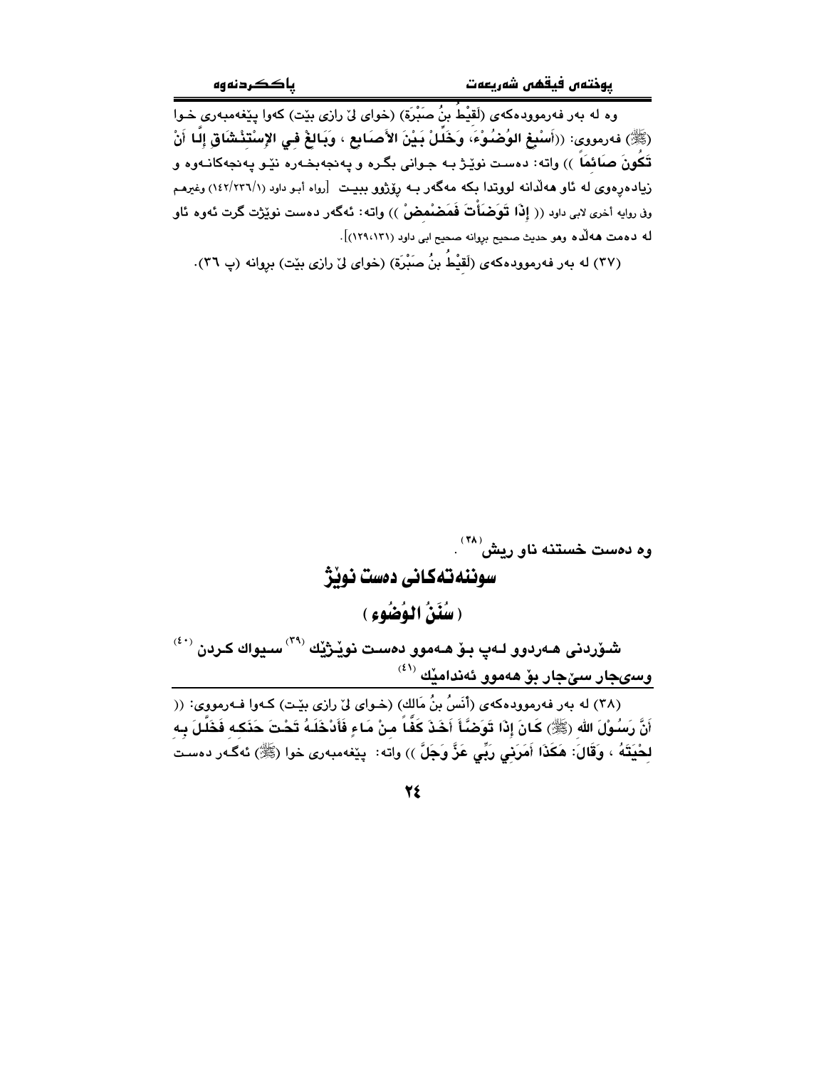وه له بهر فهرموودهكهى (لَقِيْطُ بنُ صَبْرَة) (خواى لىٰ رازى بێت) كهوا پێغهمبهرى خـوا (ﷺ) فهرمووى: ((أَسْبِغِ الوُضُوْءَ، وَخَلِّلْ بَيْنَ الأَصَابِعِ ، وَبَالِغْ فِي الإِسْتِنْشَاقِ إِلَّا أَنْ تَكُونَ صَائِمَاً )) واته: دهسـت نوێـژ بـه جـوانى بگـره و پهنجهبخـهره نێـو پهنجهكانـهوه و زيادهڕهوى له ئاو ههڵدانه لووتدا بكه مهگهر بـه ڕۆژوو ببيـت [رواه أبـو داود (١٤٢/٢٣٦/١) وغيرهم وفي روايه أخرى لابي داود (( إِذَا تَوَضَأْتَ فَمَضْمِضْ )) واته: ئهگهر دهست نوێژت گرت ئهوه ئاو له دهمت ههڵده وهو حديث صحيح بروانه صحيح ابي داود (١٣١،١٢٩)].

(٣٧) له بهر فهرموودهكهى (لَقِيْطُ بنُ صَبْرَة) (خواى لىٰ رازى بێت) بروانه (پ ٣٦).

وه دهست خستنه ناو ريش [٣٨].

## سوننهتهكانى دهست نوێژ

## ( سُنَنُ الوُضُوءِ )

**شۆردنى ههردوو لـهپ بـۆ هـهموو دهسـت نوێـژێك [٣٩] سـيواك كـردن [٤٠] وسىٰجار سىٰجار بۆ ههموو ئهندامێك [٤١]**

---

(٣٨) له بهر فهرموودهكهى (أَنَسُ بنُ مَالِك) (خـواى لىٰ رازى بێـت) كـهوا فـهرمووى: (( أَنَّ رَسُوْلَ الله (ﷺ) كَانَ إِذَا تَوَضَّأَ أَخَذَ كَفَّاً مِنْ مَاءٍ فَأَدْخَلَهُ تَحْتَ حَنَكِهِ فَخَلَّلَ بِهِ لِحْيَتَهُ ، وَقَالَ: هَكَذَا أَمَرَنِي رَبِّي عَزَّ وَجَلَّ )) واته: پێغهمبهرى خوا (ﷺ) ئهگـهر دهسـت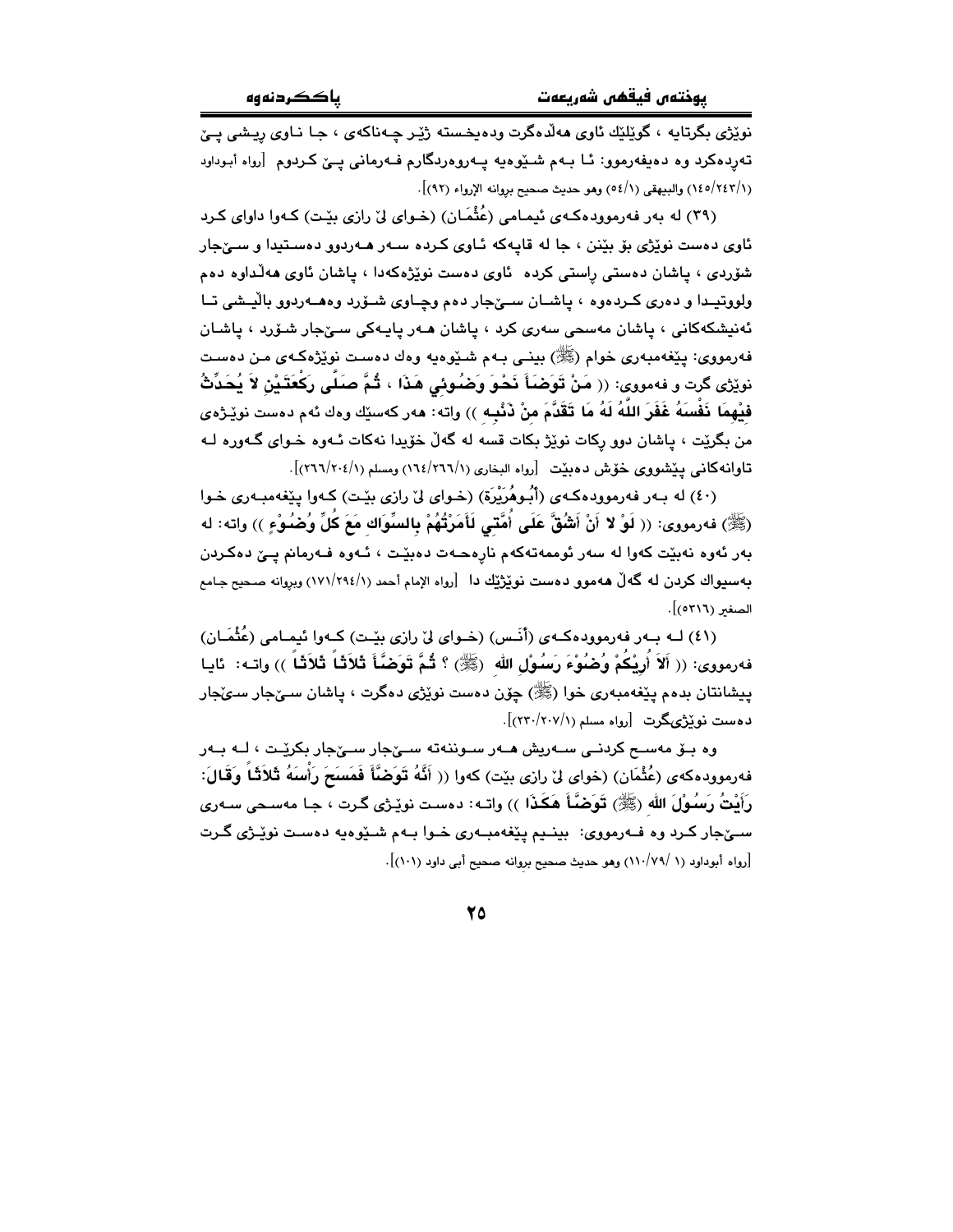نوێژی بگرتایە ، گوێلێك ئاوی هەڵدەگرت ودەیخستە ژێر چەناكەی ، جا ناوی ریشی پێ تەڕدەكرد وە دەیفەرموو: ئا بەم شێوەیە پەروەردگارم فەرمانی پێ كردوم [رواه أبوداود (١/٢٤٣/١٤٥) والبيهقي (١/٥٤) وهو حديث صحيح بروانه الإرواء (٩٢)].

(٣٩) لە بەر فەرموودەكەی ئیمامی (عُثْمَان) (خوای لێ رازی بێت) كەوا داوای كرد ئاوی دەست نوێژی بۆ بێنن ، جا لە قاپەكە ئاوی كردە سەر هەردوو دەستیدا و سێجار شۆردی ، پاشان دەستی ڕاستی كردە ئاوی دەست نوێژەكەدا ، پاشان ئاوی هەڵداوە دەم ولووتیدا و دەری كردەوە ، پاشان سێجار دەم وچاوی شۆرد وەهەردوو باڵیشی تا ئەنیشكەكانی ، پاشان مەسحی سەری كرد ، پاشان هەر پایەكی سێجار شۆرد ، پاشان فەرمووی: پێغەمبەری خوام (ﷺ) بینی بەم شێوەیە وەك دەست نوێژەكەی من دەست نوێژی گرت و فەمووی: (( **مَنْ تَوَضَأَ نَحْوَ وَضُوئِي هَذَا ، ثُمَّ صَلَّى رَكْعَتَيْنِ لاَ يُحَدِّثُ فِيْهِمَا نَفْسَهُ غَفَرَ اللَّهُ لَهُ مَا تَقَدَّمَ مِنْ ذَنْبِهِ** )) واتە: هەر كەسێك وەك ئەم دەست نوێژەی من بگرێت ، پاشان دوو ركات نوێژ بكات قسە لە گەڵ خۆیدا نەكات ئەوە خوای گەورە لە تاوانەكانی پێشووی خۆش دەبێت [رواه البخاري (١/٢٦٦/١٦٤) ومسلم (١/٢٠٤/٢٦٦)].

(٤٠) لە بەر فەرموودەكەی (أَبُوهُرَيْرَة) (خوای لێ رازی بێت) كەوا پێغەمبەری خوا (ﷺ) فەرمووی: (( **لَوْ لا أَنْ أَشُقَّ عَلَى أُمَّتِي لَأَمَرْتُهُمْ بِالسِّوَاكِ مَعَ كُلِّ وُضُوْءٍ** )) واتە: لە بەر ئەوە نەبێت كەوا لە سەر ئوممەتەكەم نارەحەت دەبێت ، ئەوە فەرمانم پێ دەكردن بەسیواك كردن لە گەڵ هەموو دەست نوێژێك دا [رواه الإمام أحمد (١/٢٩٤/١٧١) وبروانه صحيح جامع الصغير (٥٣١٦)].

(٤١) لە بەر فەرموودەكەی (أَنَس) (خوای لێ رازی بێت) كەوا ئیمامی (عُثْمَان) فەرمووی: (( **أَلاَ أُرِيْكُمْ وُضُوْءَ رَسُوْلِ الله** (ﷺ) ؟ **ثُمَّ تَوَضَّأَ ثَلاَثاً ثَلاَثاً** )) واتە: ئایا پیشانتان بدەم پێغەمبەری خوا (ﷺ) چۆن دەست نوێژی دەگرت ، پاشان سێجار سێجار دەست نوێژیگرت [رواه مسلم (١/٢٠٧/٢٣٠)].

وە بۆ مەسح كردنی سەریش هەر سوننەتە سێجار سێجار بكرێت ، لە بەر فەرموودەكەی (عُثْمَان) (خوای لێ رازی بێت) كەوا (( **أَنَّهُ تَوَضَّأَ فَمَسَحَ رَأْسَهُ ثَلاَثاً وَقَالَ: رَأَيْتُ رَسُوْلَ الله** (ﷺ) **تَوَضَّأَ هَكَذَا** )) واتە: دەست نوێژی گرت ، جا مەسحی سەری سێجار كرد وە فەرمووی: بینیم پێغەمبەری خوا بەم شێوەیە دەست نوێژی گرت [رواه أبوداود (١ /٧٩/١١٠) وهو حديث صحيح بروانه صحيح أبي داود (١٠١)].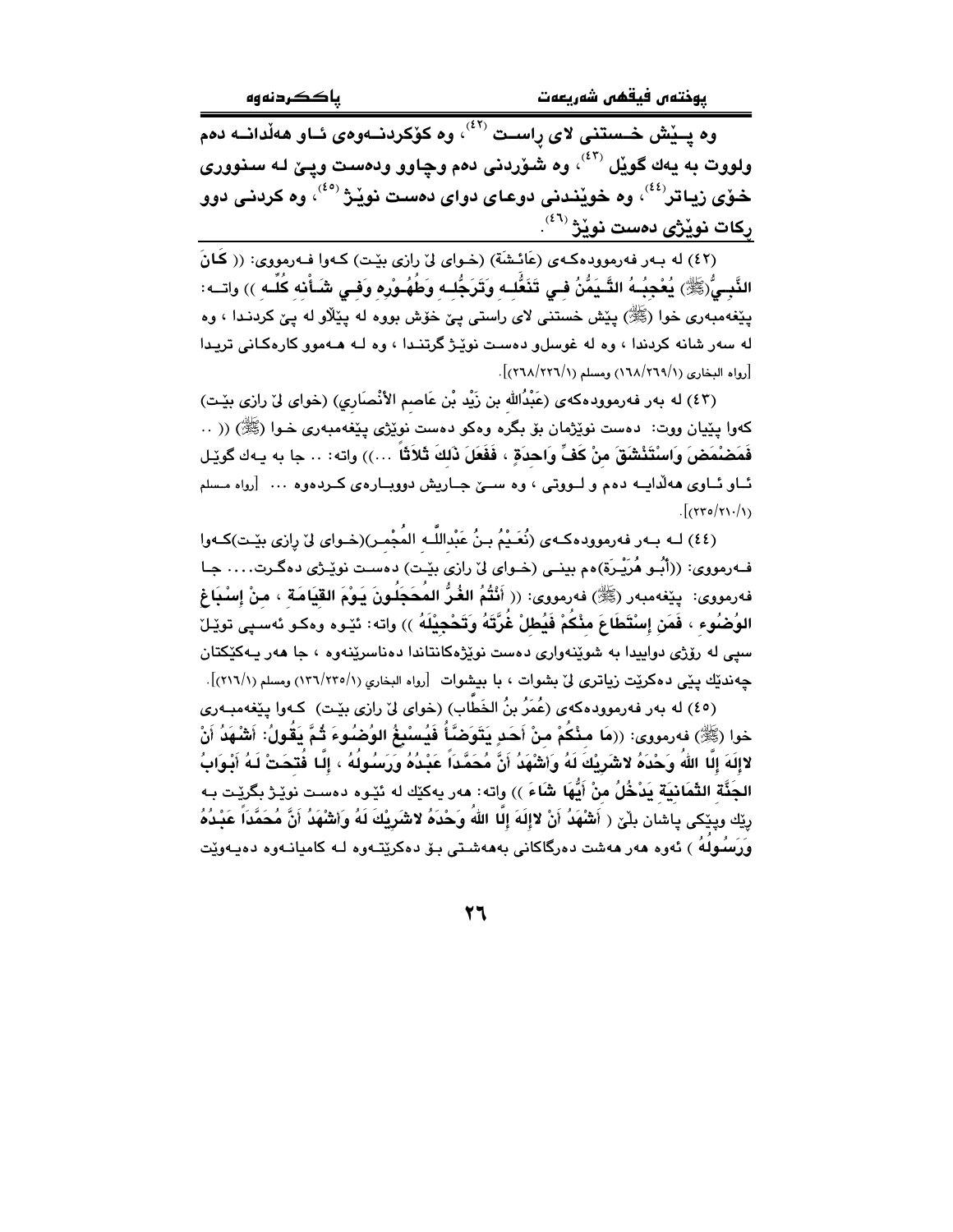**وه پـێش خـستنی لای ڕاسـت [٤٢]، وه كۆكردنـەوەی ئـاو هەڵدانـە دەم ولووت بە یەك گوێل [٤٣]، وه شۆردنی دەم وچاوو ودەست وپـێ لـە سنووری خۆی زیاتر[٤٤]، وه خوێندنی دوعـای دوای دەست نوێـژ [٤٥]، وه كردنـی دوو ركات نوێژی دەست نوێژ [٤٦].**

(٤٢) لە بـەر فەرموودەكـەی (عَائـِشَة) (خـوای لێ رازی بێـت) كـەوا فـەرمووی: (( **كَانَ النَّبِـيُّ(ﷺ) يُعْجِبُـهُ التَّـيَمُّنُ فِـي تَنَعُّلِـهِ وَتَرَجُّلِـهِ وَطُهُـوْرِهِ وَفِـي شَـأْنِهِ كُلِّـهِ** )) واتــە: پێغەمبەری خوا (ﷺ) پێش خستنی لای راستی پێ خۆش بووە لە پێلاو لە پێ كردنـدا ، وە لە سەر شانە كردندا ، وە لە غوسلو دەسـت نوێـژ گرتنـدا ، وە لـە هـەموو كارەكـانی تریـدا [رواه البخاري (١/٢٦٩/١٦٨) ومسلم (١/٢٢٦/٢٦٨)].

(٤٣) لە بەر فەرموودەكەی (عَبْدُاللهِ بن زَيْد بْن عَاصِم الأَنْصَارِي) (خوای لێ رازی بێـت) كەوا پێیان ووت: دەست نوێژمان بۆ بگرە وەكو دەست نوێژی پێغەمبەری خـوا (ﷺ) (( .. **فَمَضْمَضَ وَاسْتَنْشَقَ مِنْ كَفٍّ وَاحِدَةٍ ، فَفَعَلَ ذَلِكَ ثَلاَثَاً** ...)) واتە: .. جا بە یـەك گوێـل ئـاوی هەڵدایـە دەم و لـووتی ، وە سـێ جـاریش دووبـارەی كـردەوە ... [رواه مسلم (١/٢١٠/٢٣٥)].

(٤٤) لـە بـەر فەرموودەكـەی (نُعَـيْمُ بـنُ عَبْدِاللَّـهِ المُجْمِـر)(خـوای لێ رازی بێـت)كـەوا فـەرمووی: ((أَبُـو هُرَيْـرَة)ەم بینـی (خـوای لێ رازی بێـت) دەسـت نوێـژی دەگـرت.... جـا فەرمووی: پێغەمبەر (ﷺ) فەرمووی: (( **أَنْتُمُ الغُرُّ المُحَجَّلُونَ يَوْمَ القِيَامَةِ ، مِنْ إِسْبَاغِ الوُضُوءِ ، فَمَنِ إِسْتَطَاعَ مِنْكُمْ فَيُطِلْ غُرَّتَهُ وَتَحْجِيْلَهُ** )) واتە: ئێـوە وەكـو ئەسـپی توێـڵ سپی لە رۆژی دواییدا بە شوێنەواری دەست نوێژەكانتاندا دەناسرێنەوە ، جا هەر یـەكێكتان چەندێك پێی دەكرێت زیاتری لێ بشوات ، با بیشوات [رواه البخاري (١/٢٣٥/١٣٦) ومسلم (١/٢١٦)].

(٤٥) لە بەر فەرموودەكەی (عُمَرُ بنُ الخَطَّاب) (خوای لێ رازی بێـت) كـەوا پێغەمبـەری خوا (ﷺ) فەرمووی: ((**مَا مِـنْكُمْ مِـنْ أَحَـدٍ يَتَوَضَّـأُ فَيُسْبِغُ الوُضُـوءَ ثُـمَّ يَقُولُ: أَشْهَدُ أَنْ لاإِلَهَ إِلَّا اللهُ وَحْدَهُ لاشَرِيْكَ لَهُ وَأَشْهَدُ أَنَّ مُحَمَّداً عَبْـدُهُ وَرَسُـولُهُ ، إِلَّـا فُتِحَـتْ لَـهُ أَبْـوَابُ الجَنَّةِ الثَمَانِيَةِ يَدْخُلُ مِنْ أَيِّهَا شَاءَ** )) واتە: هەر یەكێك لە ئێوە دەسـت نوێـژ بگرێـت بـە رێك وپێكی پاشان بڵێ ( **أَشْهَدُ أَنْ لاإِلَهَ إِلَّا اللهُ وَحْدَهُ لاشَرِيْكَ لَهُ وَأَشْهَدُ أَنَّ مُحَمَّداً عَبْـدُهُ وَرَسُولُهُ** ) ئەوە هەر هەشت دەرگاكانی بەهەشـتی بـۆ دەكرێتـەوە لـە كامیانـەوە دەیـەوێت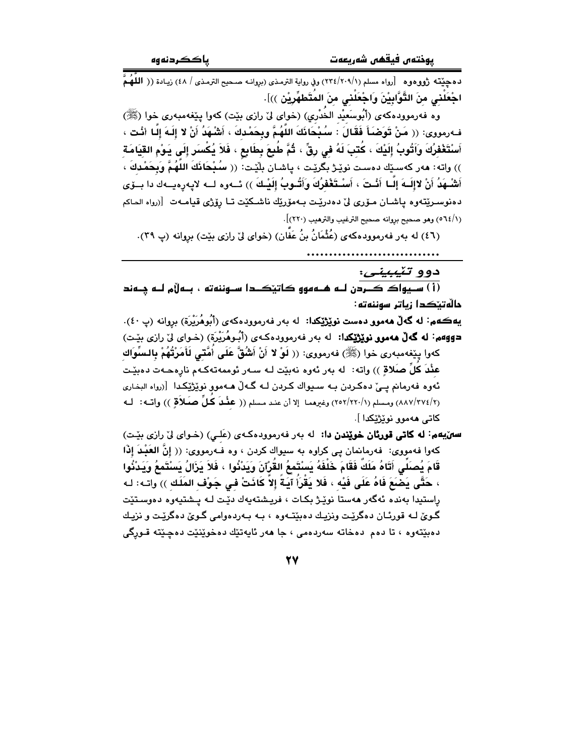دەچێتە ژوورەوە [رواه مسلم (٢٣٤/٢٠٩/١) وفي رواية الترمذي (بروانە صحيح الترمذي / ٤٨) زيادة (( **اللَّهُمَّ اجْعَلْنِي مِنَ التَّوَّابِيْنَ وَاجْعَلْنِي مِنَ المُتَطَهِّرِيْنَ** ))].

وە فەرموودەكەی (أَبُوسَعِيْد الخُدْري) (خوای لێ رازی بێت) كەوا پێغەمبەری خوا (ﷺ) فەرمووی: (( **مَنْ تَوَضَأَ فَقَالَ : سُبْحَانَكَ اللَّهُمَّ وبِحَمْدِكَ ، أَشْهَدُ أَنْ لا إِلَهَ إِلَّا أَنْت ، أَسْتَغْفِرُكَ وَأَتُوبُ إِلَيْكَ ، كُتِبَ لَهُ فِي رِقٍّ ، ثُمَّ طُبِعَ بِطَابِعٍ ، فَلاَ يُكْسَر إِلَى يَوْمِ القِيَامَة** )) واتە: هەر كەسێك دەست نوێژ بگرێت ، پاشان بڵێت: (( **سُبْحَانَكَ اللَّهُمَّ وَبِحَمْدِكَ ، أَشْهَدُ أَنْ لاإِلَهَ إِلَّا أَنْتَ ، أَسْتَغْفِرُكَ وَأَتُوبُ إِلَيْكَ** )) ئەوە لە لاپەرەیەك دا بۆی دەنوسرێتەوە پاشان مۆری لێ دەدرێت بەمۆرێك ناشكێت تا رۆژی قیامەت [رواه الحاكم (٥٦٤/١) وهو صحيح بروانه صحيح الترغيب والترهيب (٢٢٠)].

(٤٦) لە بەر فەرموودەكەی (عُثْمَانُ بنُ عَفَّان) (خوای لێ رازی بێت) بروانە (پ ٣٩).

..............................

## دوو تێبینی:

**(أ) سیواك كردن لە هەموو كاتێكدا سوننەتە ، بەڵام لە چەند حاڵەتێكدا زیاتر سوننەتە:**

**یەكەم: لە گەڵ هەموو دەست نوێژێكدا:** لە بەر فەرموودەكەی (أَبُوهُرَيْرَة) بروانە (پ ٤٠).

**دووەم: لە گەڵ هەموو نوێژێكدا:** لە بەر فەرموودەكەی (أَبُوهُرَيْرَة) (خوای لێ رازی بێت) كەوا پێغەمبەری خوا (ﷺ) فەرمووی: (( **لَوْ لا أَنْ أَشُقَّ عَلَى أُمَّتِي لَأَمَرْتُهُمْ بِالسِّوَاكِ عِنْدَ كُلِّ صَلاةٍ** )) واتە: لە بەر ئەوە نەبێت لە سەر ئوممەتەكەم نارەحەت دەبێت ئەوە فەرمانم پێ دەكردن بە سیواك كردن لە گەڵ هەموو نوێژێكدا [رواه البخاري (٨٨٧/٣٧٤/٢) ومسلم (٢٥٢/٢٢٠/١) وغيرهما إلا أن عند مسلم (( **عِنْدَ كُلِّ صَلاَةٍ** )) واتە: لە كاتی هەموو نوێژێكدا ].

**سێیەم: لە كاتی قورئان خوێندن دا:** لە بەر فەرموودەكەی (عَلِي) (خوای لێ رازی بێت) كەوا فەمووی: فەرمانمان پی كراوە بە سیواك كردن ، وە فەرمووی: (( **إِنَّ العَبْدَ إِذَا قَامَ يُصَلِّي أَتَاهُ مَلَكٌ فَقَامَ خَلْفَهُ يَسْتَمِعُ القُرْآنَ وَيَدْنُوا ، فَلاَ يَزَالُ يَسْتَمِعُ وَيَدْنُوا ، حَتَّى يَضَعَ فَاهُ عَلَى فِيْهِ ، فَلا يَقْرَأُ آيَةً إِلاَّ كَانَتْ فِي جَوْفِ المَلَكِ** )) واتە: لە راستیدا بەندە ئەگەر هەستا نوێژ بكات ، فریشتەیەك دێت لە پشتیەوە دەوستێت گوێ لە قورئان دەگرێت ونزیك دەبێتەوە ، بە بەردەوامی گوێ دەگرێت و نزیك دەبێتەوە ، تا دەم دەخاتە سەردەمی ، جا هەر ئایەتێك دەخوێنێت دەچێتە قورگی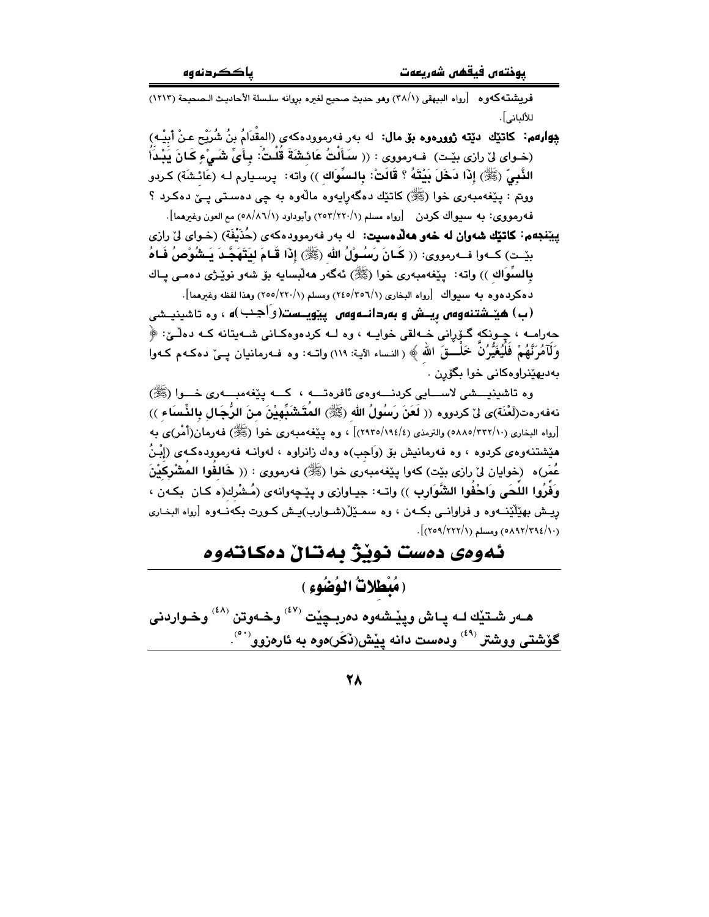فریشتەکەوە [رواه البیهقی (٣٨/١) وهو حدیث صحیح لغیره بروانه سلسلة الأحادیث الـصحیحة (١٢١٣) للألبانی].

**چوارەم: کاتێك دێتە ژوورەوە بۆ ماڵ:** لە بەر فەرموودەکەی (المقْدَامُ بنُ شُرَيْح عنْ أبيْـه) (خـوای لێ ڕازی بێـت) فـەرمووی : (( سَأَلْتُ عَائشَةَ قُلْتُ: بِأَيِّ شَيْءٍ كَانَ يَبْدَأُ النَّبِيّ (ﷺ) إذَا دَخَلَ بَيْتَهُ ؟ قَالَتْ: بالسِّوَاك )) واتە: پرسـیارم لـە (عَائشَة) کـردو ووتم : پێغەمبەری خوا (ﷺ) کاتێك دەگەڕایەوە ماڵەوە بە چی دەسـتی پـێ دەکـرد ؟ فەرمووی: بە سیواك کردن [رواه مسلم (٢٥٣/٢٢٠/١) وأبوداود (٥٨/٨٦/١) مع العون وغیرهما].

**پێنجەم: کاتێك شەوان لە خەو هەڵدەسیت:** لە بەر فەرموودەکەی (حُذَيْفَة) (خـوای لێ ڕازی بێـت) کـەوا فـەرمووی: (( كَانَ رَسُولُ الله (ﷺ) إذَا قَامَ لِيَتَهَجَّدَ يَشُوْصُ فَاهُ بِالسِّوَاك )) واتە: پێغەمبەری خوا (ﷺ) ئەگەر هەڵبسایە بۆ شەو نوێـژی دەمـی پـاك دەکردەوە بە سیواك [رواه البخاری (٢٤٥/٣٥٦/١) ومسلم (٢٥٥/٢٢٠/١) وهذا لفظه وغیرهما].

**(ب) هێشتنەوەی ڕیش و بەردانەوەی پێویستـ(وَاجِب)ە** ، وە تاشینیـشی حەرامـە ، چـونکە گـۆڕانی خـەلقی خوایـە ، وە لـە کردەوەکـانی شـەیتانە کـە دەڵـێ: ﴿ وَلَآمُرَنَّهُمْ فَلَيُغَيِّرُنَّ خَلْقَ الله ﴾ ( النساء الآية: ١١٩) واتـە: وە فـەرمانیان پـێ دەکـەم کـەوا بەدیهێنراوەکانی خوا بگۆڕن .

وە تاشینیـشی لاسـایی کردنـەوەی ئافرەتـە ، کـە پێغەمبـەری خـوا (ﷺ) نەفەرەت(لَعْنَة)ی لێ کردووە (( لَعَنَ رَسُولُ الله (ﷺ) المُتَشَبِّهِيْنَ مِنَ الرِّجَالِ بِالنِّسَاءِ )) [رواه البخاری (٥٨٨٥/٣٣٢/١٠) والترمذی (٢٩٣٥/١٩٤/٤)] ، وە پێغەمبەری خوا (ﷺ) فەرمان(أمْر)ی بە هێشتنەوەی کردوە ، وە فەرمانیش بۆ (وَاجِب)ە وەك زانراوە ، لەوانـە فەرموودەکـەی (إبْنُ عُمَر)ە (خوایان لێ ڕازی بێت) کەوا پێغەمبەری خوا (ﷺ) فەرمووی : (( خَالِفُوا المُشْرِكِيْنَ وَفِّرُوا اللِّحَى وَاحْفُوا الشَّوَارِب )) واتـە: جیـاوازی و پێـچەوانەی (مُشْرِك)ە کـان بکـەن ، ڕیـش بهێڵنـەوە و فراوانـی بکـەن ، وە سمـێڵ(شـوارب)یـش کـورت بکەنـەوە [رواه البخـاری (٥٨٩٢/٣٩٤/١٠) ومسلم (٢٥٩/٢٢٢/١)].

# ئەوەی دەست نوێژ بەتاڵ دەکاتەوە

## ( مُبْطِلاتُ الوُضُوء )

**هـەر شـتێك لـە پـاش وپێـشەوە دەربـچێت [٤٧] وخـەوتن [٤٨] وخـواردنی گۆشتی ووشتر [٤٩] ودەست دانە پێش(ذَكَر)ەوە بە ئارەزوو[٥٠].**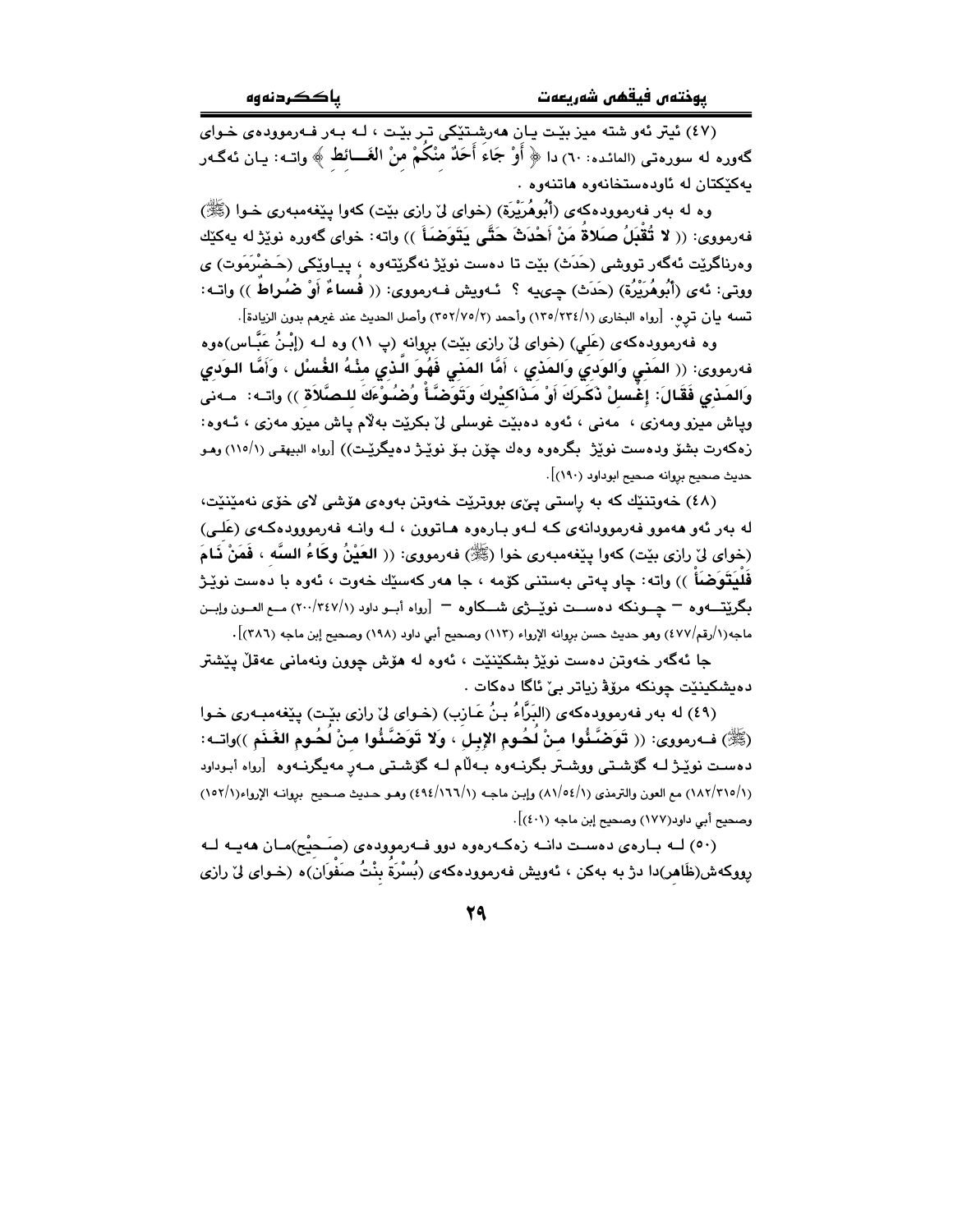(٤٧) ئیتر ئەو شتە میز بێت یان هەرشتێكی تر بێت ، لە بەر فەرموودەی خوای گەورە لە سورەتی (المائدە: ٦٠) دا ﴿ أَوْ جَاءَ أَحَدٌ مِنْكُمْ مِنْ الغَـــائِطِ ﴾ واتە: یان ئەگەر یەكێكتان لە ئاودەستخانەوە هاتنەوە .

وە لە بەر فەرموودەكەی (أَبُوهُرَيْرَة) (خوای لێ رازی بێت) كەوا پێغەمبەری خوا (ﷺ) فەرمووی: (( **لا تُقْبَلُ صَلاةُ مَنْ أَحْدَثَ حَتَّى يَتَوَضَأَ** )) واتە: خوای گەورە نوێژ لە یەكێك وەرناگرێت ئەگەر تووشی (حَدَث) بێت تا دەست نوێژ نەگرێتەوە ، پیاوێكی (حَضْرَمَوت) ی ووتی: ئەی (أَبُوهُرَيْرَة) (حَدَث) چییە ؟ ئەویش فەرمووی: (( **فُساءٌ أَوْ ضُراطٌ** )) واتە: تسە یان ترە. [رواه البخاري (١/٢٣٤/١٣٥) وأحمد (٢/٧٥/٣٥٢) وأصل الحديث عند غيرهم بدون الزيادة].

وە فەرموودەكەی (عَلِي) (خوای لێ رازی بێت) بروانە (پ ١١) وە لە (إبْنُ عَبَّاس)ەوە فەرمووی: (( **المَنِي وَالوَدِي وَالمَذِي ، أَمَّا المَنِي فَهُوَ الَّذِي مِنْهُ الغُسْل ، وَأَمَّا الوَدِي وَالمَذِي فَقَالَ: إغْسِلْ ذَكَرَكَ أَوْ مَذَاكِيْرَكَ وَتَوَضَّأْ وُضُوْءَكَ لِلصَّلَاةِ** )) واتە: مەنی وپاش میزو مەزی ، مەنی ، ئەوە دەبێت غوسلی لێ بكرێت بەڵام پاش میزو مەزی ، ئەوە: زەكەرت بشۆ ودەست نوێژ بگرەوە وەك چۆن بۆ نوێژ دەیگرێت)) [رواه البيهقي (١/١١٥) وهو حديث صحيح بروانە صحيح ابوداود (١٩٠)].

(٤٨) خەوتنێك كە بە ڕاستی پێی بووترێت خەوتن بەوەی هۆشی لای خۆی نەمێنێت، لە بەر ئەو هەموو فەرموودانەی كە لەو بارەوە هاتوون ، لە وانە فەرموودەكەی (عَلي) (خوای لێ رازی بێت) كەوا پێغەمبەری خوا (ﷺ) فەرمووی: (( **العَيْنُ وكَاءُ السَّه ، فَمَنْ نَامَ فَلْيَتَوَضَأْ** )) واتە: چاو پەتی بەستنی كۆمە ، جا هەر كەسێك خەوت ، ئەوە با دەست نوێژ بگرێتەوە – چونكە دەست نوێژی شكاوە – [رواه أبو داود (١/٣٤٧/٢٠٠) مع العون وإبن ماجه(١/رقم/٤٧٧) وهو حديث حسن بروانە الإرواء (١١٣) وصحيح أبي داود (١٩٨) وصحيح إبن ماجه (٣٨٦)].

جا ئەگەر خەوتن دەست نوێژ بشكێنێت ، ئەوە لە هۆش چوون ونەمانی عەقڵ پێشتر دەیشكێنێت چونكە مرۆڤ زیاتر بێ ئاگا دەكات .

(٤٩) لە بەر فەرموودەكەی (البَرَّاءُ بنُ عَازِب) (خوای لێ رازی بێت) پێغەمبەری خوا (ﷺ) فەرمووی: (( **تَوَضَّئُوا مِنْ لُحُومِ الإِبِلِ ، وَلا تَوَضَّئُوا مِنْ لُحُومِ الغَنَمِ** ))واتە: دەست نوێژ لە گۆشتی ووشتر بگرنەوە بەڵام لە گۆشتی مەر مەیگرنەوە [رواه أبوداود (١/٣١٥/١٨٢) مع العون والترمذي (١/٥٤/٨١) وإبن ماجه (١/١٦٦/٤٩٤) وهو حديث صحيح بروانە الإرواء(١/١٥٢) وصحيح أبي داود(١٧٧) وصحيح إبن ماجه (٤٠١)].

(٥٠) لە بارەی دەست دانە زەكەرەوە دوو فەرموودەی (صَحيْح)مان هەیە لە رووكەش(ظَاهِر)دا دژ بە یەكن ، ئەویش فەرموودەكەی (بُسْرَةُ بِنْتُ صَفْوَان)ە (خوای لێ رازی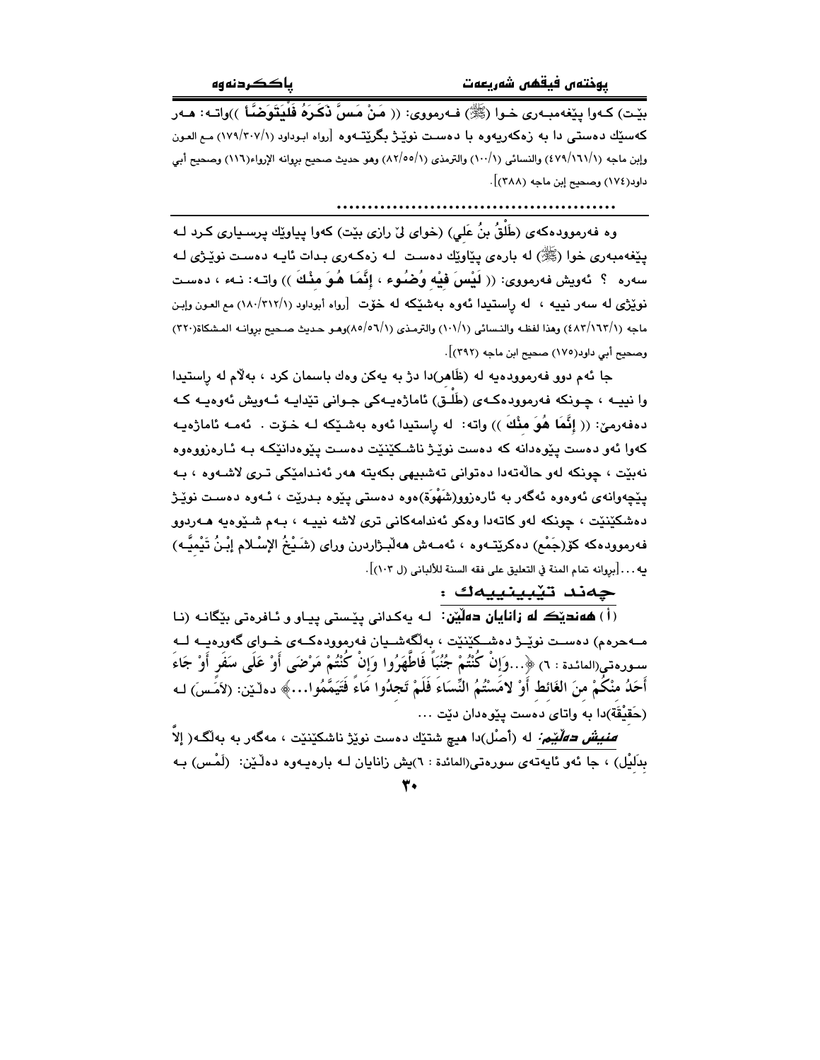بێت) کەوا پێغەمبەری خوا (ﷺ) فەرمووی: (( مَنْ مَسَّ ذَكَرَهُ فَلْيَتَوَضَّأْ ))واتە: هەر کەسێك دەستی دا بە زەکەریەوە با دەست نوێژ بگرێتەوە [رواه ابوداود (١٧٩/٣٠٧/١) مع العون وإبن ماجه (٤٧٩/١٦١/١) والنسائي (١٠٠/١) والترمذي (٨٢/٥٥/١) وهو حديث صحيح بروانه الإرواء(١١٦) وصحيح أبي داود(١٧٤) وصحيح إبن ماجه (٣٨٨)].

.............................................

وە فەرموودەکەی (طَلْقُ بنُ عَلِي) (خوای لێ رازی بێت) کەوا پیاوێك پرسیاری کرد لە پێغەمبەری خوا (ﷺ) لە بارەی پیاوێك دەست لە زەکەری بدات ئایە دەست نوێژی لە سەرە ؟ ئەویش فەرمووی: (( لَيْسَ فِيْهِ وُضُوء ، إِنَّمَا هُوَ مِنْكَ )) واتە: نەء ، دەست نوێژی لە سەر نییە ، لە ڕاستیدا ئەوە بەشێکە لە خۆت [رواه أبوداود (١٨٠/٣١٢/١) مع العون وإبن ماجه (٤٨٣/١٦٣/١) وهذا لفظه والنسائي (١٠١/١) والترمذي (٨٥/٥٦/١)وهو حديث صحيح بروانه المشكاة(٣٢٠) وصحيح أبي داود(١٧٥) صحيح ابن ماجه (٣٩٢)].

جا ئەم دوو فەرموودەیە لە (ظَاهر)دا دژ بە یەکن وەك باسمان کرد ، بەڵام لە ڕاستیدا وا نییە ، چونکە فەرموودەکەی (طَلْق) ئاماژەیەکی جوانی تێدایە ئەویش ئەوەیە کە دەفەرمێ: (( إِنَّمَا هُوَ مِنْكَ )) واتە: لە ڕاستیدا ئەوە بەشێکە لە خۆت . ئەمە ئاماژەیە کەوا ئەو دەست پێوەدانە کە دەست نوێژ ناشکێنێت دەست پێوەدانێکە بە ئارەزووەوە نەبێت ، چونکە لەو حاڵەتەدا دەتوانی تەشبیهی بکەیتە هەر ئەندامێکی تری لاشەوە ، بە پێچەوانەی ئەوەوە ئەگەر بە ئارەزوو(شَهْوَة)وە دەستی پێوە بدرێت ، ئەوە دەست نوێژ دەشکێنێت ، چونکە لەو کاتەدا وەکو ئەندامەکانی تری لاشە نییە ، بەم شێوەیە هەردوو فەرموودەکە کۆ(جَمْع) دەکرێتەوە ، ئەمەش هەڵبژاردنی ورای (شَيْخُ الإسْلام إبْنُ تَيْمِيَّه) یە...[بروانه تمام المنة في التعليق على فقه السنة للألباني (ل ١٠٣)].

## چەند تێبینییەك :

(أ) **هەندێك لە زانایان دەڵێن:** لە یەکدانی پێستی پیاو و ئافرەتی بێگانە (نا مەحرەم) دەست نوێژ دەشکێنێت ، بەڵگەشیان فەرموودەکەی خوای گەورەیە لە سورەتی(المائدة : ٦) ﴿...وَإِنْ كُنْتُمْ جُنُبًا فَاطَّهَّرُوا وَإِنْ كُنْتُمْ مَرْضَى أَوْ عَلَى سَفَرٍ أَوْ جَاءَ أَحَدٌ مِنْكُمْ مِنَ الغَائِطِ أَوْ لامَسْتُمُ النِّسَاءَ فَلَمْ تَجِدُوا مَاءً فَتَيَمَّمُوا...﴾ دەڵێن: (لاَمَسَ) لە (حَقِيْقَة)دا بە واتای دەست پێوەدان دێت ...

***منیش دەڵێم:*** لە (أصْل)دا هیچ شتێك دەست نوێژ ناشکێنێت ، مەگەر بە بەڵگە( إلاّ بِدَلِيْل) ، جا ئەو ئایەتەی سورەتی(المائدة : ٦)یش زانایان لە بارەیەوە دەڵێن: (لَمْس) بە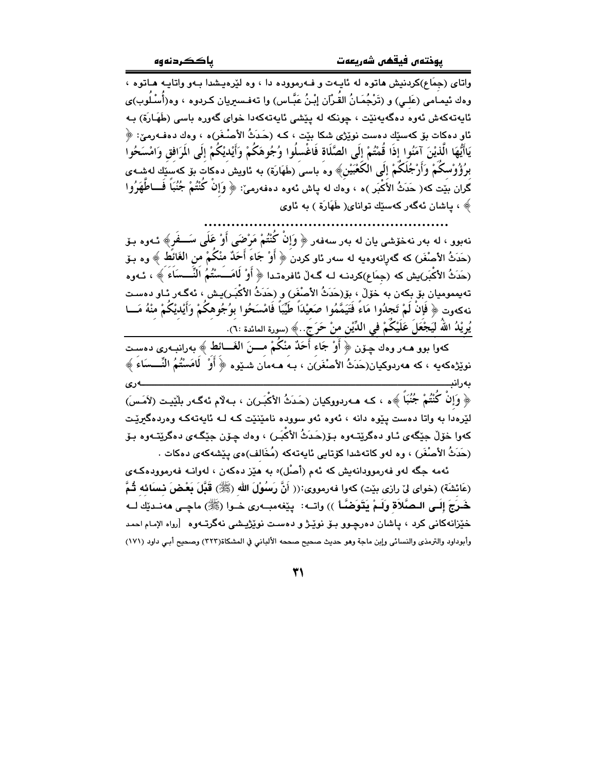واتای (جِمَاع)کردنیش هاتوه له ئایـەت و فـەرمووده دا ، وه لێرەیـشدا بـەو واتایـە هـاتوه ، وەك ئیمـامی (عَلـي) و (تَرْجُمَـانُ القُـرآن إِبْـنُ عَبَّـاس) وا تەفسیریان كـردوه ، وه(أُسْـلُوب)ی ئایەتەكەش ئەوه دەگەیەنێت ، چونكە لە پێشی ئایەتەكەدا خوای گەورە باسی (طَهَـارَة) بـە ئاو دەكات بۆ كەسێك دەست نوێژی شكا بێت ، كـە (حَـدَثُ الأَصْـغَر)ە ، وەك دەفـەرمێ: ﴿ يَاأَيُّهَا الَّذِيْنَ آمَنُوا إِذَا قُمْتُمْ إِلَى الصَّلَاة فَاغْسلُوا وُجُوهَكُمْ وَأَيْدِيْكُمْ إِلَى الْمَرَافِقِ وَامْسَحُوا بِرُؤُوْسكُمْ وَأَرْجُلَكُمْ إِلَى الكَعْبَيْن﴾ وە باسی (طَهَارَة) بە ئاویش دەكات بۆ كەسێك لەشـەی گران بێت كە( حَدَثُ الأَكْبَر )ە ، وەك لە پاش ئەوه دەفەرمێ: ﴿ وَإِنْ كُنْتُمْ جُنُبَاً فَـــاطَّهَرُوا ﴾ ، پاشان ئەگەر كەسێك توانای( طَهَارَة ) بە ئاوی

..........................................................

نەبوو ، لە بەر نەخۆشی یان لە بەر سەفەر ﴿ وَإِنْ كُنْتُمْ مَرْضَى أَوْ عَلَى سَـــفَرٍ﴾ ئـەوه بـۆ (حَدَثُ الأَصْغَر) كە گەڕانەوەیە لە سەر ئاو كردن ﴿ أَوْ جَاءَ أَحَدٌ مِنْكُمْ مِن الغَائِط ﴾ وه بـۆ (حَدَثُ الأَكْبَر)یش كە (جِمَاع)كردنـە لـە گـەڵ ئافرەتـدا ﴿ أَوْ لَامَـــسْتُمُ النِّـــسَاءَ ﴾ ، ئـەوه تەیەمومیان بۆ بكەن بە خۆڵ ، بۆ(حَدَثُ الأَصْغَر) و (حَدَثُ الأَكْبَـر)یـش ، ئەگـەر ئـاو دەست نەكەوت ﴿ فَإِنْ لَمْ تَجِدُوا مَاءً فَتَيَمَّمُوا صَعِيْدَاً طَيِّبَاً فَامْسَحُوا بِوُجُوهِكُمْ وَأَيْدِيْكُمْ مِنْهُ مَـــا يُرِيْدُ اللهُ لِيَجْعَلَ عَلَيْكُمْ فِي الدِّيْنِ مِنْ حَرَجٍ..﴾ (سورة المائدة :٦).

كەوا بوو هـەر وەك چـۆن ﴿ أَوْ جَاء أَحَدٌ مِنْكُمْ مِـــنَ الغَـــائِط ﴾ بەرانبـەری دەست نوێژەكەیە ، كە هەردوكیان(حَدَثُ الأَصْغَر)ن ، بـە هـەمان شـێوه ﴿ أَوْ لَامَسْتُمُ النِّـــسَاءَ ﴾ بەرانبـــــــــــــــــــــــــــــــــــــــــــــــــــــــــــــەری ﴿ وَإِنْ كُنْتُمْ جُنُبَاً ﴾ە ، كـە هـەردووكیان (حَـدَثُ الأَكْبَـر)ن ، بـەڵام ئەگـەر بڵێیـت (لَامَـسَ) لێرەدا بە واتا دەست پێوه دانه ، ئەوه ئەو سووده نامێنێت كـە لـە ئایەتەكـە وەردەگیرێـت كەوا خۆڵ جێگەی ئـاو دەگرێتـەوه بـۆ(حَـدَثُ الأَكْبَـر) ، وەك چـۆن جێگـەی دەگرێتـەوه بـۆ (حَدَثُ الأَصْغَر) ، وه لەو كاتەشدا كۆتایی ئایەتەكە (مُخَالِف)ەی پێشەكەی دەكات .

ئەمە جگە لەو فەرموودانەیش كە ئەم (أَصْل)ە بە هێز دەكەن ، لەوانـە فەرموودەكـەی (عَائِشَة) (خوای لێ رازی بێت) كەوا فەرمووی:(( **أَنَّ رَسُوْلَ الله (ﷺ) قَبَّلَ بَعْضَ نِسَائِه ثُمَّ خَـرَجَ إِلَـى الـصَّلَاةِ وَلَـمْ يَتَوَضَّـأ** )) واتـە: پێغەمبـەری خـوا (ﷺ) ماچـی هەنـدێك لـە خێزانەكانی كرد ، پاشان دەرچـوو بـۆ نوێـژ و دەست نوێژیـشی نەگرتـەوه [رواه الإمام احمد وأبوداود والترمذی والنسائی وإبن ماجة وهو حديث صحيح صححه الألباني في المشكاة(٣٢٣) وصحيح أبـي داود (١٧١)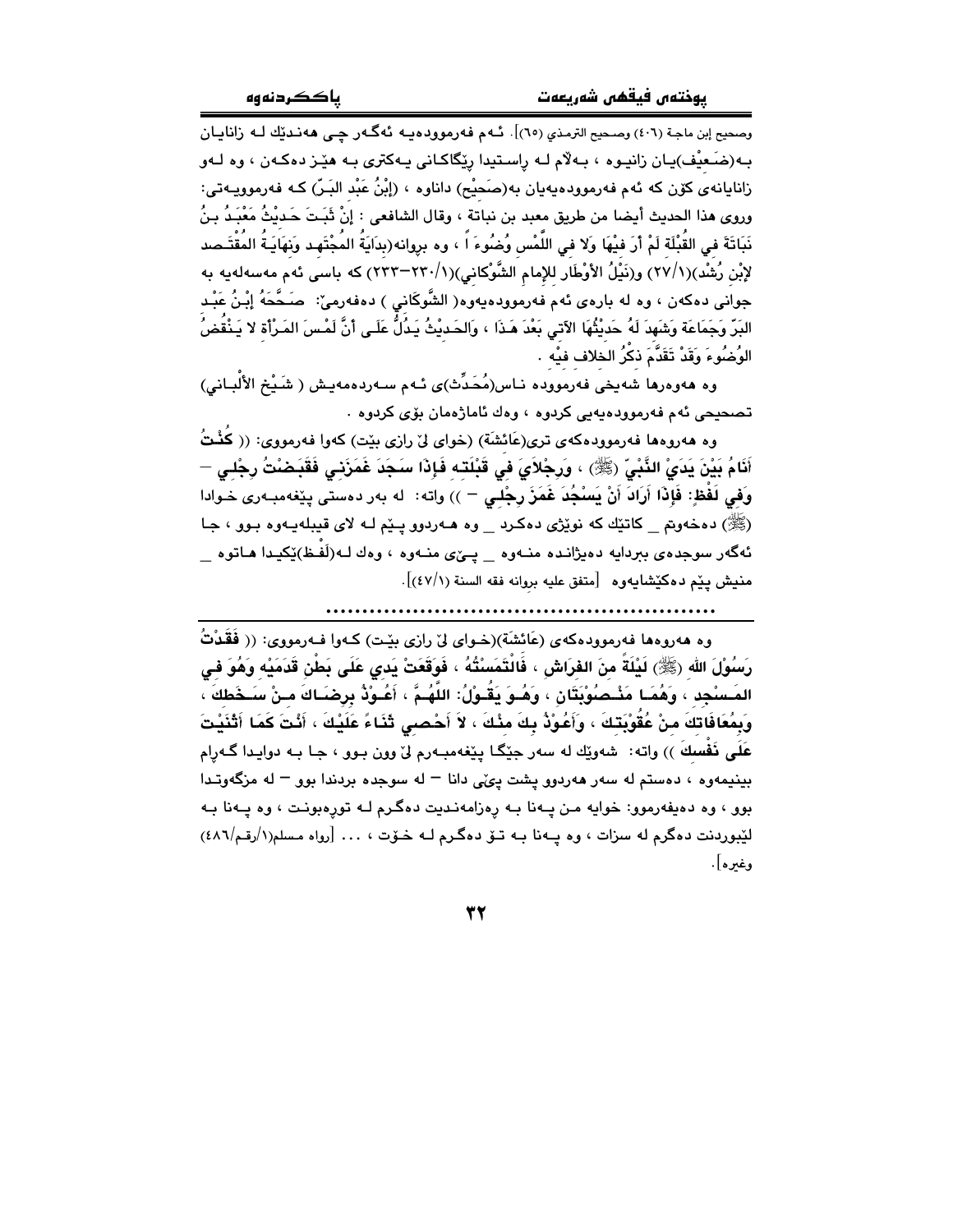وصحيح إبن ماجة (٤٠٦) وصحيح الترمذي (٦٥)]. ئـەم فەرموودەيـە ئەگـەر چـى هەنـدێك لـە زانايـان بـە(ضَعيْف)يـان زانيـوە ، بـەڵام لـە ڕاسـتيدا ڕێگاكـانى يـەكترى بـە هێـز دەكـەن ، وە لـەو زانايانەى كۆن كە ئەم فەرموودەيەيان بە(صَحيْح) داناوە ، (إبْنُ عَبْد البَـرّ) كـە فەرموويـەتى: وروى هذا الحديث أيضا من طريق معبد بن نباتة ، وقال الشافعي : إنْ ثَبَـتَ حَـدِيْثُ مَعْبَـدُ بـنُ نَبَاتَةَ في القُبْلَة لَمْ أرَ فيْهَا وَلا في اللّمْس وُضُوءَ اً ، وە بڕوانە(بِدَايَةُ المُجْتَهـد وَنِهَايَـةُ المُقْتَـصد لإبْن رُشْد)(٢٧/١) و(نَيْلُ الأوْطَار للإمام الشّوْكاني)(٢٣٠/١-٢٣٣) كە باسى ئەم مەسەلەيە بە جوانى دەكەن ، وە لە بارەى ئەم فەرموودەيەوە( الشّوكَاني ) دەفەرمێ: صَـحَّحَهُ إبْـنُ عَبْـد البَرّ وَجَمَاعَة وَشَهِدَ لَهُ حَديْثُهَا الآتي بَعْدَ هَـذَا ، وَالحَـدِيْثُ يَـدُلُّ عَلَـى أنَّ لَمْـسَ المَـرْأة لا يَـنْقُضُ الوُضُوءَ وَقَدْ تَقَدَّمَ ذكْرُ الخلاف فيْه .

وە هەروەها شەيخى فەرموودە نـاس(مُحَدِّث)ى ئـەم سـەردەمەيـش ( شَـيْخ الألْبـاني) تصحيحى ئەم فەرموودەيەيى كردوە ، وەك ئاماژەمان بۆى كردوە .

وە هەروەها فەرموودەكەى ترى(عَائشَة) (خواى لێ ڕازى بێت) كەوا فەرمووى: (( **كُنْتُ أنَامُ بَيْنَ يَدَيْ النَّبيّ (ﷺ) ، وَرِجْلاَيَ في قِبْلَته فَإذَا سَجَدَ غَمَزَني فَقَبَضْتُ رِجْلي – وَفي لَفْظ: فَإذَا أرَادَ أنْ يَسْجُدَ غَمَزَ رِجْلي –** )) واتە: لە بەر دەستى پێغەمبـەرى خـوادا (ﷺ) دەخەوتم _ كاتێك كە نوێژى دەكـرد _ وە هـەردوو پـێم لـە لاى قيبلەيـەوە بـوو ، جـا ئەگەر سوجدەى ببردایە دەیژاندە منـەوە _ پـێى منـەوە ، وەك لـە(لَفْظ)ێكيـدا هـاتوە _ منيش پێم دەكێشايەوە [متفق عليه بڕوانە فقه السنة (٤٧/١)].

.......................................................

وە هەروەها فەرموودەكەى (عَائشَة)(خـواى لێ ڕازى بێـت) كـەوا فـەرمووى: (( **فَقَدْتُ رَسُوْلَ الله (ﷺ) لَيْلَةً منَ الفرَاش ، فَالْتَمَسْتُهُ ، فَوَقَعَتْ يَدي عَلَى بَطْن قَدَمَيْه وَهُوَ في المَـسْجِد ، وَهُمَـا مَنْـصُوْبَتَان ، وَهُـوَ يَقُـوْلُ: اللَّهُـمَّ ، أعُـوْذُ برِضَـاكَ مـنْ سَـخَطكَ ، وَبِمُعَافَاتكَ منْ عُقُوْبَتكَ ، وَأعُوْذُ بكَ منْكَ ، لا أحْصي ثَنَاءً عَلَيْكَ ، أنْتَ كَمَا أثْنَيْتَ عَلَى نَفْسكَ** )) واتە: شەوێك لە سەر جێگـا پێغەمبـەرم لێ وون بـوو ، جـا بـە دوايـدا گـەڕام بينيمەوە ، دەستم لە سەر هەردوو پشت پێى دانا – لە سوجدە بردندا بوو – لە مزگەوتـدا بوو ، وە دەيفەرموو: خوايە مـن پـەنا بـە ڕەزامەنـديت دەگـرم لـە توڕەبونـت ، وە پـەنا بـە لێبوردنت دەگرم لە سزات ، وە پـەنا بـە تـۆ دەگـرم لـە خـۆت ، ... [رواه مسلم(١/رقم/٤٨٦) وغيره].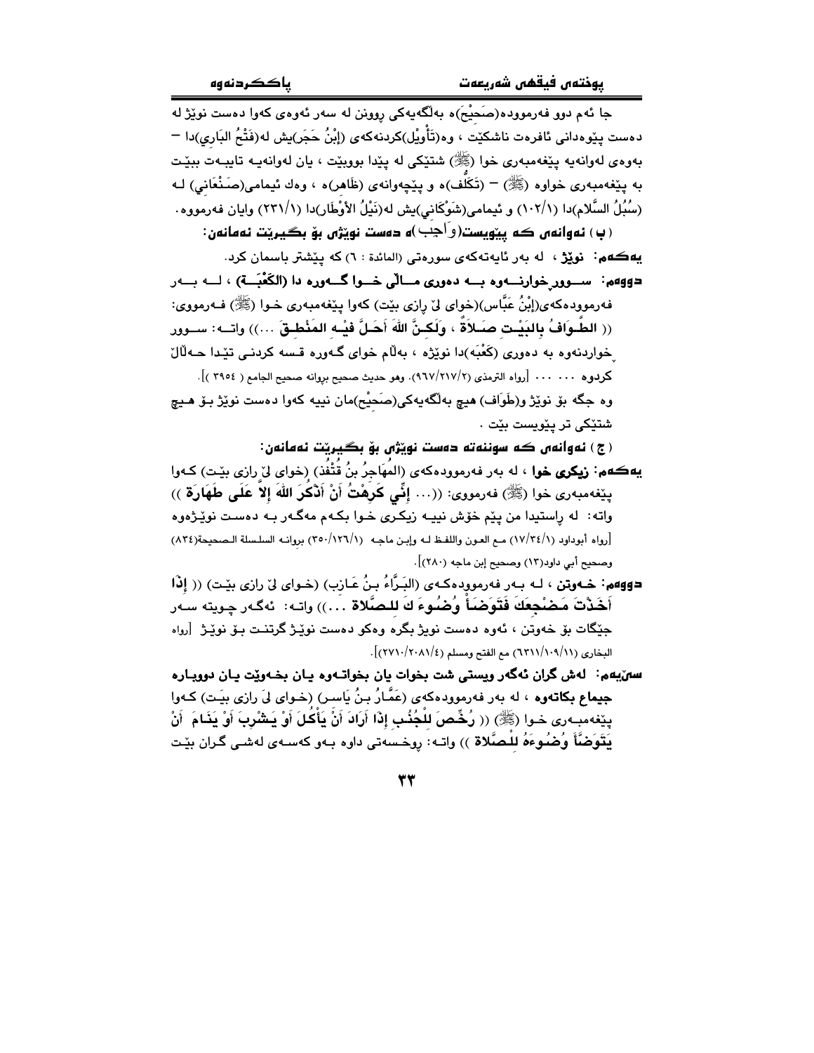جا ئەم دوو فەرموودە(صَحِيْح)ە بەڵگەیەکی ڕوونن لە سەر ئەوەی کەوا دەست نوێژ لە دەست پێوەدانی ئافرەت ناشکێت ، وە(تَأْوِيْل)کردنەکەی (إِبْنُ حَجَر)یش لە(فَتْحُ البَارِي)دا – بەوەی لەوانەیە پێغەمبەری خوا (ﷺ) شتێکی لە پێدا بووبێت ، یان لەوانەیە تایبەت بێت بە پێغەمبەری خواوە (ﷺ) – (تَكَلُّف)ە و پێچەوانەی (ظَاهِر)ە ، وەك ئیمامی(صَنْعَانِي) لە (سُبُلُ السَّلام)دا (١٠٢/١) و ئیمامی(شَوْكَانِي)یش لە(نَيْلُ الأَوْطَار)دا (٢٣١/١) وایان فەرمووە.

**( ب ) ئەوانەی کە پێویست(وَاجِب)ە دەست نوێژی بۆ بگیرێت ئەمانەن:**

**یەکەم: نوێژ** ، لە بەر ئایەتەکەی سورەتی (المائدة : ٦) کە پێشتر باسمان کرد.

**دووەم: سووڕ خواردنەوە بە دەوری ماڵی خوا گەورە دا (الكَعْبَة)** ، لە بەر فەرموودەکەی(إِبْنُ عَبَّاس)(خوای لێ ڕازی بێت) کەوا پێغەمبەری خوا (ﷺ) فەرمووی: (( **الطَّوَافُ بِالبَيْتِ صَلاَةٌ ، وَلَكِنَّ اللهَ أَحَلَّ فِيْهِ المَنْطِقَ** ...)) واتە: سووڕ خواردنەوە بە دەوری (كَعْبَه)دا نوێژە ، بەڵام خوای گەورە قسە کردنی تێدا حەڵاڵ کردوە ... [رواه الترمذي (٩٦٧/٢١٧/٢). وهو حديث صحيح بروانە صحيح الجامع ( ٣٩٥٤ )].

وە جگە بۆ نوێژ و(طَوَاف) هیچ بەڵگەیەکی(صَحِيْح)مان نییە کەوا دەست نوێژ بۆ هیچ شتێکی تر پێویست بێت .

**( ج ) ئەوانەی کە سوننەتە دەست نوێژی بۆ بگیرێت ئەمانەن:**

**یەکەم: زیکری خوا** ، لە بەر فەرموودەکەی (المُهَاجِرُ بنُ قُنْفُذ) (خوای لێ ڕازی بێت) کەوا پێغەمبەری خوا (ﷺ) فەرمووی: ((... **إِنِّي كَرِهْتُ أَنْ أَذْكُرَ اللهَ إِلاَّ عَلَى طَهَارَة** )) واتە: لە ڕاستیدا من پێم خۆش نییە زیکری خوا بکەم مەگەر بە دەست نوێژەوە [رواه أبوداود (١٧/٣٤/١) مع العون واللفظ لە وإبن ماجە (٣٥٠/١٢٦/١) بروانە السلسلة الصحيحة(٨٣٤) وصحيح أبي داود(١٣) وصحيح إبن ماجه (٢٨٠)].

**دووەم: خەوتن** ، لە بەر فەرموودەکەی (البَرَّاءُ بنُ عَازِب) (خوای لێ ڕازی بێت) (( **إِذَا أَخَذْتَ مَضْجِعَكَ فَتَوَضَّأْ وُضُوءَكَ لِلصَّلاَة** ...)) واتە: ئەگەر چویتە سەر جێگات بۆ خەوتن ، ئەوە دەست نوێژ بگرە وەکو دەست نوێژ گرتنت بۆ نوێژ [رواه البخاري (٦٣١١/١٠٩/١١) مع الفتح ومسلم (٢٧١٠/٢٠٨١/٤)].

**سێیەم: لەش گران ئەگەر ویستی شت بخوات یان بخواتەوە یان بخەوێت یان دووبارە جیماع بکاتەوە** ، لە بەر فەرموودەکەی (عَمَّارُ بنُ يَاسِر) (خوای لێ ڕازی بێت) کەوا پێغەمبەری خوا (ﷺ) (( **رُخِّصَ لِلْجُنُبِ إِذَا أَرَادَ أَنْ يَأْكُلَ أَوْ يَشْرِبَ أَوْ يَنَامَ أَنْ يَتَوَضَّأَ وُضُوءَهُ لِلصَّلاَة** )) واتە: ڕوخسەتی داوە بەو کەسەی لەشی گران بێت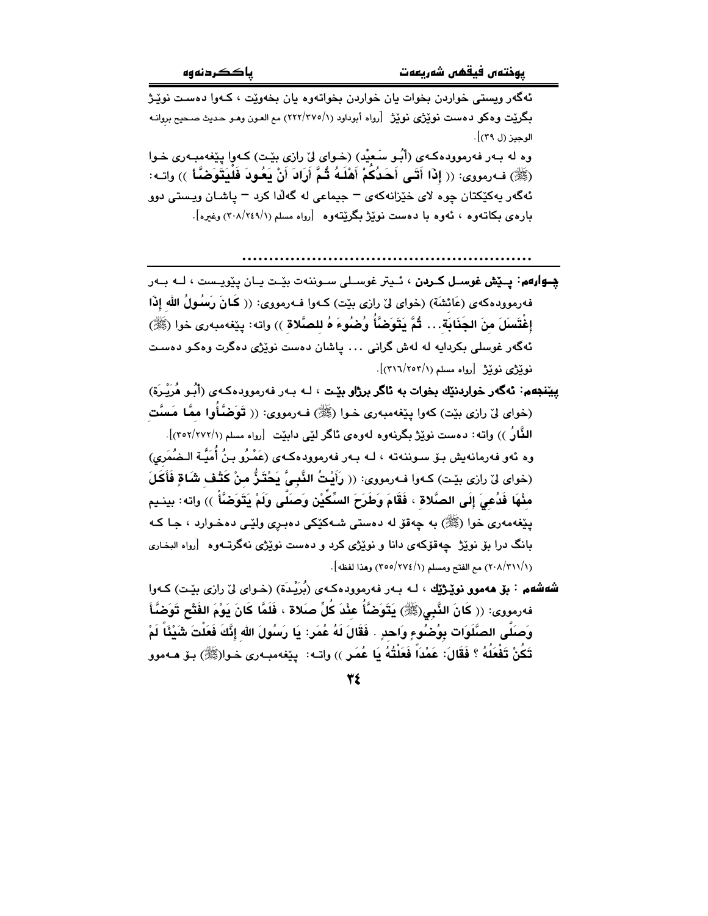ئەگەر ویستی خواردن بخوات یان خواردن بخواتەوە یان بخەوێت ، کەوا دەست نوێژ بگرێت وەکو دەست نوێژی نوێژ [رواه أبوداود (١/٣٧٥/٢٢٢) مع العون وهو حديث صحيح بروانه الوجيز (ل ٣٩)].

وە لە بەر فەرموودەکەی (أَبُو سَعِيْد) (خوای لێ رازی بێت) کەوا پێغەمبەری خوا (ﷺ) فەرمووی: (( **إِذَا أَتَى أَحَدُكُمْ أَهْلَهُ ثُمَّ أَرَادَ أَنْ يَعُودَ فَلْيَتَوَضَّأْ** )) واتە: ئەگەر یەکێکتان چوە لای خێزانەکەی – جیماعی لە گەڵدا کرد – پاشان ویستی دوو بارەی بکاتەوە ، ئەوە با دەست نوێژ بگرێتەوە [رواه مسلم (١/٢٤٩/٣٠٨) وغيره].

..................................................

**چوارەم: پێش غوسل کردن** ، ئیتر غوسلی سوننەت بێت یان پێویست ، لە بەر فەرموودەکەی (عَائِشَة) (خوای لێ رازی بێت) کەوا فەرمووی: (( **كَانَ رَسُولُ الله إِذَا إِغْتَسَلَ مِنَ الجَنَابَةِ... ثُمَّ يَتَوَضَّأُ وُضُوءَهُ للصَّلاة** )) واتە: پێغەمبەری خوا (ﷺ) ئەگەر غوسلی بکردایە لە لەش گرانی ... پاشان دەست نوێژی دەگرت وەکو دەست نوێژی نوێژ [رواه مسلم (١/٢٥٣/٣١٦)].

**پێنجەم: ئەگەر خواردنێك بخوات بە ئاگر برژاو بێت** ، لە بەر فەرموودەکەی (أَبُو هُرَيْرَة) (خوای لێ رازی بێت) کەوا پێغەمبەری خوا (ﷺ) فەرمووی: (( **تَوَضَّأُوا مِمَّا مَسَّتِ النَّارُ** )) واتە: دەست نوێژ بگرنەوە لەوەی ئاگر لێی دابێت [رواه مسلم (١/٢٧٢/٣٥٢)].

وە ئەو فەرمانەیش بۆ سوننەتە ، لە بەر فەرموودەکەی (عَمْرُو بنُ أُمَيَّة الضُمَري) (خوای لێ رازی بێت) کەوا فەرمووی: (( **رَأَيْتُ النَّبِيَّ يَحْتَزُّ مِنْ كَتْفِ شَاةٍ فَأَكَلَ مِنْهَا فَدُعِيَ إِلَى الصَّلاةِ ، فَقَامَ وَطَرَحَ السِّكِّيْن وَصَلَّى وَلَمْ يَتَوَضَّأْ** )) واتە: بینیم پێغەمبەری خوا (ﷺ) بە چەقۆ لە دەستی شەکێکی دەبڕی ولێی دەخوارد ، جا کە بانگ درا بۆ نوێژ چەقۆکەی دانا و نوێژی کرد و دەست نوێژی نەگرتەوە [رواه البخاری (١/٣١١/٢٠٨) مع الفتح ومسلم (١/٢٧٤/٣٥٥) وهذا لفظه].

**شەشەم : بۆ هەموو نوێژێك** ، لە بەر فەرموودەکەی (بُرَيْدَة) (خوای لێ رازی بێت) کەوا فەرمووی: (( **كَانَ النَّبِي(ﷺ) يَتَوَضَّأُ عِنْدَ كُلِّ صَلاة ، فَلَمَّا كَانَ يَوْمَ الفَتْحِ تَوَضَّأَ وَصَلَّى الصَّلَوَات بِوُضُوءٍ وَاحِدٍ . فَقَالَ لَهُ عُمَر: يَا رَسُولَ الله إِنَّكَ فَعَلْتَ شَيْئَاً لَمْ تَكُنْ تَفْعَلُهُ ؟ فَقَالَ: عَمْدَاً فَعَلْتُهُ يَا عُمَر** )) واتە: پێغەمبەری خوا(ﷺ) بۆ هەموو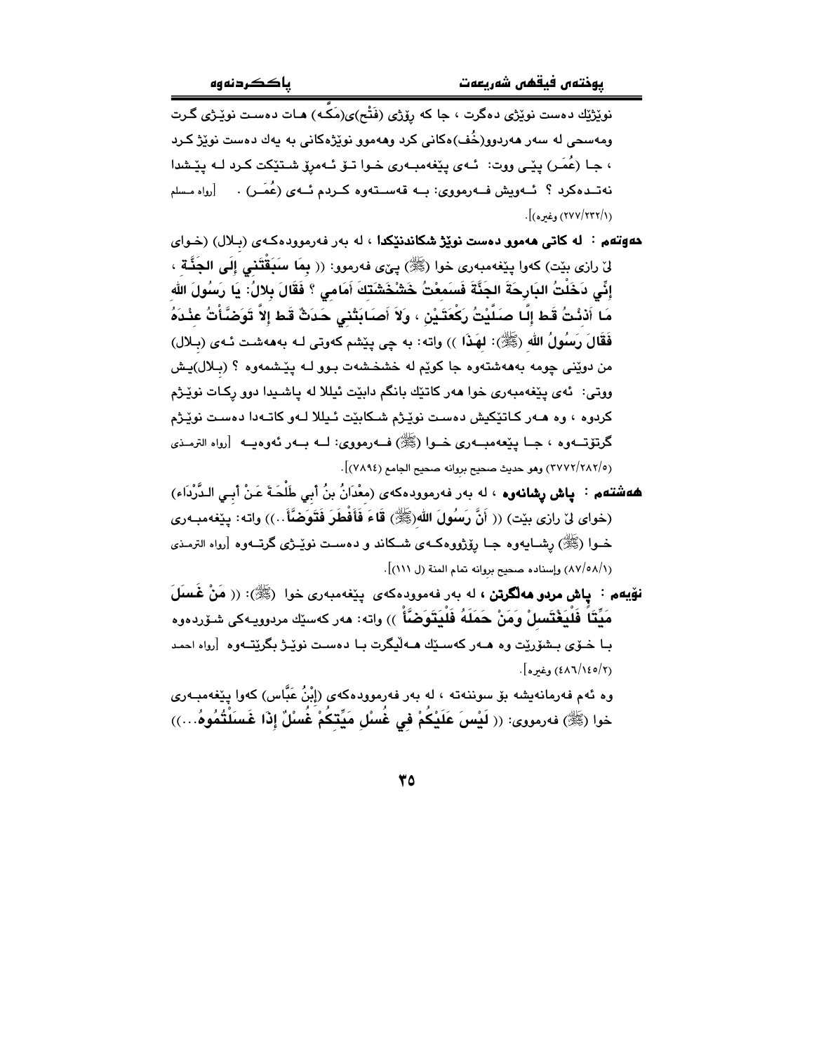نوێژێك دەست نوێژی دەگرت ، جا كە ڕۆژی (فَتْح)ی(مَكّـە) هـات دەسـت نوێـژی گـرت ومەسحی لە سەر هەردوو(خُف)ەكانی كرد وهەموو نوێژەكانی بە یەك دەست نوێژ كـرد ، جـا (عُمَـر) پێـی ووت: ئـەی پێغەمبـەری خـوا تـۆ ئـەمڕۆ شـتێكت كـرد لـە پێـشدا نەتــدەكرد ؟ ئــەویش فــەرمووی: بــە قەســتەوە كــردم ئــەی (عُمَــر) . [رواه مسلم (٢٧٧/٢٣٢/١) وغیره)].

**حەوتەم : لە كاتی هەموو دەست نوێژ شكاندنێكدا** ، لە بەر فەرموودەكـەی (بـلال) (خـوای لێ رازی بێت) كەوا پێغەمبەری خوا (ﷺ) پیێی فەرموو: (( **بِمَا سَبَقْتَنِي إِلَى الجَنَّةِ ، إِنِّي دَخَلْتُ البَارِحَةَ الجَنَّةَ فَسَمِعْتُ خَشْخَشَتَكَ أَمَامِي ؟ فَقَالَ بِلالٌ: يَا رَسُولَ الله مَا أَذنْتُ قَط إِلَّا صَلَّيْتُ رَكْعَتَيْنِ ، وَلاَ أَصَابَنِي حَدَثٌ قَط إلاَّ تَوَضَّأْتُ عِنْدَهُ فَقَالَ رَسُولُ الله** (ﷺ): **لِهَذَا** )) واتە: بە چی پێشم كەوتی لـە بەهەشـت ئـەی (بـلال) من دوێنی چومە بەهەشتەوە جا كوێم لە خشخشەت بـوو لـە پێـشمەوە ؟ (بـلال)یـش ووتی: ئەی پێغەمبەری خوا هەر كاتێك بانگم دابێت ئیللا لە پاشـیدا دوو ڕكـات نوێـژم كردوە ، وە هـەر كـاتێكیش دەسـت نوێـژم شـكابێت ئـیللا لـەو كاتـەدا دەسـت نوێـژم گرتۆتـەوە ، جـا پێغەمبـەری خـوا (ﷺ) فـەرمووی: لـە بـەر ئەوەیـە [رواه الترمذي (٣٧٧٢/٢٨٢/٥) وهو حديث صحيح بروانە صحيح الجامع (٧٨٩٤)].

**هەشتەم : پاش ڕشانەوە** ، لە بەر فەرموودەكەی (مَعْدَانُ بنُ أَبِي طَلْحَةَ عَنْ أَبِي الـدَّرْدَاء) (خوای لێ رازی بێت) (( **أَنَّ رَسُولَ الله**(ﷺ) **قَاءَ فَأَفْطَرَ فَتَوَضَّأَ**..)) واتە: پێغەمبـەری خـوا (ﷺ) ڕشـایەوە جـا ڕۆژووەكـەی شـكاند و دەسـت نوێـژی گرتـەوە [رواه الترمذي (٨٧/٥٨/١) وإسناده صحيح بروانە تمام المنة (ل ١١١)].

**نۆیەم : پاش مردو هەڵگرتن** ، لە بەر فەموودەكەی پێغەمبەری خوا (ﷺ): (( **مَنْ غَسَلَ مَيِّتاً فَلْيَغْتَسِلْ وَمَنْ حَمَلَهُ فَلْيَتَوَضَّأْ** )) واتە: هەر كەسێك مردوویـەكی شـۆردەوە بـا خـۆی بـشۆرێت وە هـەر كەسـێك هـەڵیگرت بـا دەسـت نوێـژ بگرێتـەوە [رواه احمد (٤٨٦/١٤٥/٢) وغیره].

وە ئەم فەرمانەیشە بۆ سوننەتە ، لە بەر فەرموودەكەی (إِبْنُ عَبَّاس) كەوا پێغەمبـەری خوا (ﷺ) فەرمووی: (( **لَيْسَ عَلَيْكُمْ فِي غُسْلِ مَيِّتِكُمْ غُسْلٌ إِذَا غَسَلْتُمُوهُ**...))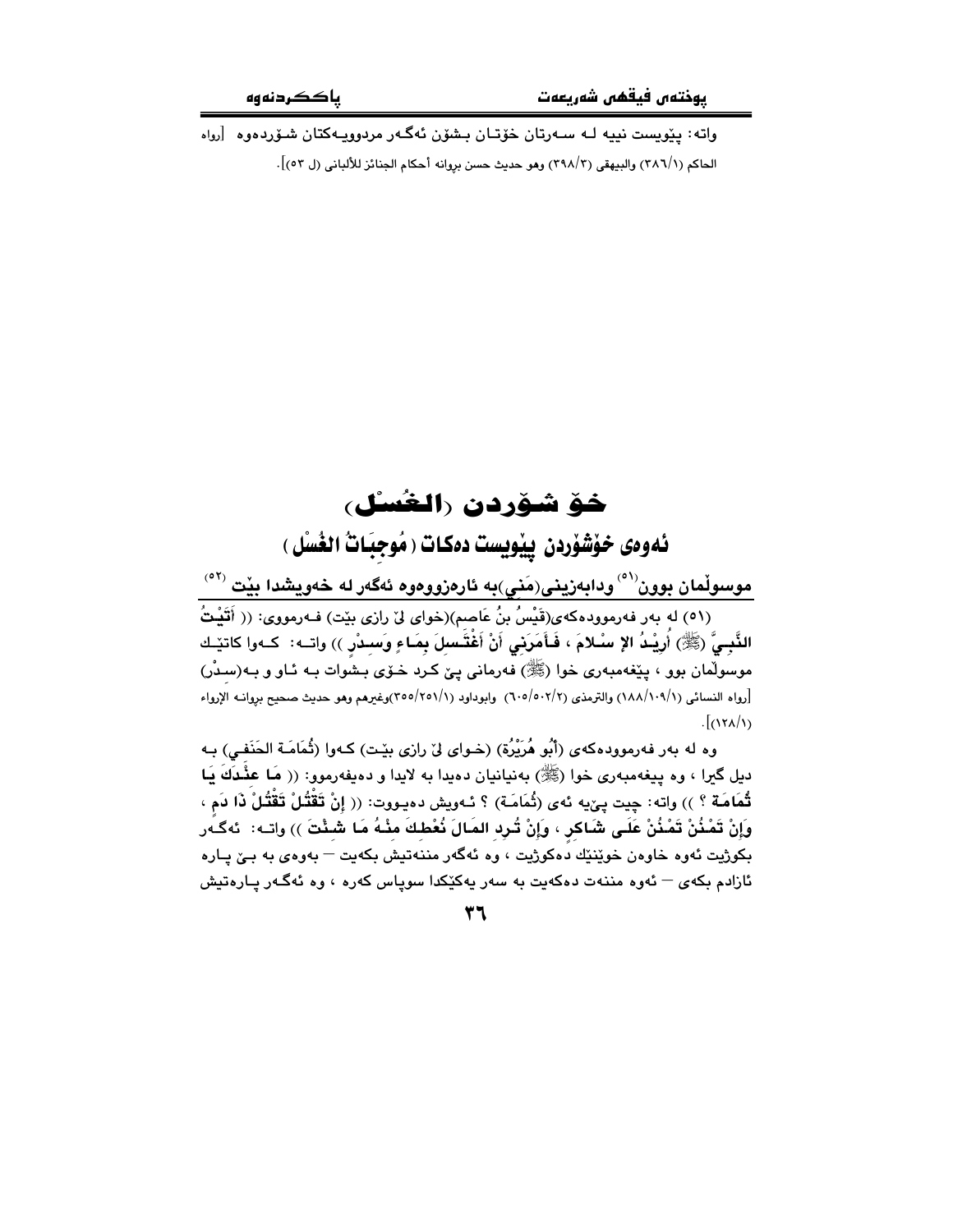واته: پێویست نییه لـه سـەرتان خۆتـان بـشۆن ئەگـەر مردووییـەكتان شـۆردەوە [رواه الحاكم (٣٨٦/١) والبيهقي (٣٩٨/٣) وهو حديث حسن بروانه أحكام الجنائز للألباني (ل ٥٣)].

# خۆ شـۆردن (الغُسْل)

## ئەوەی خۆشۆردن پێویست دەكات (مُوجِبَاتُ الغُسْل)

### موسوڵمان بوون[٥١] ودابەزینی(مَنِي)بە ئارەزووەوە ئەگەر لە خەویشدا بێت [٥٢]

(٥١) لە بەر فەرموودەكەی(قَيْسُ بنُ عَاصم)(خوای لێ رازی بێت) فـەرمووی: (( أَتَيْتُ النَّبِيَّ (ﷺ) أُرِيْدُ الإِ سْلامَ ، فَأَمَرَنِي أَنْ أَغْتَسِلَ بِمَاءٍ وَسِدْرٍ )) واتـە: كـەوا كاتێـك موسوڵمان بوو ، پێغەمبەری خوا (ﷺ) فەرمانی پێ كـرد خـۆی بـشوات بـە ئـاو و بـە(سِدْر) [رواه النسائي (١٠٩/١/١٨٨) والترمذي (٥٠٢/٢/٦٠٥) وابوداود (٢٥١/١/٣٥٥)وغيرهم وهو حديث صحيح بروانه الإرواء (١٢٨/١)].

وە لە بەر فەرموودەكەی (أَبُو هُرَيْرَة) (خـوای لێ رازی بێـت) كـەوا (ثُمَامَـة الحَنَفِي) بـە دیل گیرا ، وە پیغەمبەری خوا (ﷺ) بەنیانیان دەیدا بە لایدا و دەیفەرموو: (( مَا عِنْدَكَ يَا ثُمَامَة ؟ )) واتە: چیت پێیە ئەی (ثُمَامَـة) ؟ ئـەویش دەیـووت: (( إِنْ تَقْتُلْ تَقْتُلْ ذَا دَم ، وَإِنْ تَمْنُنْ تَمْنُنْ عَلَى شَاكِرٍ ، وَإِنْ تُرِدِ المَالَ نُعْطِكَ مِنْهُ مَا شِئْتَ )) واتـە: ئەگـەر بكوژیت ئەوە خاوەن خوێنێك دەكوژیت ، وە ئەگەر مننەتیش بكەیت — بەوەی بە بـێ پـارە ئازادم بكەی — ئەوە منت دەكەیت بە سەر یەكێكدا سوپاس كەرە ، وە ئەگـەر پـارەتیش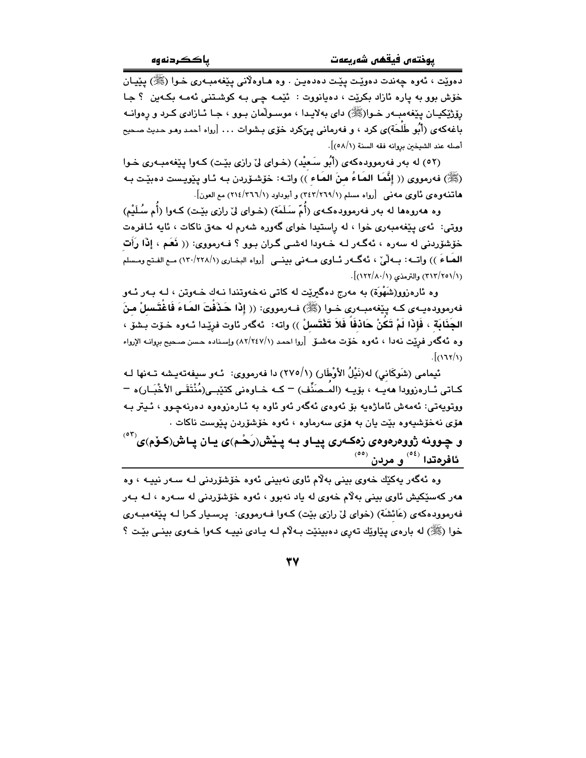دەوێت ، ئەوە چەندت دەوێت پێت دەدەین . وە هاوەڵانی پێغەمبەری خوا (ﷺ) پێیان خۆش بوو بە پارە ئازاد بکرێت ، دەیانووت : ئێمە چی بە کوشتنی ئەمە بکەین ؟ جا ڕۆژێکیان پێغەمبەر خوا(ﷺ) دای بەلایدا ، موسوڵمان بوو ، جا ئازادی کرد و ڕەوانە باغەکەی (أبُو طَلْحَة)ی کرد ، و فەرمانی پێکرد خۆی بشوات ... [رواه أحمد وهو حديث صحيح أصله عند الشيخين بروانه فقه السنة (٥٨/١)].

(٥٢) لە بەر فەرموودەکەی (أبُو سَعِيْد) (خوای لێ ڕازی بێت) کەوا پێغەمبەری خوا (ﷺ) فەرمووی (( **إِنَّمَا المَاءُ مِنَ المَاءِ** )) واتە: خۆشۆردن بە ئاو پێویست دەبێت بە هاتنەوەی ئاوی مەنی [رواه مسلم (٣٤٣/٢٦٩/١) و أبوداود (٢١٤/٣٦٦/١) مع العون].

وە هەروەها لە بەر فەرموودەکەی (أُمّ سَلَمَة) (خوای لێ ڕازی بێت) کەوا (أُم سُلَيْم) ووتی: ئەی پێغەمبەری خوا ، لە ڕاستیدا خوای گەورە شەرم لە حەق ناکات ، ئایە ئافرەت خۆشۆردنی لە سەرە ، ئەگەر لە خەودا لەشی گران بوو ؟ فەرمووی: (( **نَعَم ، إِذَا رَأَت المَاءَ** )) واتە: بەڵێ ، ئەگەر ئاوی مەنی بینی [رواه البخاري (١٣٠/٢٢٨/١) مع الفتح ومسلم (٣١٣/٢٥١/١) والترمذي (١٢٢/٨٠/١)].

وە ئارەزوو(شَهْوَة) بە مەرج دەگیرێت لە کاتی نەخەوتندا نەك خەوتن ، لە بەر ئەو فەرموودەیەی کە پێغەمبەری خوا (ﷺ) فەرمووی: (( **إِذَا حَذَفْتَ المَاءَ فَاغْتَسِلْ مِنَ الجَنَابَةِ ، فَإِذَا لَمْ تَكُنْ حَاذِفَاً فَلاَ تَغْتَسِلْ** )) واتە: ئەگەر ئاوت فڕێدا ئەوە خۆت بشۆ ، وە ئەگەر فڕێت نەدا ، ئەوە خۆت مەشۆ [روا احمد (٨٢/٢٤٧/١) وإسناده حسن صحيح بروانە الإرواء (١٦٢/١)].

ئیمامی (شَوكَانِي) لە(نَيْلُ الأَوْطَار) (٢٧٥/١) دا فەرمووی: ئەو سیفەتەیشە تەنها لە کاتی ئارەزوودا هەیە ، بۆیە (المُصَنِّف) – کە خاوەنی کتێبی(مُنْتَقَى الأَخْبَار)ە – ووتویەتی: ئەمەش ئاماژەیە بۆ ئەوەی ئەگەر ئەو ئاوە بە ئارەزووەوە دەرنەچوو ، ئیتر بە هۆی نەخۆشیەوە بێت یان بە هۆی سەرماوە ، ئەوە خۆشۆردن پێویست ناکات .

### و چوونە ژوورەوەی زەکەری پیاو بە پێش(رَحْم)ی یان پاش(کۆم)ی[٥٣] ئافرەتدا [٥٤] و مردن [٥٥]

وە ئەگەر یەکێك خەوی بینی بەڵام ئاوی نەبینی ئەوە خۆشۆردنی لە سەر نییە ، وە هەر کەسێکیش ئاوی بینی بەڵام خەوی لە یاد نەبوو ، ئەوە خۆشۆردنی لە سەرە ، لە بەر فەرموودەکەی (عَائِشَة) (خوای لێ ڕازی بێت) کەوا فەرمووی: پرسیار کرا لە پێغەمبەری خوا (ﷺ) لە بارەی پیاوێك تەڕی دەبینێت بەڵام لە یادی نییە کەوا خەوی بینی بێت ؟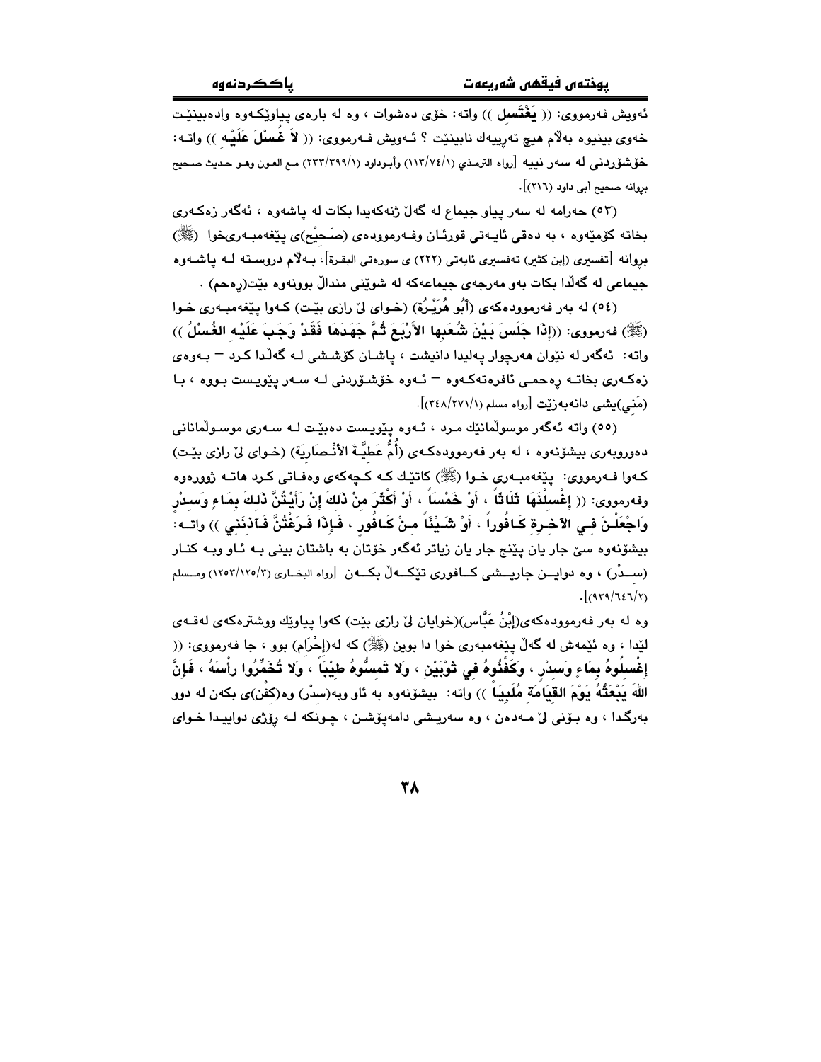ئەویش فەرمووی: (( **يَغْتَسِل** )) واتە: خۆی دەشوات ، وە لە بارەی پیاوێکەوە وادەبینێت خەوی بینیوە بەڵام هیچ تەڕییەك نابینێت ؟ ئەویش فەرمووی: (( **لاَ غُسْلَ عَلَيْهِ** )) واتە: خۆشۆردنی لە سەر نییە [رواه الترمذي (١١٣/٧٤/١) وأبوداود (٢٣٣/٣٩٩/١) مع العون وهو حديث صحيح بروانە صحيح أبي داود (٢١٦)].

(٥٣) حەرامە لە سەر پیاو جیماع لە گەڵ ژنەکەیدا بکات لە پاشەوە ، ئەگەر زەکەری بخاتە کۆمێوە ، بە دەقی ئایەتی قورئان وفەرموودەی (صَحِيْح)ی پێغەمبەری خوا (ﷺ) بروانە [تفسيری (إبن كثير) تەفسيری ئايەتی (٢٢٢) ی سورەتی البقرة]، بەڵام دروستە لە پاشەوە جیماعی لە گەڵدا بکات بەو مەرجەی جیماعەکە لە شوێنی منداڵ بوونەوە بێت(رەحم) .

(٥٤) لە بەر فەرموودەکەی (أَبُو هُرَيْرَة) (خوای لێ رازی بێت) کەوا پێغەمبەری خوا (ﷺ) فەرمووی: ((**إِذَا جَلَسَ بَيْنَ شُعَبِهَا الأَرْبَعَ ثُمَّ جَهَدَهَا فَقَدْ وَجَبَ عَلَيْهِ الغُسْلُ** )) واتە: ئەگەر لە نێوان هەرچوار پەلیدا دانیشت ، پاشان کۆششی لە گەڵدا کرد – بەوەی زەکەری بخاتە رەحمی ئافرەتەکەوە – ئەوە خۆشۆردنی لە سەر پێویست بووە ، با (مَنِي)یشی دانەبەزێت [رواه مسلم (٣٤٨/٢٧١/١)].

(٥٥) واتە ئەگەر موسوڵمانێك مرد ، ئەوە پێویست دەبێت لە سەری موسوڵمانانی دەوروبەری بیشۆنەوە ، لە بەر فەرموودەکەی (أُمُّ عَطِيَّةَ الأَنْصَارِيَّة) (خوای لێ رازی بێت) کەوا فەرمووی: پێغەمبەری خوا (ﷺ) کاتێك کە کچەکەی وەفاتی کرد هاتە ژوورەوە وفەرمووی: (( **إِغْسِلْنَهَا ثَلاَثاً ، أَوْ خَمْسَاً ، أَوْ أَكْثَرَ مِنْ ذَلِكَ إِنْ رَأَيْتُنَّ ذَلِكَ بِمَاءٍ وَسِدْرٍ وَاجْعَلْنَ فِي الآخِرَةِ كَافُوراً ، أَوْ شَيْئَاً مِنْ كَافُورٍ ، فَإِذَا فَرَغْتُنَّ فَآذِنَنِي** )) واتە: بیشۆنەوە سێ جار یان پێنج جار یان زیاتر ئەگەر خۆتان بە باشتان بینی بە ئاو وبە کنار (سِدْر) ، وە دوایین جاریشی کافوری تێکەڵ بکەن [رواه البخاري (١٢٥٣/١٢٥/٣) ومسلم (٩٣٩/٦٤٦/٢)].

وە لە بەر فەرموودەکەی(إِبْنُ عَبَّاس)(خوایان لێ رازی بێت) کەوا پیاوێك ووشترەکەی لەقەی لێدا ، وە ئێمەش لە گەڵ پێغەمبەری خوا دا بوین (ﷺ) کە لە(إِحْرَام) بوو ، جا فەرمووی: (( **إِغْسِلُوهُ بِمَاءٍ وَسِدْرٍ ، وَكَفِّنُوهُ فِي ثَوْبَيْنِ ، وَلا تَمَسُّوهُ طِيْبَاً ، وَلا تُخَمِّرُوا رَأْسَهُ ، فَإِنَّ اللهَ يَبْعَثُهُ يَوْمَ القِيَامَةِ مُلَبِيَاً** )) واتە: بیشۆنەوە بە ئاو وبە(سدْر) وە(كَفْن)ی بکەن لە دوو بەرگدا ، وە بۆنی لێ مەدەن ، وە سەریشی دامەپۆشن ، چونکە لە رۆژی دواییدا خوای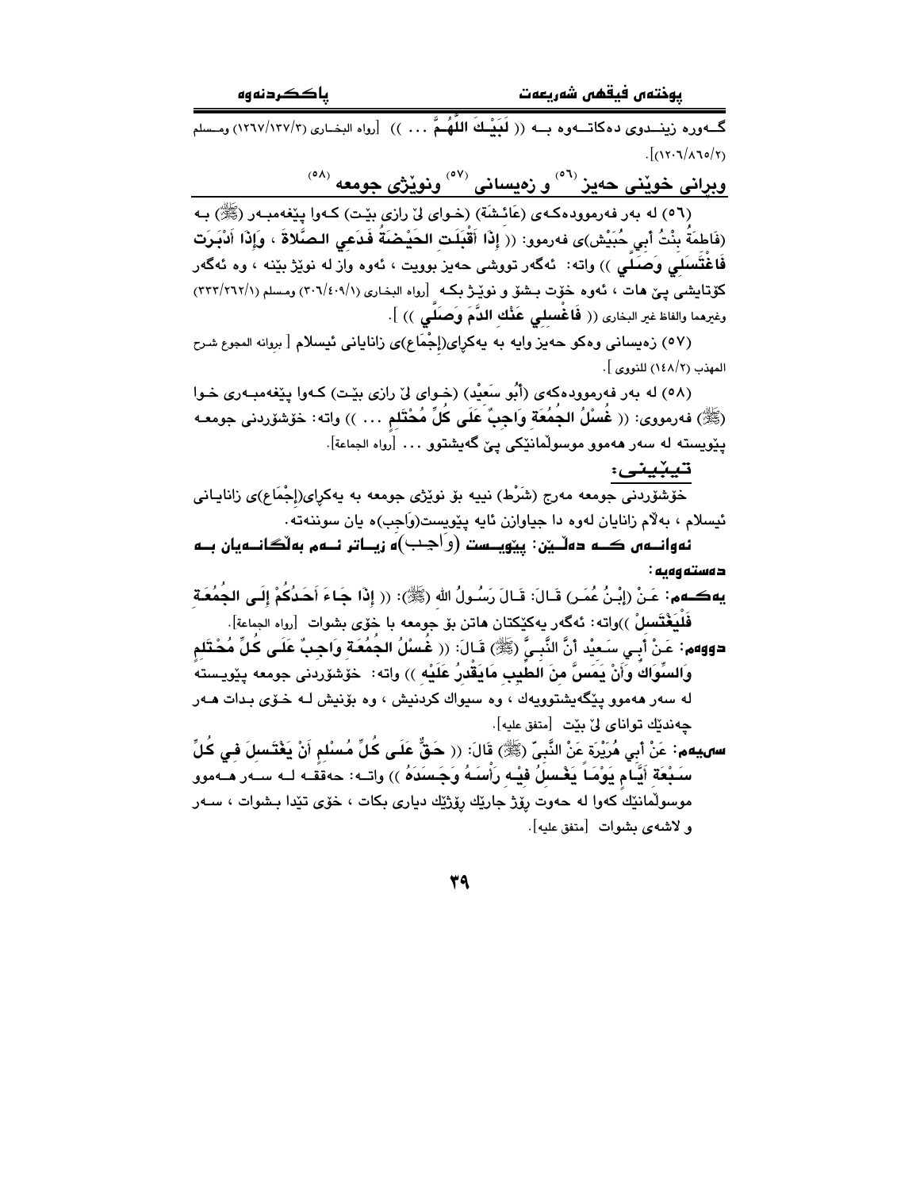گــەورە زینــدوی دەكاتــەوە بــە (( لَبَیْـكَ اللَّهُـمَّ ... )) [رواه البخـاری (١٢٦٧/١٣٧/٣) ومـسلم (١٢٠٦/٨٦٥/٢)].

## وبرانی خوێنی حەیز [٥٦] و زەیسانی [٥٧] ونوێژی جومعە [٥٨]

(٥٦) لە بەر فەرموودەكـەی (عَائِشَةَ) (خـوای لێ رازی بێـت) كـەوا پێغەمبـەر (ﷺ) بـە (فَاطِمَةَ بِنْتُ أَبِي حُبَيْش)ی فەرمووو: (( **إِذَا أَقْبَلَتِ الحَيْضَةُ فَدَعِي الصَّلاةَ ، وَإِذَا أَدْبَرَت فَاغْتَسِلِي وَصَلِّي** )) واتە: ئەگەر تووشی حەیز بوویت ، ئەوە واز لە نوێژ بێنە ، وە ئەگەر كۆتایشی پێ هات ، ئەوە خۆت بشۆ و نوێـژ بكـە [رواه البخاری (٣٠٦/٤٠٩/١) ومسلم (٣٣٣/٢٦٢/١) وغيرهما والفاظ غير البخاری (( **فَاغْسِلِي عَنْكِ الدَّمَ وَصَلِّي** )) ].

(٥٧) زەیسانی وەكو حەیز وایە بە یەكڕای(إِجْمَاع)ی زانایانی ئیسلام [ بروانە المجوع شرح المهذب (١٤٨/٢) للنووی ].

(٥٨) لە بەر فەرموودەكەی (أَبُو سَعِيْد) (خـوای لێ رازی بێـت) كـەوا پێغەمبـەری خـوا (ﷺ) فەرمووی: (( **غُسْلُ الجُمُعَةِ وَاجِبٌ عَلَى كُلِّ مُحْتَلِمٍ** ... )) واتە: خۆشۆردنی جومعـە پێویستە لە سەر هەموو موسوڵمانێكی پێ گەیشتوو ... [رواه الجماعة].

**تێبینی:**

خۆشۆردنی جومعە مەرج (شَرْط) نییە بۆ نوێژی جومعە بە یەكڕای(إِجْمَاع)ی زانایـانی ئیسلام ، بەڵام زانایان لەوە دا جیاوازن ئایە پێویست(وَاجِب)ە یان سوننەتە.

**ئەوانـەی كـە دەڵـێن: پێویـست (وَاجِـب)ە زیـاتر ئـەم بەڵگـانـەیان بـە دەستەوەیە:**

**یەكـەم:** عَـنْ (اِبْـنُ عُمَـر) قَـالَ: قَـالَ رَسُـولُ الله (ﷺ): (( **إِذَا جَاءَ أَحَدُكُمْ إِلَى الجُمُعَةِ فَلْيَغْتَسِلْ** ))واتە: ئەگەر یەكێكتان هاتن بۆ جومعە با خۆی بشوات [رواه الجماعة].

**دووەم:** عَـنْ أَبِـي سَـعِيْد أَنَّ النَّبِـيَّ (ﷺ) قَـالَ: (( **غُسْلُ الجُمُعَةِ وَاجِبٌ عَلَى كُلِّ مُحْتَلِمٍ وَالسِّوَاكُ وَأَنْ يَمَسَّ مِنَ الطِيبِ مَايَقْدِرُ عَلَيْهِ** )) واتە: خۆشۆردنی جومعە پێویستە لە سەر هەموو پێگەیشتوویەك ، وە سیواك كردنیش ، وە بۆنیش لـە خـۆی بـدات هـەر چەندێك توانای لێ بێت [متفق علیه].

**سێیەم:** عَنْ أَبِي هُرَيْرَةَ عَنْ النَّبِيِّ (ﷺ) قَالَ: (( **حَقٌّ عَلَى كُلِّ مُسْلِمٍ أَنْ يَغْتَسِلَ فِي كُلِّ سَبْعَةِ أَيَّامٍ يَوْمَاً يَغْسِلُ فِيْهِ رَأْسَهُ وَجَسَدَهُ** )) واتـە: حەققـە لـە سـەر هـەموو موسوڵمانێك كەوا لە حەوت ڕۆژ جارێك ڕۆژێك دیاری بكات ، خۆی تێدا بشوات ، سـەر و لاشەی بشوات [متفق علیه].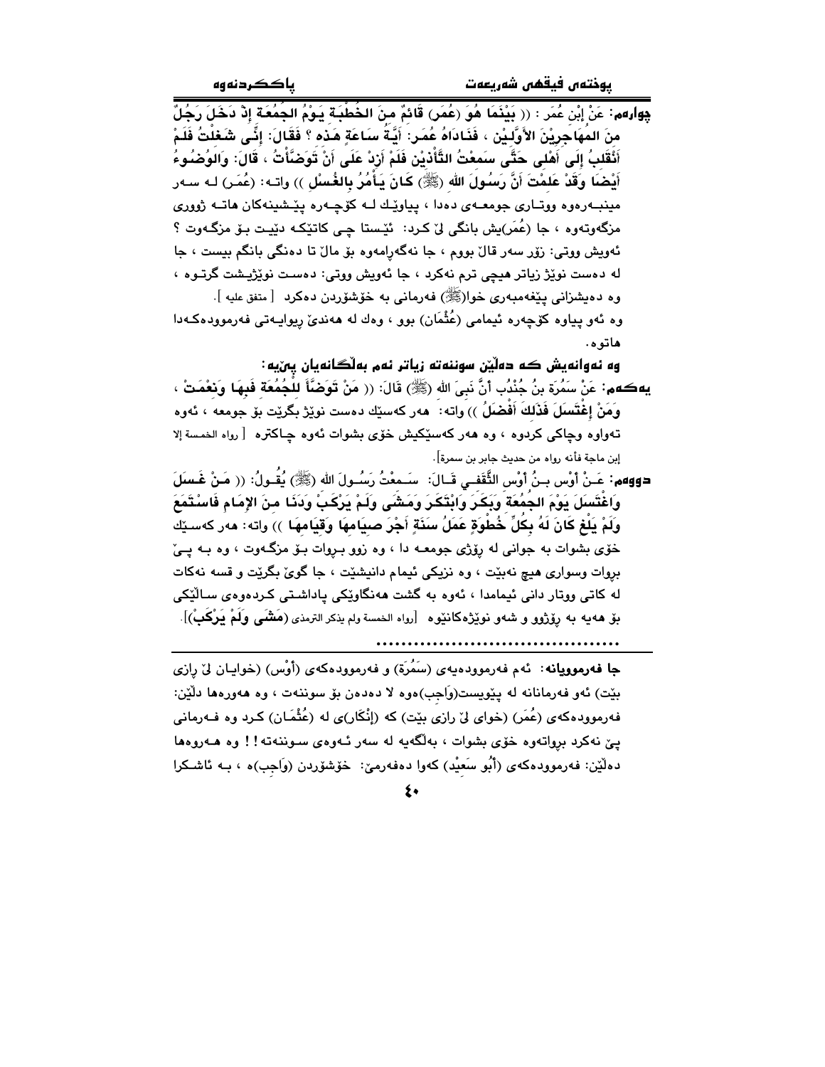**چوارەم:** عَنْ إبْنِ عُمَر : (( بَيْنَمَا هُوَ (عُمَر) قَائمٌ منَ الخُطْبَة يَوْمُ الجُمُعَة إذْ دَخَلَ رَجُلٌ منَ المُهَاجِرِيْنَ الأَوَّلِيْن ، فَنَادَاهُ عُمَر: أيَّةُ سَاعَةٍ هَذه ؟ فَقَالَ: إنِّى شَغَلْتُ فَلَمْ أَنْقَلِبُ إلَى أَهْلِى حَتَّى سَمِعْتُ التَّأْذِيْن فَلَمْ أَزِدْ عَلَى أَنْ تَوَضَّأْتُ ، قَالَ: وَالوُضُوءُ أَيْضَا وَقَدْ عَلِمْتَ أَنَّ رَسُولَ الله (ﷺ) كَانَ يَأْمُرُ بِالغُسْلِ )) واتە: (عُمَر) لە سەر مينبەرەوە ووتاری جومعەی دەدا ، پیاوێك لە كۆچەرە پێشینەكان هاتە ژووری مزگەوتەوە ، جا (عُمَر)یش بانگی لێ كرد: ئێستا چی كاتێكە دێیت بۆ مزگەوت ؟ ئەویش ووتی: زۆر سەر قاڵ بووم ، جا نەگەڕامەوە بۆ ماڵ تا دەنگی بانگم بیست ، جا لە دەست نوێژ زیاتر هیچی ترم نەكرد ، جا ئەویش ووتی: دەست نوێژیشت گرتوە ، وە دەیشزانی پێغەمبەری خوا(ﷺ) فەرمانی بە خۆشۆردن دەكرد [ متفق عليه ].

وە ئەو پیاوە كۆچەرە ئیمامی (عُثْمَان) بوو ، وەك لە هەندێ ڕیوایەتی فەرموودەكەدا هاتوە.

**وە ئەوانەیش كە دەڵێن سوننەتە زیاتر ئەم بەڵگانەیان پێیە:**

**یەكەم:** عَنْ سَمُرَة بنُ جُنْدُب أنَّ نَبِيَ الله (ﷺ) قَالَ: (( مَنْ تَوَضَّأَ للْجُمُعَة فَبِهَا وَنِعْمَتْ ، وَمَنْ إغْتَسَلَ فَذَلكَ أَفْضَلُ )) واتە: هەر كەسێك دەست نوێژ بگرێت بۆ جومعە ، ئەوە تەواوە وچاكی كردوە ، وە هەر كەسێكیش خۆی بشوات ئەوە چاكترە [ رواه الخمسة إلا إبن ماجة فأنه رواه من حديث جابر بن سمرة].

**دووەم:** عَنْ أَوْس بنُ أَوْس الثَّقَفي قَالَ: سَمِعْتُ رَسُولَ الله (ﷺ) يُقُولُ: (( مَنْ غَسَلَ وَاغْتَسَلَ يَوْمَ الجُمُعَة وَبَكَرَ وَابْتَكَرَ وَمَشَى وَلَمْ يَرْكَبْ وَدَنَا منَ الإمَام فَاسْتَمَعَ وَلَمْ يَلْغُ كَانَ لَهُ بِكُلِّ خُطْوَةٍ عَمَلُ سَنَةٍ أَجْرَ صِيَامِهَا وَقِيَامِهَا )) واتە: هەر كەسێك خۆی بشوات بە جوانی لە ڕۆژی جومعە دا ، وە زوو بڕوات بۆ مزگەوت ، وە بە پێ بڕوات وسواری هیچ نەبێت ، وە نزیكی ئیمام دانیشێت ، جا گوێ بگرێت و قسە نەكات لە كاتی ووتار دانی ئیمامدا ، ئەوە بە گشت هەنگاوێكی پاداشتی كردەوەی ساڵێكی بۆ هەیە بە ڕۆژوو و شەو نوێژەكانێوە [رواه الخمسة ولم يذكر الترمذي (مَشَى وَلَمْ يَرْكَبْ)].

........................................

**جا فەرموویانە:** ئەم فەرموودەیەی (سَمُرَة) و فەرموودەكەی (أَوْس) (خوایان لێ ڕازی بێت) ئەو فەرمانانە لە پێویست(وَاجِب)ەوە لا دەدەن بۆ سوننەت ، وە هەروەها دڵێن: فەرموودەكەی (عُمَر) (خوای لێ ڕازی بێت) كە (إنْكَار)ی لە (عُثْمَان) كرد وە فەرمانی پێ نەكرد بڕواتەوە خۆی بشوات ، بەڵگەیە لە سەر ئەوەی سوننەتە! ! وە هەروەها دەڵێن: فەرموودەكەی (أَبُو سَعِيْد) كەوا دەفەرمێ: خۆشۆردن (وَاجِب)ە ، بە ئاشكرا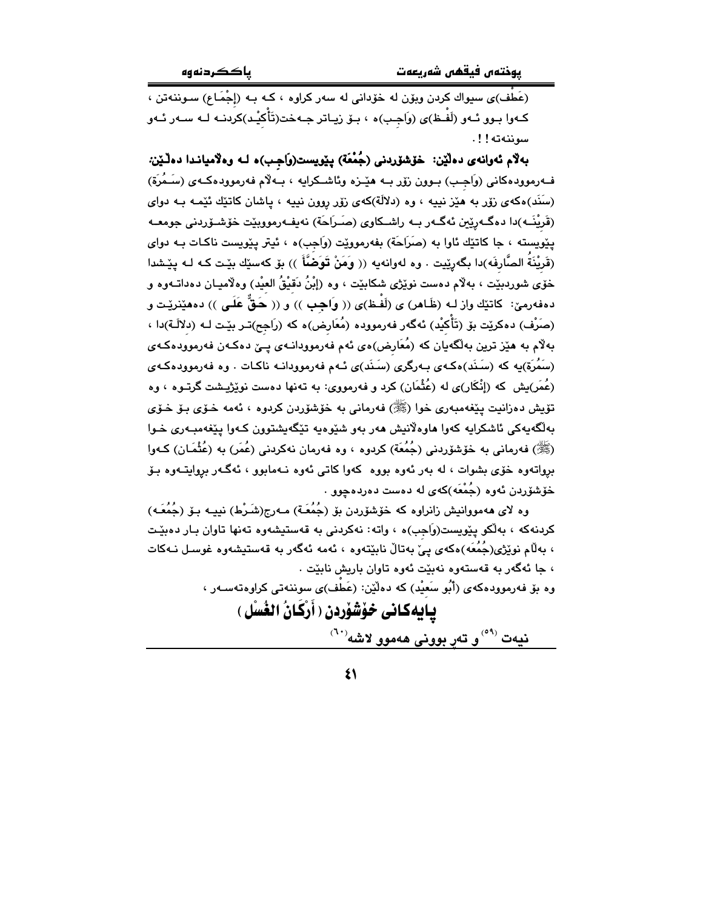(عَطْف)ی سیواك كردن وبۆن له خۆدانی له سەر كراوە ، كـە بـە (إِجْمَـاع) سـوننەتن ، كـەوا بـوو ئـەو (لَفْـظ)ی (وَاجِـب)ە ، بـۆ زیـاتر جـەخت(تَأْكِيْد)كردنـە لـە سـەر ئـەو سوننەتە ! ! .

**بەلام ئەوانەی دەلێن: خۆشۆردنی (جُمُعَة) پێویست(وَاجِب)ە لـە وەلامیانـدا دەلێین:**

فـەرموودەكانی (وَاجِـب) بـوون زۆر بـە هێـزە وئاشـكرایە ، بـەلام فەرموودەكـەی (سَمُرَة) (سَنَد)ەكەی زۆر بە هێز نییە ، وە (دلالَة)كەی زۆر روون نییە ، پاشان كاتێك ئێمـە بـە دوای (قَرِيْنَـە)دا دەگـەرێین ئەگـەر بـە راشـكاوی (صَـرَاحَة) نەیفـەرموو‌بێت خۆشـۆردنی جومعـە پێویستە ، جا كاتێك ئاوا بە (صَرَاحَة) بفەرمووێت (وَاجِب)ە ، ئیتر پێویست ناكـات بـە دوای (قَرِيْنَةُ الصَّارِفَه)دا بگەرێیت . وە لەوانەیە (( وَمَنْ تَوَضَّأَ )) بۆ كەسێك بێـت كـە لـە پێـشدا خۆی شوردبێت ، بەلام دەست نوێژی شكابێت ، وە (إِبْنُ دَقِيْقُ العِيْد) وەلامیـان دەداتـەوە و دەفەرمێ: كاتێك واز لـە (ظَـاهِر) ی (لَفْـظ)ی (( وَاجِب )) و (( حَقٌّ عَلَى )) دەهێنرێـت و (صَرْف) دەكرێت بۆ (تَأْكِيْد) ئەگەر فەرموودە (مُعَارِض)ە كە (رَاجِح)تـر بێـت لـە (دلالَـة)دا ، بەلام بە هێز ترین بەلگەیان كە (مُعَارِض)ەی ئەم فەرموودانـەی پـێ دەكـەن فەرموودەكـەی (سَمُرَة)یە كە (سَنَد)ەكـەی بـەرگری (سَنَد)ی ئـەم فەرموودانـە ناكـات . وە فەرموودەكـەی (عُمَر)یش كە (إِنْكَار)ی لە (عُثْمَان) كرد و فەرمووی: بە تەنها دەست نوێژیـشت گرتـوە ، وە تۆیش دەزانیت پێغەمبەری خوا (ﷺ) فەرمانی بە خۆشۆردن كردوە ، ئەمە خـۆی بـۆ خـۆی بەلگەیەكی ئاشكرایە كەوا هاوەلانیش هەر بەو شێوەیە تێگەیشتوون كـەوا پێغەمبـەری خـوا (ﷺ) فەرمانی بە خۆشۆردنی (جُمُعَة) كردوە ، وە فەرمان نەكردنی (عُمَر) بە (عُثْمَـان) كـەوا بڕواتەوە خۆی بشوات ، لە بەر ئەوە بووە كەوا كاتی ئەوە نـەمابوو ، ئەگـەر بڕوایتـەوە بـۆ خۆشۆردن ئەوە (جُمْعَە)كەی لە دەست دەردەچوو .

وە لای هەمووانیش زانراوە كە خۆشۆردن بۆ (جُمُعَـة) مـەرج(شَـرْط) نییـە بـۆ (جُمُعَـە) كردنەكە ، بەلكو پێویست(وَاجِب)ە ، واتە: نەكردنی بە قەستیشەوە تەنها تاوان بـار دەبێـت ، بەلام نوێژی(جُمُعَە)كەی پێ بەتاڵ نابێتەوە ، ئەمە ئەگەر بە قەستیشەوە غوسـل نـەكات ، جا ئەگەر بە قەستەوە نەبێت ئەوە تاوان باریش نابێت .

وە بۆ فەرموودەكەی (أَبُو سَعِيْد) كە دەلێن: (عَطْف)ی سوننەتی كراوەتەسـەر ،

## پایەكانی خۆشۆردن ( أَرْكَانُ الغُسْل )

**نیەت [59] و تەڕ بوونی هەموو لاشە[60]**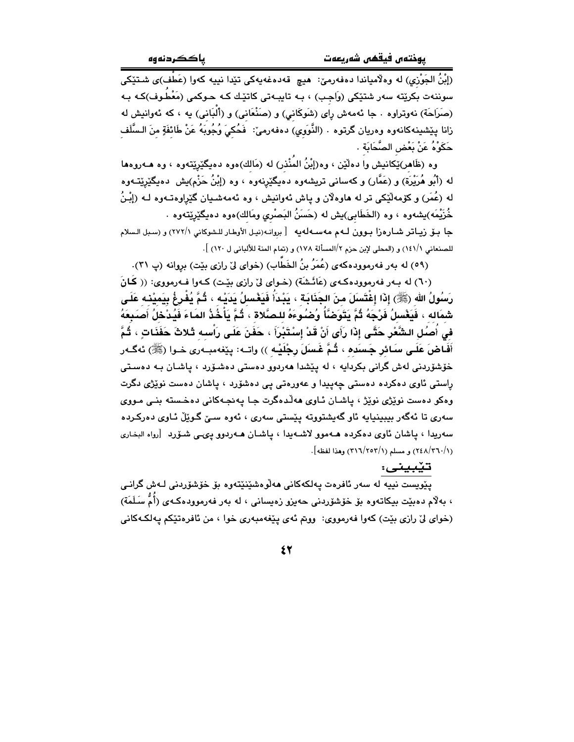(إبْنُ الجَوْزِي) لە وەلامیاندا دەفەرمێ: هیچ قەدەغەیەکی تێدا نییە کەوا (عَطْف)ی شـتێکی سوننەت بکرێتە سەر شتێکی (وَاجِب) ، بـە تایبـەتی کاتێـك كـە حـوكمی (مَعْطُـوف)كـە بـە (صَرَاحَة) نەوتراوە . جا ئەمەش ڕای (شَوكَاني) و (صَنْعَاني) و (أَلْبَاني) یە ، كە ئەوانیش لە زانا پێشینەکانەوە وەریان گرتوە . (النَّوَوِي) دەفەرمێ: فَحُكِيَ وُجُوبَهُ عَنْ طَائِفَةٍ مِنَ السَّلَفِ حَكَوْهُ عَنْ بَعْضِ الصَّحَابَةِ .

وە (ظَاهِر)یەکانیش وا دەلێن ، وە(إبْنُ المُنْذِر) لە (مَالِك)ەوە دەیگێڕێتەوە ، وە هـەروەها لە (أَبُو هُرَيْرَة) و (عَمَّار) و کەسانی تریشەوە دەیگێڕنەوە ، وە (إبْنُ حَزْم)یش دەیگێڕێتـەوە لە (عُمَر) و کۆمەڵێکی تر لە هاوەڵان و پاش ئەوانیش ، وە ئەمەشـیان گێڕاوەتـەوە لـە (إبْـنُ خُزَيْمَه)یشەوە ، وە (الخَطَابِي)یش لە (حَسَنُ البَصْرِي ومَالِك)ەوە دەیگێڕێتەوە .

جا بـۆ زیـاتر شـارەزا بـوون لـەم مەسـەلەیە [ بروانـە(نیـل الأوطـار للـشوكاني ٢٧٢/١) و (سـبل الـسلام للصنعاني ١٤١/١) و (المحلى لإبن حزم ٢/المسألة ١٧٨) و (تمام المنة للألباني ل ١٢٠) ].

(٥٩) لە بەر فەرموودەکەی (عُمَرُ بنُ الخَطَّاب) (خوای لێ ڕازی بێت) بروانە (پ ٣١).

(٦٠) لە بـەر فەرموودەکـەی (عَائِشَة) (خـوای لێ ڕازی بێـت) کـەوا فـەرمووی: (( **كَانَ رَسُولُ الله (ﷺ) إذَا إغْتَسَلَ مِنَ الجَنَابَةِ ، يَبْدَأُ فَيَغْسِلُ يَدَيْهِ ، ثُمَّ يُفْرِغُ بِيَمِيْنِهِ عَلَى شِمَالِهِ ، فَيَغْسِلُ فَرْجَهُ ثُمَّ يَتَوَضَّأُ وُضُوءَهُ لِلصَّلاةِ ، ثُمَّ يَأْخُذُ المَاءَ فَيُدْخِلُ أَصَابِعَهُ فِي أُصُولِ الشَّعْرِ حَتَّى إذَا رَأَى أَنْ قَدْ إسْتَبْرَأَ ، حَفَنَ عَلَى رَأْسِهِ ثَلاثَ حَفَنَاتٍ ، ثُمَّ أَفَاضَ عَلَى سَائِرِ جَسَدِهِ ، ثُمَّ غَسَلَ رِجْلَيْهِ** )) واتـە: پێغەمبـەری خـوا (ﷺ) ئەگـەر خۆشۆردنی لەش گرانی بکردایە ، لە پێشدا هەردوو دەستی دەشـۆرد ، پاشـان بـە دەسـتی ڕاستی ئاوی دەکردە دەستی چەپیدا و عەورەتی پی دەشۆرد ، پاشان دەست نوێژی دگرت وەکو دەست نوێژی نوێژ ، پاشـان ئـاوی هەڵدەگرت جـا پەنجـەکانی دەخـستە بنـی مـووی سەری تا ئەگەر بیبینیایە ئاو گەیشتووتە پێستی سەری ، ئەوە سـێ گـوێڵ ئـاوی دەرکـردە سەریدا ، پاشان ئاوی دەکردە هـەموو لاشـەیدا ، پاشـان هـەردوو پـێی شـۆرد [رواه البخاری (٢٤٨/٣٦٠/١) و مسلم (٣١٦/٢٥٣/١) وهذا لفظه].

### تێبینی:

پێویست نییە لە سەر ئافرەت پەلکەکانی هەڵوەشێنێتەوە بۆ خۆشۆردنی لـەش گرانـی ، بەڵام دەبێت بیکاتەوە بۆ خۆشۆردنی حەیزو زەیسانی ، لە بەر فەرموودەکـەی (أُمُّ سَلَمَة) (خوای لێ ڕازی بێت) کەوا فەرمووی: ووتم ئەی پێغەمبەری خوا ، من ئافرەتێکم پەلکـەکانی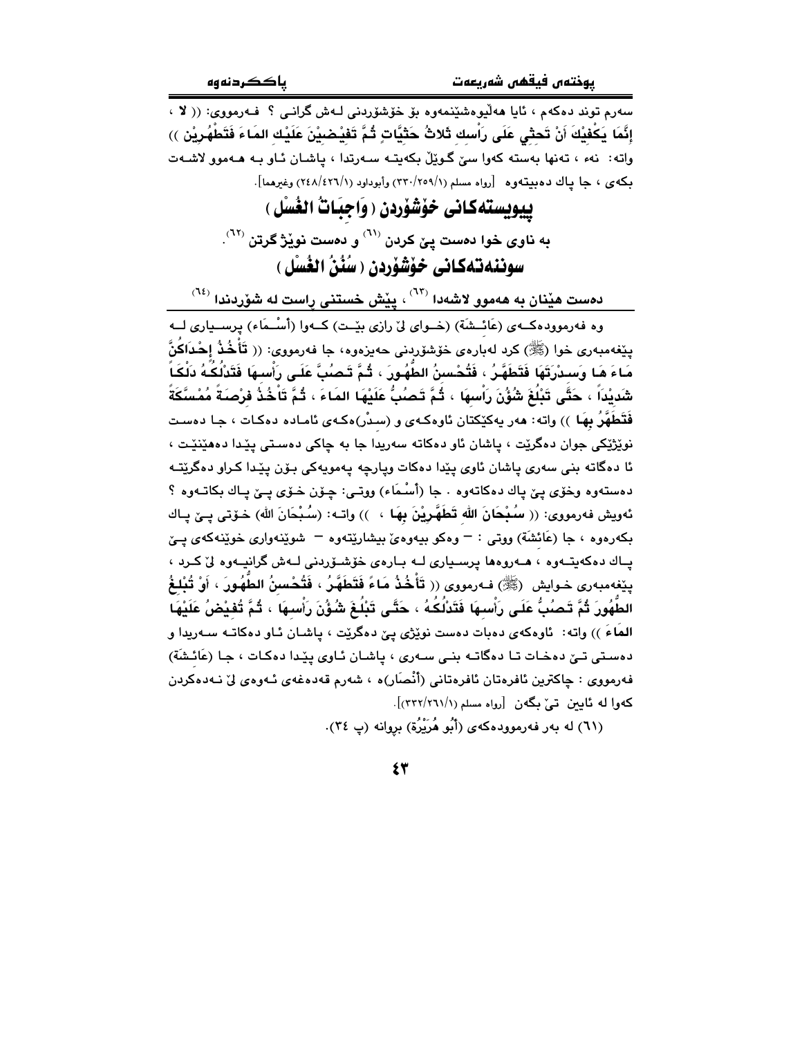سەرم توند دەکەم ، ئایا هەڵیوەشێنمەوە بۆ خۆشۆردنی لـەش گرانـی ؟ فـەرمووی: (( لا ، إِنَّمَا يَكْفِيْكَ أَنْ تَحثِي عَلَى رَأسِكِ ثلاثَ حَثَيَاتٍ ثُمَّ تَفِيْضِيْنَ عَلَيْكِ المَاءَ فَتَطْهُرِيْن )) واتە: نەء ، تەنها بەستە کەوا سێ گوێڵ بکەیتـە سـەرتدا ، پاشـان ئـاو بـە هـەموو لاشـەت بکەی ، جا پاك دەبیتەوە [رواه مسلم (٣٣٠/٢٥٩/١) وأبوداود (٢٤٨/٤٢٦/١) وغيرهما].

## پێویستەکانی خۆشۆردن ( وَاجِبَاتُ الغُسْل )

به ناوی خوا دەست پێ کردن [٦١] و دەست نوێژ گرتن [٦٢].

## سوننەتەکانی خۆشۆردن ( سُنُنُ الغُسْل )

دەست هێنان بە هەموو لاشەدا [٦٣] ، پێش خستنی ڕاست لە شۆردندا [٦٤]

وە فەرموودەکـەی (عَائِـشَة) (خـوای لێ رازی بێـت) کـەوا (أسْـمَاء) پرسـیاری لـە پێغەمبەری خوا (ﷺ) کرد لەبارەی خۆشۆردنی حەیزەوە، جا فەرمووی: (( تَأْخُذُ إِحْدَاكُنَّ مَاءَ هَا وَسِدْرَتَهَا فَتَطَهَّرُ ، فَتُحْسِنُ الطُّهُورَ ، ثُمَّ تَصُبُّ عَلَى رَأْسِهَا فَتَدْلُكُهُ دَلْكَاً شَدِيْدَاً ، حَتَّى تَبْلُغَ شُؤُنَ رَأسِهَا ، ثُمَّ تَصُبُّ عَلَيْهَا المَاءَ ، ثُمَّ تَأْخُذُ فِرْصَةً مُمَسَّكَةً فَتَطَهَّرُ بِهَا )) واتە: هەر یەکێکتان ئاوەکـەی و (سدْر)ەکـەی ئامـادە دەکـات ، جـا دەسـت نوێژێکی جوان دەگرێت ، پاشان ئاو دەکاتە سەریدا جا بە چاکی دەسـتی پێدا دەهێنێـت ، تا دەگاتە بنی سەری پاشان ئاوی پێدا دەکات وپارچە پەمویەکی بـۆن پێدا کـراو دەگرێتـە دەستەوە وخۆی پێ پاك دەکاتەوە . جا (أسْمَاء) ووتـی: چـۆن خـۆی پـێ پـاك بکاتـەوە ؟ ئەویش فەرمووی: (( سُبْحَانَ الله تَطَهَّرِيْنَ بِهَا ، )) واتـە: (سُبْحَانَ الله) خـۆتی پـێ پـاك بکەرەوە ، جا (عَائِشَة) ووتی : — وەکو بیەوەیَ بیشارێتەوە — شوێنەواری خوێنەکەی پـێ پـاك دەکەیتـەوە ، هـەروەها پرسـیاری لـە بـارەی خۆشـۆردنی لـەش گرانیـەوە لێ کـرد ، پێغەمبەری خـوایش (ﷺ) فـەرمووی (( تَأْخُذُ مَاءً فَتَطَهَّرُ ، فَتُحْسِنُ الطُّهُورَ ، أَوْ تُبْلِغُ الطُّهُورَ ثُمَّ تَصُبُّ عَلَى رَأْسِهَا فَتَدْلُكُهُ ، حَتَّى تَبْلُغَ شُؤُنَ رَأْسِهَا ، ثُمَّ تُفِيْضُ عَلَيْهَا المَاءَ )) واتە: ئاوەکەی دەبات دەست نوێژی پێ دەگرێت ، پاشـان ئـاو دەکاتـە سـەریدا و دەسـتی تـێ دەخـات تـا دەگاتـە بنـی سـەری ، پاشـان ئـاوی پێدا دەکـات ، جـا (عَائِشَة) فەرمووی : چاکترین ئافرەتان ئافرەتانی (أنْصَار)ە ، شەرم قەدەغەی ئـەوەی لێ نـەدەکردن کەوا لە ئاین تێ بگەن [رواه مسلم (٣٣٢/٢٦١/١)].

(٦١) لە بەر فەرموودەکەی (أَبُو هُرَيْرَة) بڕوانە (پ ٣٤).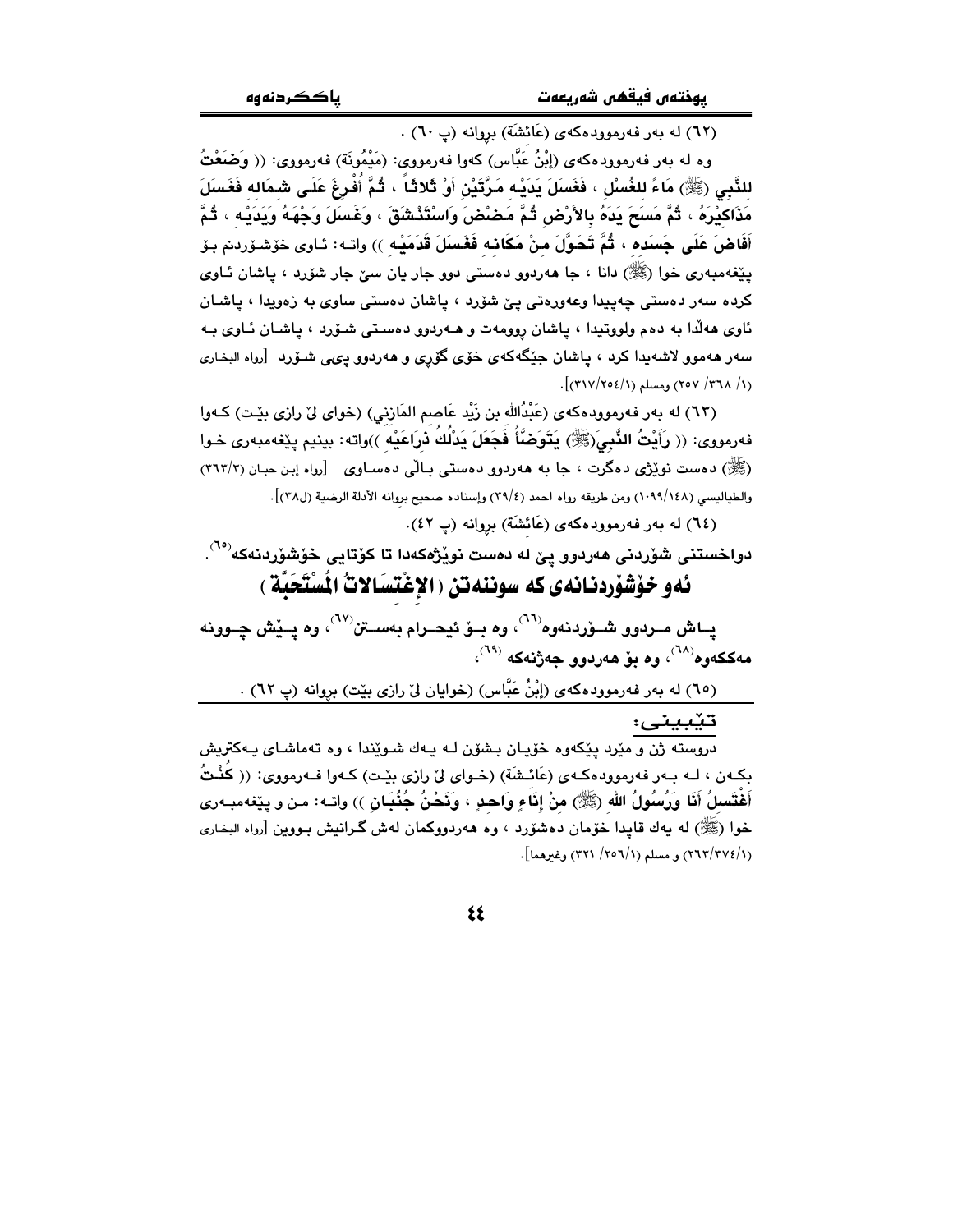(٦٢) له بهر فهرمووده‌كه‌ى (عَائشَة) بروانه (پ ٦٠) .

وه له بهر فهرمووده‌كه‌ى (إبْنُ عَبَّاس) كه‌وا فه‌رمووى: (مَيْمُونَة) فه‌رمووى: (( **وَضَعْتُ للنَّبِي (ﷺ) مَاءً للغُسْل ، فَغَسَلَ يَدَيْه مَرَّتَيْنِ أوْ ثَلاثاً ، ثُمَّ أفْرَغَ عَلَى شمَاله فَغَسَلَ مَذَاكيْرَهُ ، ثُمَّ مَسَحَ يَدَهُ بالأرْض ثُمَّ مَضْمَضَ وَاسْتَنْشَقَ ، وغَسَلَ وَجْهَهُ وَيَدَيْه ، ثُمَّ أفَاضَ عَلَى جَسَده ، ثُمَّ تَحَوَّلَ منْ مَكَانه فَغَسَلَ قَدَمَيْه** )) واته: ئاوى خۆشۆردنم بۆ پێغه‌مبه‌رى خوا (ﷺ) دانا ، جا هه‌ردوو ده‌ستى دوو جار يان سێ جار شۆرد ، پاشان ئاوى كرده سه‌ر ده‌ستى چه‌پيدا وعه‌وره‌تى پێ شۆرد ، پاشان ده‌ستى ساوى به زه‌ويدا ، پاشان ئاوى هه‌ڵدا به ده‌م ولووتيدا ، پاشان رووه‌ت و هه‌ردوو ده‌ستى شۆرد ، پاشان ئاوى به سه‌ر هه‌موو لاشه‌يدا كرد ، پاشان جێگه‌كه‌ى خۆى گۆرى و هه‌ردوو پێى شۆرد [رواه البخارى (١/ ٣٦٨/ ٢٥٧) ومسلم (١/٢٥٤/٣١٧)].

(٦٣) له بهر فهرمووده‌كه‌ى (عَبْدُالله بن زَيْد عَاصم المَازني) (خواى لێ رازى بێت) كه‌وا فه‌رمووى: (( **رَأيْتُ النَّبِيَ(ﷺ) يَتَوَضَّأُ فَجَعَلَ يَدْلُكُ ذرَاعَيْه** ))واته: بينيم پێغه‌مبه‌رى خوا (ﷺ) ده‌ست نوێژى ده‌گرت ، جا به هه‌ردوو ده‌ستى باڵى ده‌ساوى [رواه إبن حبان (٣/٣٦٣) والطياليسي (١٤٨/١٠٩٩) ومن طريقه رواه احمد (٤/٣٩) وإسناده صحيح بروانه الأدلة الرضية (ل٣٨)].

(٦٤) له بهر فهرمووده‌كه‌ى (عَائشَة) بروانه (پ ٤٢).

**دواخستنى شۆردنى هه‌ردوو پێ له ده‌ست نوێژه‌كه‌دا تا كۆتايى خۆشۆردنه‌كه**[٦٥].

## ئه‌و خۆشۆردنانه‌ى كه سوننه‌تن (الإغْتسَالاتُ المُسْتَحَبَّة)

**پاش مردوو شۆردنه‌وه**[٦٦]، **وه بۆ ئيحرام به‌ستن**[٦٧]، **وه پێش چوونه مه‌ككه‌وه**[٦٨]، **وه بۆ هه‌ردوو جه‌ژنه‌كه**[٦٩]،

(٦٥) له بهر فهرمووده‌كه‌ى (إبْنُ عَبَّاس) (خوايان لێ رازى بێت) بروانه (پ ٦٢) .

### تێبينى:

دروسته ژن و مێرد پێكه‌وه خۆيان بشۆن له يه‌ك شوێندا ، وه ته‌ماشاى يه‌كتريش بكه‌ن ، له بهر فهرمووده‌كه‌ى (عَائشَة) (خواى لێ رازى بێت) كه‌وا فه‌رمووى: (( **كُنْتُ أغْتَسلُ أنَا وَرَسُولُ الله (ﷺ) منْ إنَاءٍ وَاحدٍ ، وَنَحْنُ جُنُبَان** )) واته: من و پێغه‌مبه‌رى خوا (ﷺ) له يه‌ك قاپدا خۆمان ده‌شۆرد ، وه هه‌ردووكمان له‌ش گرانيش بووين [رواه البخارى (١/٣٧٤/٢٦٣) و مسلم (١/٢٥٦/ ٣٢١) وغيرهما].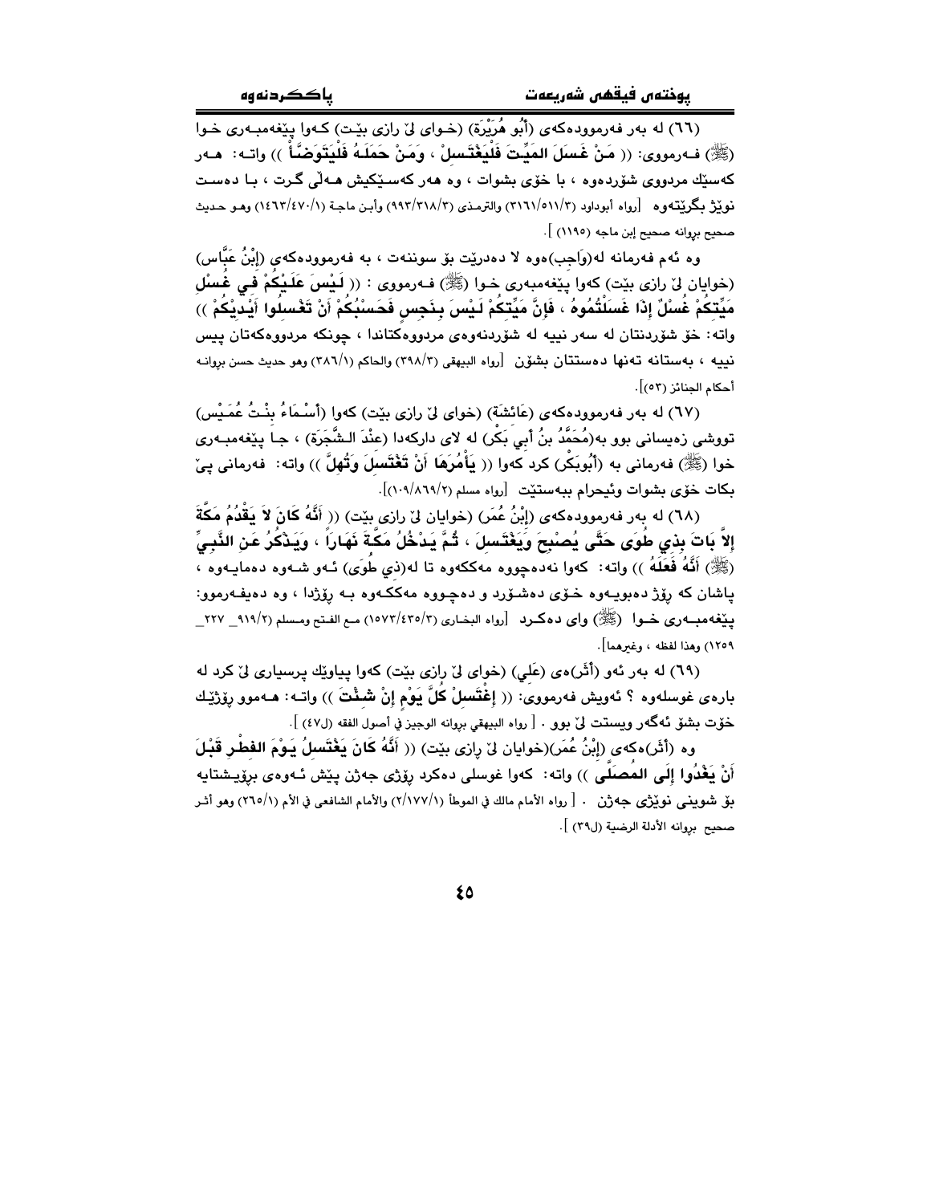(٦٦) له بەر فەرموودەكەی (أَبُو هُرَيْرَة) (خـوای لیّ رازی بیّـت) كـەوا پیّغەمبـەری خـوا (ﷺ) فـەرمووی: (( مَنْ غَسَلَ المَيِّتَ فَلْيَغْتَسِلْ ، وَمَنْ حَمَلَهُ فَلْيَتَوَضَّأْ )) واتـە: هـەر كەسێك مردووی شۆردەوە ، با خۆی بشوات ، وە هەر كەسـێكیش هـەڵی گـرت ، بـا دەسـت نوێژ بگرێتەوە [رواه أبوداود (٣١٦١/٥١١/٣) والترمذي (٩٩٣/٣١٨/٣) وأبن ماجة (١٤٦٣/٤٧٠/١) وهو حديث صحيح بروانه صحيح إبن ماجه (١١٩٥) ].

وە ئەم فەرمانە لە(وَاجِب)ەوە لا دەدرێت بۆ سوننەت ، بە فەرموودەكەی (إِبْنُ عَبَّاس) (خوایان لیّ رازی بیّت) كەوا پیّغەمبەری خـوا (ﷺ) فـەرمووی : (( لَيْسَ عَلَيْكُمْ فِي غُسْلِ مَيِّتِكُمْ غُسْلٌ إِذَا غَسَلْتُمُوهُ ، فَإِنَّ مَيِّتَكُمْ لَيْسَ بِنَجِسٍ فَحَسْبُكُمْ أَنْ تَغْسِلُوا أَيْدِيَكُمْ )) واتە: خۆ شۆردنتان لە سەر نییە لە شۆردنەوەی مردووەكتاندا ، چونكە مردووەكەتان پیس نییە ، بەستانە تەنها دەستتان بشۆن [رواه البيهقي (٣٩٨/٣) والحاكم (٣٨٦/١) وهو حديث حسن بروانه أحكام الجنائز (٥٣)].

(٦٧) لە بەر فەرموودەكەی (عَائِشَة) (خوای لیّ رازی بیّت) كەوا (أَسْمَاءُ بِنْتُ عُمَيْس) تووشی زەیسانی بوو بە(مُحَمَّدُ بنُ أَبِي بَكْر) لە لای داركەدا (عِنْدَ الشَّجَرَة) ، جـا پیّغەمبـەری خوا (ﷺ) فەرمانی بە (أَبُوبَكْر) كرد كەوا (( يَأْمُرَهَا أَنْ تَغْتَسِلَ وَتُهِلَّ )) واتە: فەرمانی پیّ بكات خۆی بشوات وئیحرام ببەستێت [رواه مسلم (١٠٩/٨٦٩/٢)].

(٦٨) لە بەر فەرموودەكەی (إِبْنُ عُمَر) (خوایان لیّ رازی بیّت) (( أَنَّهُ كَانَ لاَ يَقْدُمُ مَكَّةَ إِلاَّ بَاتَ بِذِي طُوَى حَتَّى يُصْبِحَ وَيَغْتَسِلَ ، ثُمَّ يَدْخُلُ مَكَّةَ نَهَاراً ، وَيَذْكُرُ عَنِ النَّبِيِّ (ﷺ) أَنَّهُ فَعَلَهُ )) واتە: كەوا نەدەچووە مەككەوە تا لە(ذِي طُوَى) ئـەو شـەوە دەمایـەوە ، پاشان كە رۆژ دەبویـەوە خـۆی دەشـۆرد و دەچـووە مەككـەوە بـە رۆژدا ، وە دەیفـەرموو: پیّغەمبـەری خـوا (ﷺ) وای دەكـرد [رواه البخـاري (١٥٧٣/٤٣٥/٣) مـع الفـتح ومسلم (٩١٩/٢_ ٢٢٧_ ١٢٥٩) وهذا لفظه ، وغيرهما].

(٦٩) لە بەر ئەو (أَثَر)ەی (عَلِي) (خوای لیّ رازی بیّت) كەوا پیاوێك پرسیاری لیّ كرد لە بارەی غوسلەوە ؟ ئەویش فەرمووی: (( إِغْتَسِلْ كُلَّ يَوْمٍ إِنْ شِئْتَ )) واتـە: هـەموو رۆژێك خۆت بشۆ ئەگەر ویستت لیّ بوو . [ رواه البيهقي بروانه الوجيز في أصول الفقه (ل٤٧) ].

وە (أَثَر)ەكەی (إِبْنُ عُمَر)(خوایان لیّ رازی بیّت) (( أَنَّهُ كَانَ يَغْتَسِلُ يَوْمَ الفِطْرِ قَبْلَ أَنْ يَغْدُوا إِلَى المُصَلَّى )) واتە: كەوا غوسلی دەكرد رۆژی جەژن پێش ئـەوەی بڕۆیـشتایە بۆ شوینی نوێژی جەژن . [ رواه الأمام مالك في الموطأ (٢/١٧٧/١) والأمام الشافعي في الأم (٢٦٥/١) وهو أثر صحيح بروانه الأدلة الرضية (ل٣٩) ].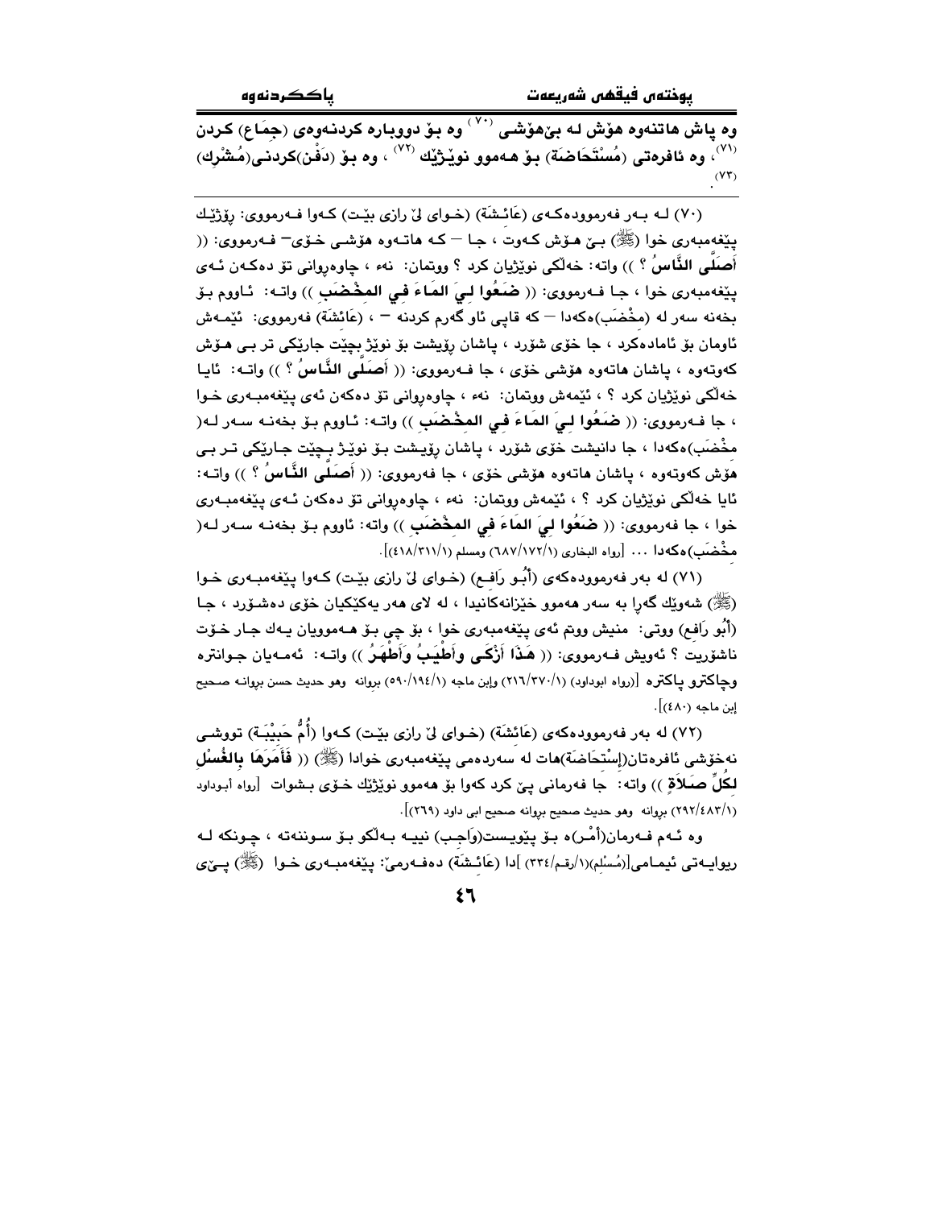وە پاش هاتنەوە هۆش لە بێهۆشی [٧٠] وە بۆ دووبارە کردنەوەی (جِمَاع) کردن [٧١]، وە ئافرەتی (مُسْتَحَاضَة) بۆ هەموو نوێژێك [٧٢]، وە بۆ (دَفْن)کردنی(مُشْرِك) [٧٣].

---

(٧٠) لە بەر فەرموودەکەی (عَائـشَة) (خـوای لێ رازی بێـت) کـەوا فـەرمووی: رۆژێـك پێغەمبەری خوا (ﷺ) بـێ هـۆش کـەوت ، جـا — کـە هاتـەوە هۆشـی خـۆی— فـەرمووی: (( أَصَلَّى النَّاسُ ؟ )) واتە: خەڵکی نوێژیان کرد ؟ ووتمان: نەء ، چاوەڕوانی تۆ دەکـەن ئـەی پێغەمبەری خوا ، جا فـەرمووی: (( ضَعُوا لِيَ المَاءَ فِي المِخْضَبِ )) واتـە: ئـاووم بـۆ بخەنە سەر لە (مِخْضَب)ەکەدا — کە قاپی ئاو گەرم کردنە — ، (عَائِشَة) فەرمووی: ئێمـەش ئاومان بۆ ئامادەکرد ، جا خۆی شۆرد ، پاشان رۆیشت بۆ نوێژ بچێت جارێکی تر بـی هـۆش کەوتەوە ، پاشان هاتەوە هۆشی خۆی ، جا فـەرمووی: (( أَصَلَّى النَّاسُ ؟ )) واتـە: ئایـا خەڵکی نوێژیان کرد ؟ ، ئێمەش ووتمان: نەء ، چاوەڕوانی تۆ دەکەن ئەی پێغەمبـەری خـوا ، جا فـەرمووی: (( ضَعُوا لِيَ المَاءَ فِي المِخْضَبِ )) واتـە: ئـاووم بـۆ بخەنـە سـەر لـە( مِخْضَب)ەکەدا ، جا دانیشت خۆی شۆرد ، پاشان رۆیـشت بـۆ نوێـژ بـچێت جـارێکی تـر بـی هۆش کەوتەوە ، پاشان هاتەوە هۆشی خۆی ، جا فەرمووی: (( أَصَلَّى النَّاسُ ؟ )) واتـە: ئایا خەڵکی نوێژیان کرد ؟ ، ئێمەش ووتمان: نەء ، چاوەڕوانی تۆ دەکەن ئـەی پێغەمبـەری خوا ، جا فەرمووی: (( ضَعُوا لِيَ المَاءَ فِي المِخْضَبِ )) واتە: ئاووم بـۆ بخەنـە سـەر لـە( مِخْضَب)ەکەدا ... [رواه البخاري (١/١٧٢/٦٨٧) ومسلم (١/٣١١/٤١٨)].

(٧١) لە بەر فەرموودەکەی (أَبُـو رَافِـع) (خـوای لێ رازی بێـت) کـەوا پێغەمبـەری خـوا (ﷺ) شەوێك گەڕا بە سەر هەموو خێزانەکانیدا ، لە لای هەر یەکێکیان خۆی دەشـۆرد ، جـا (أَبُو رَافِع) ووتی: منیش ووتم ئەی پێغەمبەری خوا ، بۆ چی بـۆ هـەموویان یـەك جـار خـۆت ناشۆریت ؟ ئەویش فـەرمووی: (( هَذَا أَزْكَى وَأَطْيَبُ وَأَطْهَرُ )) واتـە: ئەمـەیان جـوانترە وچاکترو پاکترە [(رواه ابوداود) (١/٣٧٠/٢١٦) وإبن ماجه (١/١٩٤/٥٩٠) بروانه وهو حديث حسن بروانـه صحيح إبن ماجه (٤٨٠)].

(٧٢) لە بەر فەرموودەکەی (عَائِشَة) (خـوای لێ رازی بێـت) کـەوا (أُمُّ حَبِيْبَـة) تووشـی نەخۆشی ئافرەتان(إِسْتِحَاضَة)هات لە سەردەمی پێغەمبەری خوادا (ﷺ) (( فَأَمَرَهَا بِالغُسْلِ لِكُلِّ صَلَاةٍ )) واتە: جا فەرمانی پێ کرد کەوا بۆ هەموو نوێژێك خـۆی بـشوات [رواه أبـوداود (١/٤٨٣/٢٩٢) بروانه وهو حديث صحيح بروانه صحيح ابى داود (٢٦٩)].

وە ئـەم فـەرمان(أَمْـر)ە بـۆ پێویـست(وَاجِب) نییـە بـەڵکو بـۆ سـوننەتە ، چـونکە لـە ریوایـەتی ئیمـامی[(مُسْلِم)(١/رقم/٣٣٤) ]دا (عَائِشَة) دەفـەرمێ: پێغەمبـەری خـوا (ﷺ) پـێی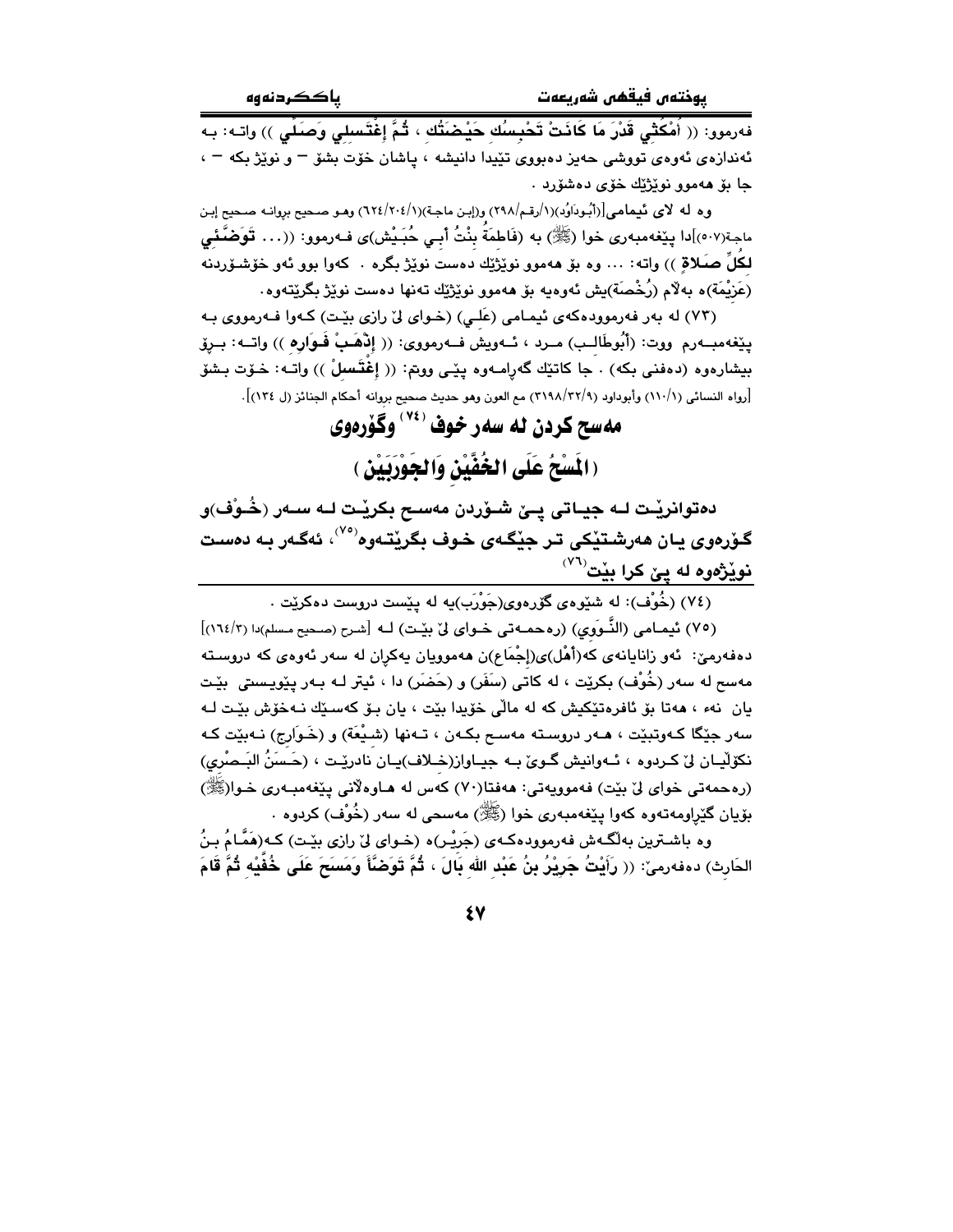فەرموو: (( أُمْكُثِي قَدْرَ مَا كَانَتْ تَحْبِسُكِ حَيْضَتُكِ ، ثُمَّ إغْتَسِلِي وَصَلِّي )) واتـە: بـە ئەندازەی ئەوەی تووشی حەیز دەبووی تێیدا دانیشە ، پاشان خۆت بشۆ – و نوێژ بکە – ، جا بۆ هەموو نوێژێك خۆی دەشۆرد .

وە لە لای ئیمامی[(أبُودَاوُد)(١/رقم/٢٩٨) و(إبن ماجـة)(١/٢٠٤/٦٢٤) وهـو صـحيح بروانـە صـحيح إبـن ماجـة(٥٠٧)]دا پێغەمبەری خوا (ﷺ) بە (فَاطِمَةُ بِنْتُ أَبِي حُبَيْش)ی فـەرموو: ((... تَوَضَّئِي لِكُلِّ صَلاةٍ )) واتە: ... وە بۆ هەموو نوێژێك دەست نوێژ بگرە . کەوا بوو ئەو خۆشـۆردنە (عَزِيْمَة)ە بەڵام (رُخْصَة)یش ئەوەیە بۆ هەموو نوێژێك تەنها دەست نوێژ بگرێتەوە.

(٧٣) لە بەر فەرموودەکەی ئیمـامی (عَلِي) (خـوای لێ رازی بێـت) کـەوا فـەرمووی بـە پێغەمبـەرم ووت: (أبُوطَالِب) مـرد ، ئـەویش فـەرمووی: (( إذْهَبْ فَوَارِهِ )) واتـە: بـڕۆ بیشارەوە (دەفنی بکە) . جا کاتێك گەڕامـەوە پێـی ووتم: (( إغْتَسِلْ )) واتـە: خـۆت بـشۆ [رواە النسائي (١/١١٠) وأبوداود (٩/٣٢/٣١٩٨) مع العون وهو حديث صحيح بروانە أحكام الجنائز (ل ١٣٤)].

## مەسح کردن لە سەر خوف [٧٤] وگۆرەوی

## ( الَمسْحُ عَلَى الخُفَّيْنِ وَالجَوْرَبَيْنِ )

**دەتوانرێـت لـە جیـاتی پـێ شـۆردن مەسـح بکرێـت لـە سـەر (خُـوْف)و گـۆرەوی یـان هەرشـتێکی تـر جێگـەی خـوف بگرێتـەوە[٧٥]، ئەگـەر بـە دەسـت نوێژەوە لە پێ کرا بێت[٧٦]**

---

(٧٤) (خُوْف): لە شێوەی گۆرەوی(جَوْرَب)یە لە پێست دروست دەکرێت .

(٧٥) ئیمـامی (النَّـوَوِي) (رەحمـەتی خـوای لێ بێـت) لـە [شرح (صحیح مسلم)دا (٣/١٦٤)] دەفەرمێ: ئەو زانایانەی کە(أهْل)ی(إجْمَاع)ن هەموویان یەکران لە سەر ئەوەی کە دروسـتە مەسح لە سەر (خُوْف) بکرێت ، لە کاتی (سَفَر) و (حَضَر) دا ، ئیتر لـە بـەر پێویـستی بێـت یان نەء ، هەتا بۆ ئافرەتێکیش کە لە ماڵی خۆیدا بێت ، یان بـۆ کەسـێك نـەخۆش بێـت لـە سەر جێگا کـەوتبێت ، هـەر دروسـتە مەسـح بکـەن ، تـەنها (شِيْعَة) و (خَـوَارِج) نـەبێت کـە نکۆڵیـان لێ کـردوە ، ئـەوانیش گـوێ بـە جیـاوازی(خـلاف)یـان نادرێـت ، (حَسَنُ البَـصْري) (رەحمەتی خوای لێ بێت) فەموویەتی: هەفتا(٧٠) کەس لە هـاوەڵانی پێغەمبـەری خـوا(ﷺ) بۆیان گێڕاومەتەوە کەوا پێغەمبەری خوا (ﷺ) مەسحی لە سەر (خُوْف) کردوە .

وە باشـترین بەڵگـەش فەرموودەکـەی (جَرِيْر)ە (خـوای لێ رازی بێـت) کـە(هَمَّـامُ بـنُ الحَارِث) دەفەرمێ: (( رَأَيْتُ جَرِيْرُ بنُ عَبْدِ اللهِ بَالَ ، ثُمَّ تَوَضَّأَ وَمَسَحَ عَلَى خُفَّيْهِ ثُمَّ قَامَ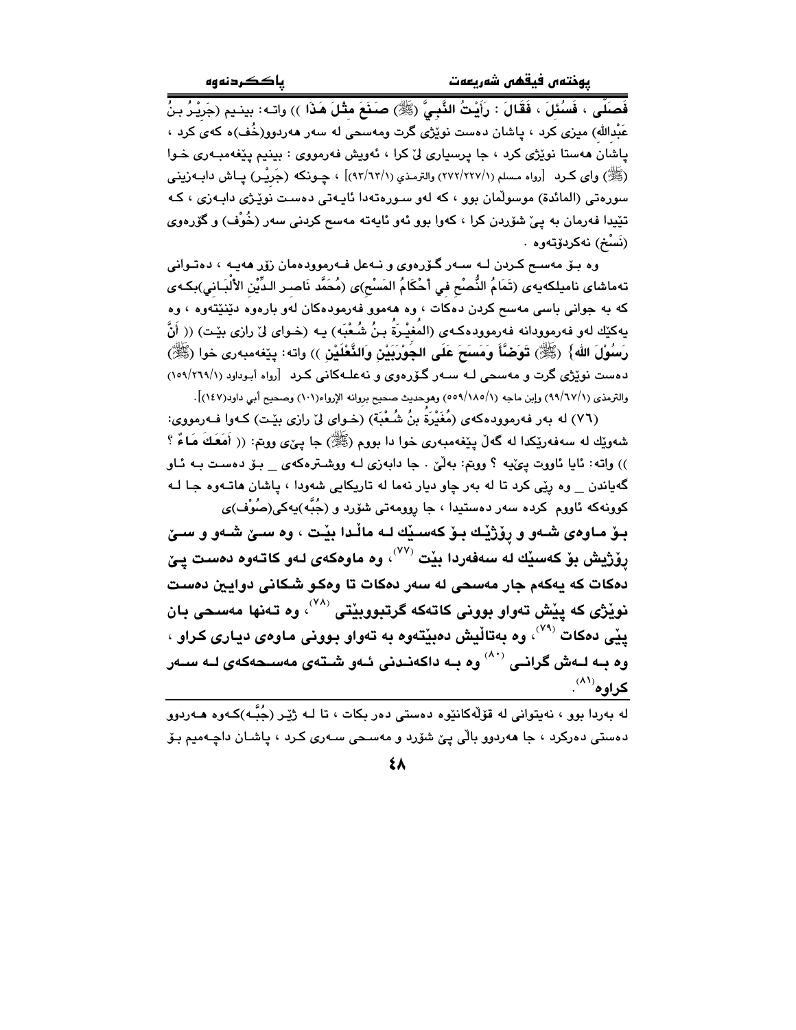فَصَلَّى ، فَسُئِلَ ، فَقَالَ : رَأَيْتُ النَّبِيَّ (ﷺ) صَنَعَ مِثْلَ هَذَا )) واتـە: بینـیم (جَرِيْـرُ بـنُ عَبْدِالله) میزی کرد ، پاشان دەست نوێژی گرت ومەسحی لە سەر هەردوو(خُف)ە کەی کرد ، پاشان هەستا نوێژی کرد ، جا پرسیاری لێ کرا ، ئەویش فەرمووی : بینیم پێغەمبـەری خـوا (ﷺ) وای کـرد [رواه مسلم (٢٧٢/٢٢٧/١) والترمذي (٩٣/٦٣/١)] ، چـونکە (جَرِيْـر) پـاش دابـەزینی سورەتی (المائدة) موسوڵمان بوو ، کە لەو سـورەتەدا ئایـەتی دەسـت نوێـژی دابـەزی ، کـە تێیدا فەرمان بە پێ شۆردن کرا ، کەوا بوو ئەو ئایەتە مەسح کردنی سەر (خُوْف) و گۆرەوی (نَسْخ) نەکردۆتەوە .

وە بـۆ مەسـح کـردن لـە سـەر گـۆرەوی و نـەعل فـەرموودەمان زۆر هەیـە ، دەتـوانی تەماشای نامیلکەیەی (تَمَامُ النُّصْحِ فِي أَحْكَامُ المَسْحِ)ی (مُحَمَّد نَاصِـر الـدِّيْن الأَلْبَـانِي)بکـەی کە بە جوانی باسی مەسح کردن دەکات ، وە هەموو فەرمودەکان لەو بارەوە دێنێتەوە ، وە یەکێك لەو فەرموودانە فەرموودەکـەی (المُغِيْـرَةُ بـنُ شُـعْبَه) یـە (خـوای لێ رازی بێـت) (( أَنَّ رَسُوْلَ الله} (ﷺ) تَوَضَّأَ وَمَسَحَ عَلَى الجَوْرَبَيْنِ وَالنَّعْلَيْنِ )) واتە: پێغەمبەری خوا (ﷺ) دەست نوێژی گرت و مەسحی لـە سـەر گـۆرەوی و نەعلـەکانی کـرد [رواه أبـوداود (١٥٩/٢٦٩/١) والترمذي (٩٩/٦٧/١) وابن ماجه (٥٥٩/١٨٥/١) وهوحديث صحيح بروانه الإرواء(١٠١) وصحيح أبي داود(١٤٧)].

(٧٦) لە بەر فەرموودەکەی (مُغَيْرَةُ بنُ شُعْبَة) (خـوای لێ رازی بێـت) کـەوا فـەرمووی: شەوێك لە سەفەرێکدا لە گەڵ پێغەمبەری خوا دا بووم (ﷺ) جا پێی ووتم: (( أَمَعَكَ مَاءٌ ؟ )) واتە: ئایا ئاووت پێیە ؟ ووتم: بەڵێ . جا دابەزی لـە ووشـترەکەی _ بـۆ دەسـت بـە ئـاو گەیاندن _ وە رێی کرد تا لە بەر چاو دیار نەما لە تاریکایی شەودا ، پاشان هاتـەوە جا لـە کونەکە ئاووم کردە سەر دەستیدا ، جا رووومەتی شۆرد و (جُبَّه)یەکی(صُوْف)ی

**بـۆ مـاوەی شـەو و رۆژێـك بـۆ کەسـێك لـە ماڵـدا بێـت ، وە سـێ شـەو و سـێ رۆژیش بۆ کەسێك لە سەفەردا بێت [٧٧] ، وە ماوەکەی لـەو کاتـەوە دەست پـێ دەکات کە یەکەم جار مەسحی لە سەر دەکات تا وەکو شکانی دوایین دەست نوێژی کە پێش تەواو بوونی کاتەکە گرتبووبێتی [٧٨] ، وە تـەنها مەسـحی بـان پێی دەکات [٧٩] ، وە بەتاڵیش دەبێتەوە بە تەواو بوونی مـاوەی دیـاری کـراو ، وە بـە لـەش گرانـی [٨٠] وە بـە داکەنـدنی ئـەو شـتەی مەسـحەکەی لـە سـەر کراوە[٨١].**

---

لە بەردا بوو ، نەیتوانی لە قۆڵەکانێوە دەستی دەر بکات ، تا لـە ژێـر (جُبَّـە)کـەوە هـەردوو دەستی دەرکرد ، جا هەردوو باڵی پێ شۆرد و مەسـحی سـەری کـرد ، پاشـان داچـەمیم بـۆ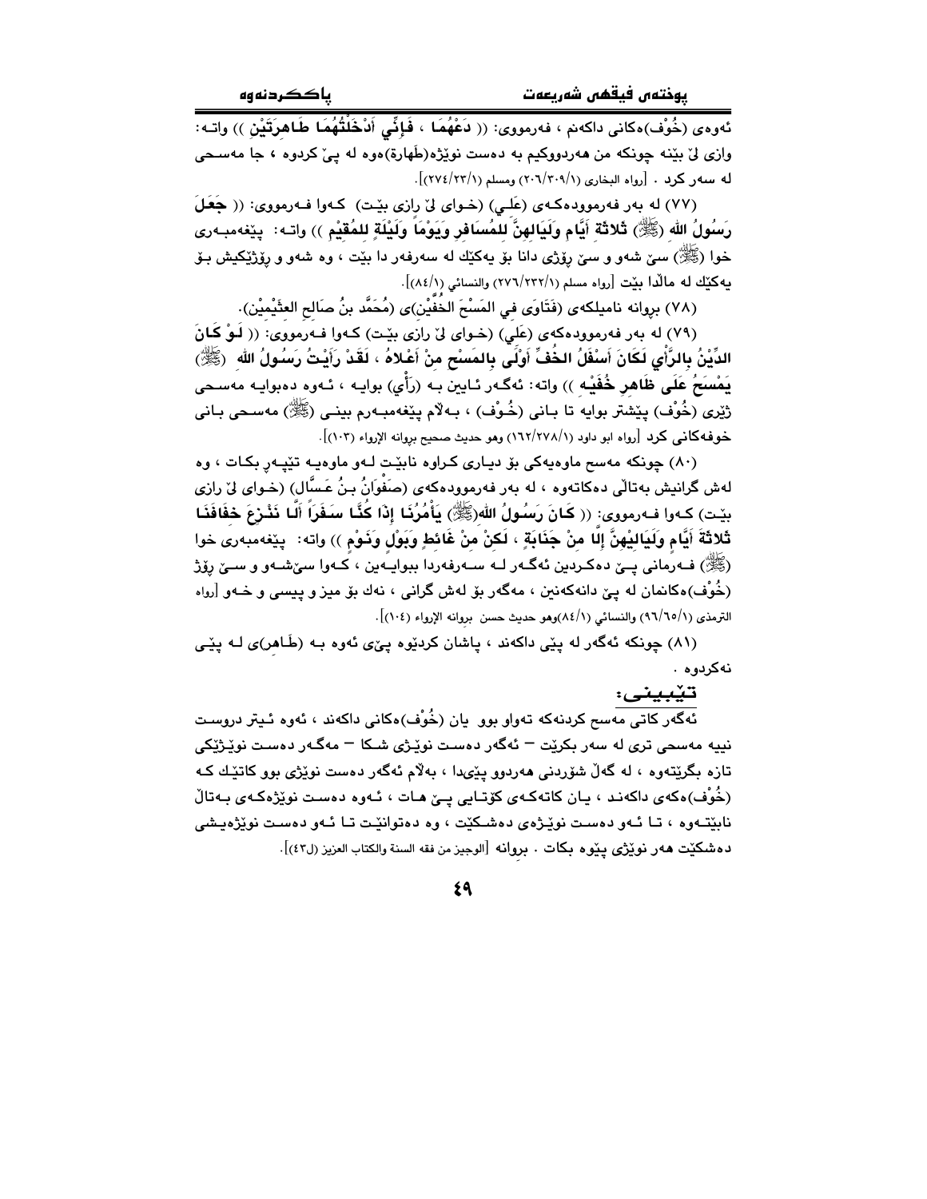ئەوەی (خُوْف)ەکانی داکەنم ، فەرمووی: (( دَعْهُمَا ، فَإِنِّي أَدْخَلْتُهُمَا طَاهِرَتَيْنِ )) واتە: وازی لێ بێنە چونکە من هەردووکیم بە دەست نوێژە(طَهارة)ەوە لە پێ کردوە ، جا مەسحی لە سەر کرد . [رواه البخاري (٢٠٦/٣٠٩/١) ومسلم (٢٧٤/٢٣/١)].

(٧٧) لە بەر فەرموودەکەی (عَلي) (خوای لێ رازی بێت) کەوا فەرمووی: (( جَعَلَ رَسُولُ الله (ﷺ) ثلاثَة أَيَّام وَلَيَالِهِنَّ لِلمُسَافِرِ وَيَوْمَاً وَلَيْلَةً لِلمُقِيْم )) واتە: پێغەمبەری خوا (ﷺ) سێ شەو و سێ رۆژی دانا بۆ یەکێك لە سەرفەر دا بێت ، وە شەو و رۆژێکیش بۆ یەکێك لە ماڵدا بێت [رواه مسلم (٢٧٦/٢٣٢/١) والنسائي (٨٤/١)].

(٧٨) بڕوانە نامیلکەی (فَتَاوَى في المَسْحَ الخُفَّيْن)ی (مُحَمَّد بنُ صَالِح العثَيْمِيْن).

(٧٩) لە بەر فەرموودەکەی (عَلي) (خوای لێ رازی بێت) کەوا فەرمووی: (( لَوْ كَانَ الدِّيْنُ بِالرَّأْيِ لَكَانَ أَسْفَلُ الخُفِّ أَوْلَى بِالمَسْحِ مِنْ أَعْلاهُ ، لَقَدْ رَأَيْتُ رَسُولُ الله (ﷺ) يَمْسَحُ عَلَى ظَاهِرِ خُفَيْهِ )) واتە: ئەگەر ئایین بە (رأْي) بوایە ، ئەوە دەبوایە مەسحی ژێری (خُوْف) پێشتر بوایە تا بانی (خُوْف) ، بەڵام پێغەمبەرم بینی (ﷺ) مەسحی بانی خوفەکانی کرد [رواه ابو داود (١٦٢/٢٧٨/١) وهو حديث صحيح بروانه الإرواء (١٠٣)].

(٨٠) چونکە مەسح ماوەیەکی بۆ دیاری کراوە نابێت لەو ماوەیە تێپەڕ بکات ، وە لەش گرانیش بەتاڵی دەکاتەوە ، لە بەر فەرموودەکەی (صَفْوَانُ بنُ عَسَّال) (خوای لێ رازی بێت) کەوا فەرمووی: (( كَانَ رَسُولُ الله(ﷺ) يَأْمُرُنَا إِذَا كُنَّا سَفَرَاً أَلَّا نَنْزِعَ خِفَافَنَا ثَلاثَةَ أَيَّامٍ وَلَيَالِيْهِنَّ إِلَّا مِنْ جَنَابَةٍ ، لَكِنْ مِنْ غَائِطٍ وَبَوْلٍ وَنَوْم )) واتە: پێغەمبەری خوا (ﷺ) فەرمانی پێ دەکردین ئەگەر لە سەرفەردا بوایەین ، کەوا سێ‌شەو و سێ رۆژ (خُوْف)ەکانمان لە پێ دانەکەنین ، مەگەر بۆ لەش گرانی ، نەك بۆ میز و پیسی و خەو [رواه الترمذي (٩٦/٦٥/١) والنسائي (٨٤/١)وهو حديث حسن بروانه الإرواء (١٠٤)].

(٨١) چونکە ئەگەر لە پێی داکەند ، پاشان کردێوە پێی ئەوە بە (طَاهر)ی لە پێی نەکردوە .

### تێبینی:

ئەگەر کاتی مەسح کردنەکە تەواو بوو یان (خُوْف)ەکانی داکەند ، ئەوە ئیتر دروست نییە مەسحی تری لە سەر بکرێت – ئەگەر دەست نوێژی شکا – مەگەر دەست نوێژێکی تازە بگرێتەوە ، لە گەڵ شۆردنی هەردوو پێیدا ، بەڵام ئەگەر دەست نوێژی بوو کاتێك کە (خُوْف)ەکەی داکەند ، یان کاتەکەی کۆتایی پێ هات ، ئەوە دەست نوێژەکەی بەتاڵ نابێتەوە ، تا ئەو دەست نوێژەی دەشکێت ، وە دەتوانێت تا ئەو دەست نوێژەیشی دەشکێت هەر نوێژی پێوە بکات . بڕوانە [الوجيز من فقه السنة والكتاب العزيز (ل٤٣)].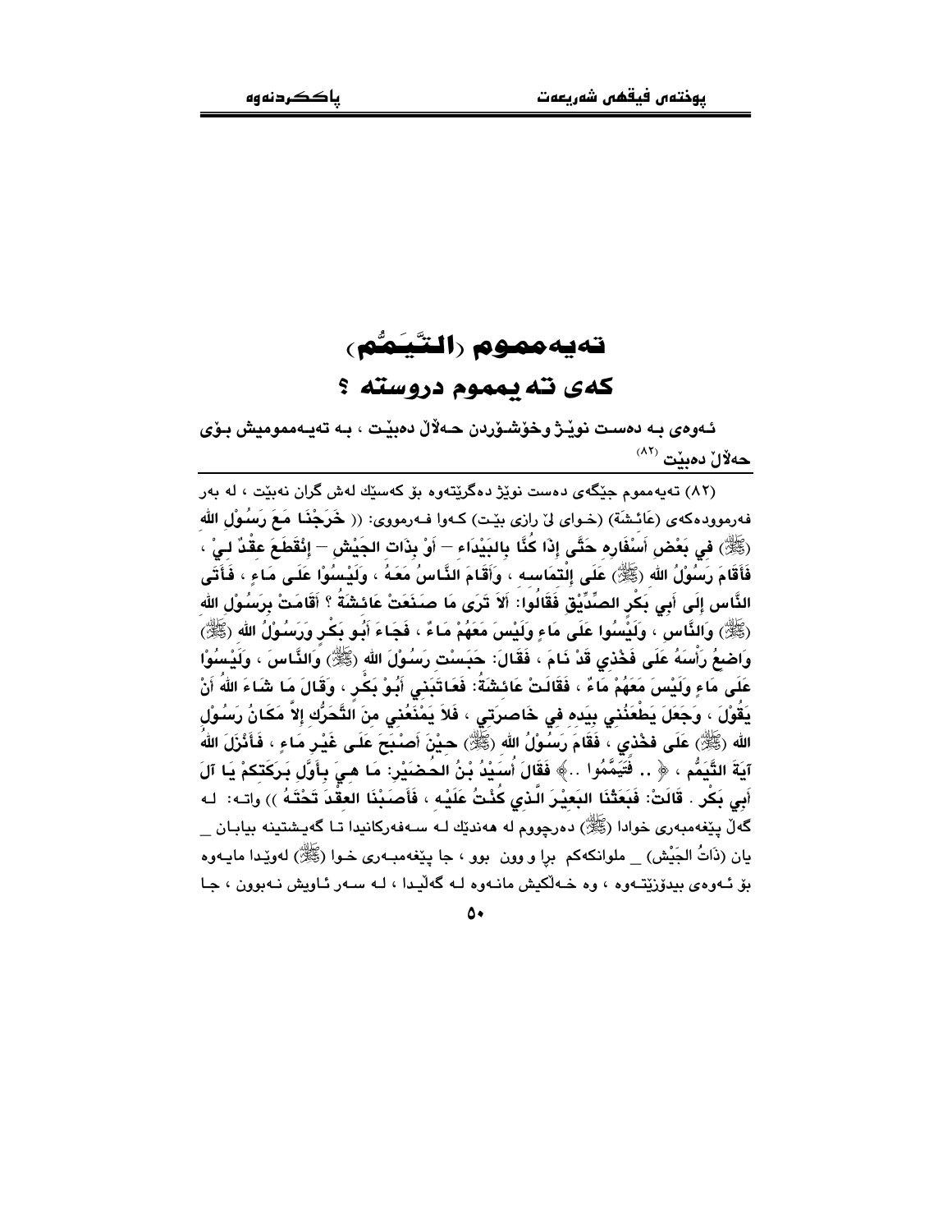# تەیەمموم (التَّيَمُّم)

## کەی تەیەمموم دروستە ؟

ئەوەی بە دەست نوێژ وخۆشۆردن حەڵاڵ دەبێت ، بە تەیەممومیش بۆی حەڵاڵ دەبێت [82]

---

(٨٢) تەیەمموم جێگەی دەست نوێژ دەگرێتەوە بۆ کەسێك لەش گران نەبێت ، لە بەر فەرموودەکەی (عَائِشَة) (خوای لێ رازی بێت) کەوا فەرمووی: (( خَرَجْنَا مَعَ رَسُوْلِ الله (ﷺ) فِي بَعْضِ أَسْفَارِهِ حَتَّى إِذَا كُنَّا بِالبَيْدَاءِ – أَوْ بِذَاتِ الجَيْشِ – إِنْقَطَعَ عِقْدٌ لِيْ ، فَأَقَامَ رَسُوْلُ الله (ﷺ) عَلَى إِلْتِمَاسِهِ ، وَأَقَامَ النَّاسُ مَعَهُ ، وَلَيْسُوْا عَلَى مَاءٍ ، فَأَتَى النَّاس إِلَى أَبِي بَكْرٍ الصِّدِّيْقِ فَقَالُوا: أَلاَ تَرَى مَا صَنَعَتْ عَائِشَةُ ؟ أَقَامَتْ بِرَسُوْلِ الله (ﷺ) وَالنَّاسِ ، وَلَيْسُوا عَلَى مَاءٍ وَلَيْسَ مَعَهُمْ مَاءٌ ، فَجَاءَ أَبُو بَكْرٍ وَرَسُوْلُ الله (ﷺ) وَاضِعٌ رَأْسَهُ عَلَى فَخْذِي قَدْ نَامَ ، فَقَالَ: حَبَسْتِ رَسُوْلَ الله (ﷺ) وَالنَّاسَ ، وَلَيْسُوْا عَلَى مَاءٍ وَلَيْسَ مَعَهُمْ مَاءٌ ، فَقَالَتْ عَائِشَةُ: فَعَاتَبَنِي أَبُوْ بَكْرٍ ، وَقَالَ مَا شَاءَ اللهُ أَنْ يَقُوْلَ ، وَجَعَلَ يَطْعَنُنِي بِيَدِهِ فِي خَاصِرَتِي ، فَلاَ يَمْنَعُنِي مِنَ التَّحَرُّكِ إِلاَّ مَكَانُ رَسُوْلِ الله (ﷺ) عَلَى فَخْذِي ، فَقَامَ رَسُوْلُ الله (ﷺ) حِيْنَ أَصْبَحَ عَلَى غَيْرِ مَاءٍ ، فَأَنْزَلَ اللهُ آيَةَ التَّيَمُّمِ ، ﴿ .. فَتَيَمَّمُوا .. ﴾ فَقَالَ أُسَيْدُ بْنُ الحُضَيْرِ: مَا هِيَ بِأَوَّلِ بَرَكَتِكُمْ يَا آلَ أَبِي بَكْرٍ . قَالَتْ: فَبَعَثْنَا البَعِيْرَ الَّذِي كُنْتُ عَلَيْهِ ، فَأَصَبْنَا العِقْدَ تَحْتَهُ )) واتە: لە گەڵ پێغەمبەری خوادا (ﷺ) دەرچووم لە هەندێك لە سەفەرکانیدا تا گەیشتینە بیابان _ یان (ذَاتُ الجَيْش) _ ملوانەکەم بڕا و وون بوو ، جا پێغەمبەری خوا (ﷺ) لەوێدا مایەوە بۆ ئەوەی بیدۆزێتەوە ، وە خەڵکیش مانەوە لە گەڵیدا ، لە سەر ئاویش نەبوون ، جا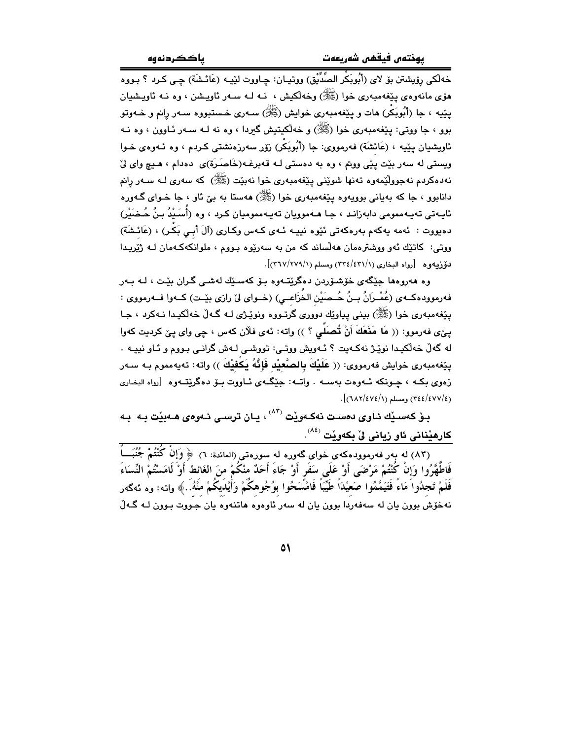خەڵكی ڕۆیشتن بۆ لای (أُبُوبَكْر الصِّدِّيْق) ووتیان: چاووت لێیە (عَائِشَة) چی كرد ؟ بووە هۆی مانەوەی پێغەمبەری خوا (ﷺ) وخەڵكیش ، نە لە سەر ئاویشن ، وە نە ئاویشیان پێیە ، جا (أُبُوبَكْر) هات و پێغەمبەری خوایش (ﷺ) سەری خستبووە سەر ڕانم و خەوتو بوو ، جا ووتی: پێغەمبەری خوا (ﷺ) و خەڵكیتیش گیردا ، وە نە لە سەر ئاوون ، وە نە ئاویشیان پێیە ، (عَائِشَة) فەرمووی: جا (أُبُوبَكْر) زۆر سەرزەنشتی كردم ، وە ئەوەی خوا ویستی لە سەر بێت پێی ووتم ، وە بە دەستی لە قەبرغە(خَاصَرَة)ی دەدام ، هیچ وای لێ نەدەكردم نەجووڵێمەوە تەنها شوێنی پێغەمبەری خوا نەبێت (ﷺ) كە سەری لە سەر ڕانم دانابوو ، جا كە بەیانی بوویەوە پێغەمبەری خوا (ﷺ) هەستا بە بێ ئاو ، جا خوای گەورە ئایەتی تەیەمومی دابەزاند ، جا هەموویان تەیەمومیان كرد ، وە (أُسَيْدُ بنُ حُضَيْر) دەیووت : ئەمە یەكەم بەرەكەتی ئێوە نییە ئەی كەس وكاری (آلَ أَبِي بَكْر) ، (عَائِشَة) ووتی: كاتێك ئەو ووشترەمان هەڵساند كە من بە سەریەوە بووم ، ملوانكەكەمان لە ژێریدا دۆزیەوە [رواه البخاري (٣٣٤/٤٣١/١) ومسلم (٣٦٧/٢٧٩/١)].

وە هەروەها جێگەی خۆشۆردن دەگرێتەوە بۆ كەسێك لەشی گران بێت ، لە بەر فەرموودەكەی (عُمْـرَانُ بنُ حُصَيْن الخُزَاعِي) (خوای لێ ڕازی بێت) كەوا فەرمووی : پێغەمبەری خوا (ﷺ) بینی پیاوێك دووری گرتووە ونوێژی لە گەڵ خەڵكیدا نەكرد ، جا پێی فەرموو: (( **مَا مَنَعَكَ أَنْ تُصَلِّي** ؟ )) واتە: ئەی فلان كەس ، چی وای پێ كردیت كەوا لە گەڵ خەڵكیدا نوێژ نەكەیت ؟ ئەویش ووتی: تووشی لەش گرانی بووم و ئاو نییە . پێغەمبەری خوایش فەرمووی: (( **عَلَيْكَ بِالصَّعِيْدِ فَإِنَّهُ يَكْفِيْكَ** )) واتە: تەیەمموم بە سەر زەوی بكە ، چونكە ئەوەت بەسە . واتە: جێگەی ئاووت بۆ دەگرێتەوە [رواه البخاري (٣٤٤/٤٧٧/٤) ومسلم (٦٨٢/٤٧٤/١)].

**بۆ كەسێك ئاوی دەست نەكەوێت [83] ، یان ترسی ئەوەی هەبێت بە بە كارهێنانی ئاو زیانی لێ بكەوێت [84].**

---

(٨٣) لە بەر فەرموودەكەی خوای گەورە لە سورەتی (المائدة: ٦) ﴿ وَإِنْ كُنْتُمْ جُنُبًا فَاطَّهَّرُوا وَإِنْ كُنْتُمْ مَرْضَى أَوْ عَلَى سَفَرٍ أَوْ جَاءَ أَحَدٌ مِنْكُمْ مِنَ الغَائِطِ أَوْ لَامَسْتُمُ النِّسَاءَ فَلَمْ تَجِدُوا مَاءً فَتَيَمَّمُوا صَعِيْدًا طَيِّبًا فَامْسَحُوا بِوُجُوهِكُمْ وَأَيْدِيكُمْ مِنْهُ..﴾ واتە: وە ئەگەر نەخۆش بوون یان لە سەفەردا بوون یان لە سەر ئاوەوە هاتنەوە یان جووت بوون لە گەڵ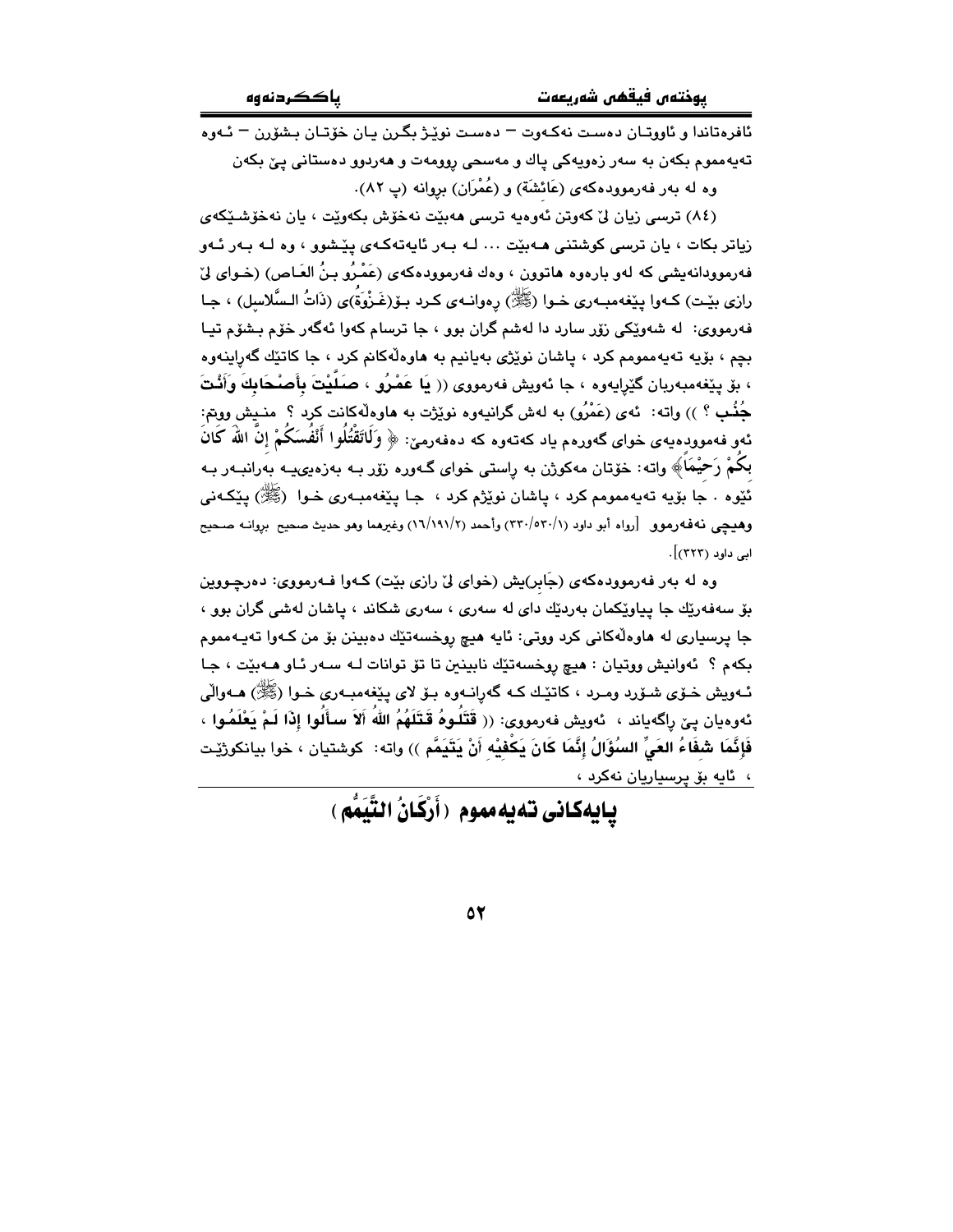ئافرەتاندا و ئاووتـان دەسـت نەكـەوت – دەسـت نوێـژ بگـرن يـان خۆتـان بـشۆرن – ئـەوە تەيەممووم بكەن بە سەر زەوييەكى پاك و مەسحى ڕوومەت و هەردوو دەستانى پێ بكەن وە لە بەر فەرموودەكەى (عَائشَة) و (عُمْرَان) بروانە (پ ٨٢).

(٨٤) ترسى زيان لێ كەوتن ئەوەيە ترسى هەبێت نەخۆش بكەوێت ، يان نەخۆشـێكەى زياتر بكات ، يان ترسى كوشتنى هـەبێت ... لـە بـەر ئايەتەكـەى پێـشوو ، وە لـە بـەر ئـەو فەرموودانەيشى كە لەو بارەوە هاتوون ، وەك فەرموودەكەى (عَمْـرُو بـنُ العَـاص) (خـواى لێ رازى بێـت) كـەوا پێغەمبـەرى خـوا (ﷺ) ڕەوانـەى كـرد بـۆ(غَـزْوَة)ى (ذَاتُ الـسَّلاسِل) ، جـا فەرمووى: لە شەوێكى زۆر سارد دا لەشم گران بوو ، جا ترسام كەوا ئەگەر خۆم بـشۆم تيـا بچم ، بۆيە تەيەممومم كرد ، پاشان نوێژى بەيانيم بە هاوەڵەكانم كرد ، جا كاتێك گەڕاينەوە ، بۆ پێغەمبەربان گێڕايەوە ، جا ئەويش فەرمووى (( **يَا عَمْرُو ، صَلَّيْتَ بِأَصْحَابِكَ وَأَنْتَ جُنُب** ؟ )) واتە: ئەى (عَمْرُو) بە لەش گرانيەوە نوێژت بە هاوەڵەكانت كرد ؟ منـيش ووتم: ئەو فەموودەيەى خواى گەورەم ياد كەتەوە كە دەفەرمێ: ﴿ وَلَاتَقْتُلُوا أَنْفُسَكُمْ إِنَّ اللهَ كَانَ بِكُمْ رَحِيْمَاً﴾ واتە: خۆتان مەكوژن بە ڕاستى خواى گـەورە زۆر بـە بەزەييـە بەرانبـەر بـە ئێوە . جا بۆيە تەيەممومم كرد ، پاشان نوێژم كرد ، جـا پێغەمبـەرى خـوا (ﷺ) پێكـەنى وهيچى نەفەرموو [رواه أبو داود (١/٥٣٠-٣٣٠) وأحمد (١٦/١٩١/٢) وغيرهما وهو حديث صحيح بروانـه صـحيح ابى داود (٣٢٣)].

وە لە بەر فەرموودەكەى (جَابِر)يش (خواى لێ رازى بێت) كـەوا فـەرمووى: دەرچـووين بۆ سەفەرێك جا پياوێكمان بەردێك داى لە سەرى ، سەرى شكاند ، پاشان لەشى گران بوو ، جا پرسيارى لە هاوەڵەكانى كرد ووتى: ئايە هيچ ڕوخسەتێك دەبينن بۆ من كـەوا تەيـەممووم بكەم ؟ ئەوانيش ووتيان : هيچ ڕوخسەتێك نابينين تا تۆ توانات لـە سـەر ئـاو هـەبێت ، جـا ئـەويش خـۆى شـۆرد ومـرد ، كاتێـك كـە گەڕانـەوە بـۆ لاى پێغەمبـەرى خـوا (ﷺ) هـەواڵى ئەوەيان پێ ڕاگەياند ، ئەويش فەرمووى: (( **قَتَلُوهُ قَتَلَهُمُ اللهُ أَلاَ سَأَلُوا إِذَا لَمْ يَعْلَمُوا ، فَإِنَّمَا شِفَاءُ العَيِّ السُؤَالُ إِنَّمَا كَانَ يَكْفِيْهِ أَنْ يَتَيَمَّم** )) واتە: كوشتيان ، خوا بيانكوژێت ، ئايە بۆ پرسياريان نەكرد ،

## پايەكانى تەيەممووم ( أَرْكَانُ التَّيَمُّم )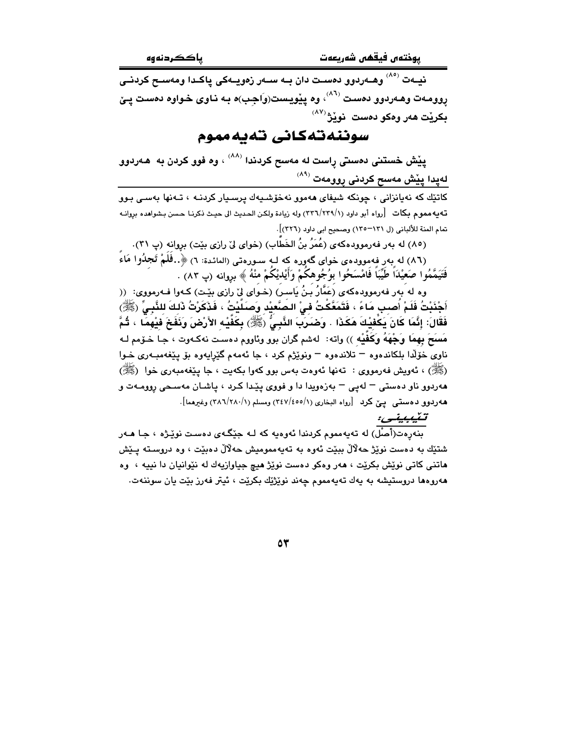نیـەت [٨٥] وهـەردوو دەسـت دان بـە سـەر زەویـەكی پاكـدا ومەسـح كردنـی ڕوومـەت وهـەردوو دەسـت [٨٦]، وە پێویست(واجب)ە بـە نـاوی خـواوە دەسـت پـێ بكرێت هەر وەكو دەست نوێژ [٨٧]

## سوننەتەكانی تەیەممووم

پێش خستنی دەستی ڕاست لە مەسح كردندا [٨٨] ، وە فوو كردن بە هـەردوو لەپدا پێش مەسح كردنی ڕوومەت [٨٩]

---

كاتێك كە نەیانزانی ، چونكە شیفای هەموو نەخۆشـیەك پرسـیار كردنـە ، تـەنها بەسـی بـوو تەیەمموم بكات [رواه أبو داود (٢٣٩/١/٣٣٦) وله زيادة ولكن الحديث الى حيث ذكرنا حسن بشواهده بروانـە تمام المنة للألباني (ل ١٣١-١٣٥) وصحيح ابی داود (٣٢٦)].

(٨٥) لە بەر فەرموودەكەی (عُمَرُ بنُ الخَطَّاب) (خوای لێ رازی بێت) بروانە (پ ٣١).

(٨٦) لە بەر فەموودەی خوای گەورە كە لـە سـورەتی (المائدة: ٦) ﴿..فَلَمْ تَجِدُوا مَاءً فَتَيَمَّمُوا صَعِيْدَاً طَيِّبَاً فَامْسَحُوا بِوُجُوهِكُمْ وَأَيْدِيْكُمْ مِنْهُ﴾ بروانە (پ ٨٣) .

وە لە بەر فەرموودەكەی (عَمَّارُ بـنُ يَاسـر) (خـوای لێ رازی بێت) كـەوا فـەرمووی: (( أَجْنَبْتُ فَلَمْ أُصِبِ مَـاءً ، فَتَمَعَّكْتُ فِيْ الـصَّعِيْدِ وَصَلَّيْتُ ، فَذَكَرْتُ ذَلِكَ لِلنَّبِيِّ (ﷺ) فَقَالَ: إِنَّمَا كَانَ يَكْفِيْكَ هَكَذَا . وَضَرَبَ النَّبِيُّ (ﷺ) بِكَفَّيْهِ الأَرْضَ وَنَفَخَ فِيْهِمَا ، ثُمَّ مَسَحَ بِهِمَا وَجْهَهُ وَكَفَّيْهِ )) واتە: لەشم گران بوو وئاووم دەست نەكـەوت ، جـا خـۆمم لـە ناوی خۆڵدا بلكاندەوە — تلاندەوە — ونوێژم كرد ، جا ئەمەم گێڕایەوە بۆ پێغەمبـەری خـوا (ﷺ) ، ئەویش فەرمووی : تەنها ئەوەت بەس بوو كەوا بكەیت ، جا پێغەمبەری خوا (ﷺ) هەردوو ناو دەستی — لەپی — بەزەویدا دا و فووی پێدا كرد ، پاشـان مەسـحی ڕوومـەت و هەردوو دەستی پێ كرد [رواه البخاری (٣٤٧/٤٥٥/١) ومسلم (٣٨٦/٢٨٠/١) وغيرهما].

*تێبینی:*

بنەڕەت(أَصْل) لە تەیەمموم كردندا ئەوەیە كە لـە جێگـەی دەسـت نوێـژە ، جـا هـەر شتێك بە دەست نوێژ حەڵاڵ ببێت ئەوە بە تەیەممومیش حەڵاڵ دەبێت ، وە دروسـتە پـێش هاتنی كاتی نوێش بكرێت ، هەر وەكو دەست نوێژ هیچ جیاوازیەك لە نێوانیان دا نییە ، وە هەروەها دروستیشە بە یەك تەیەمموم چەند نوێژێك بكرێت ، ئیتر فەرز بێت یان سوننەت.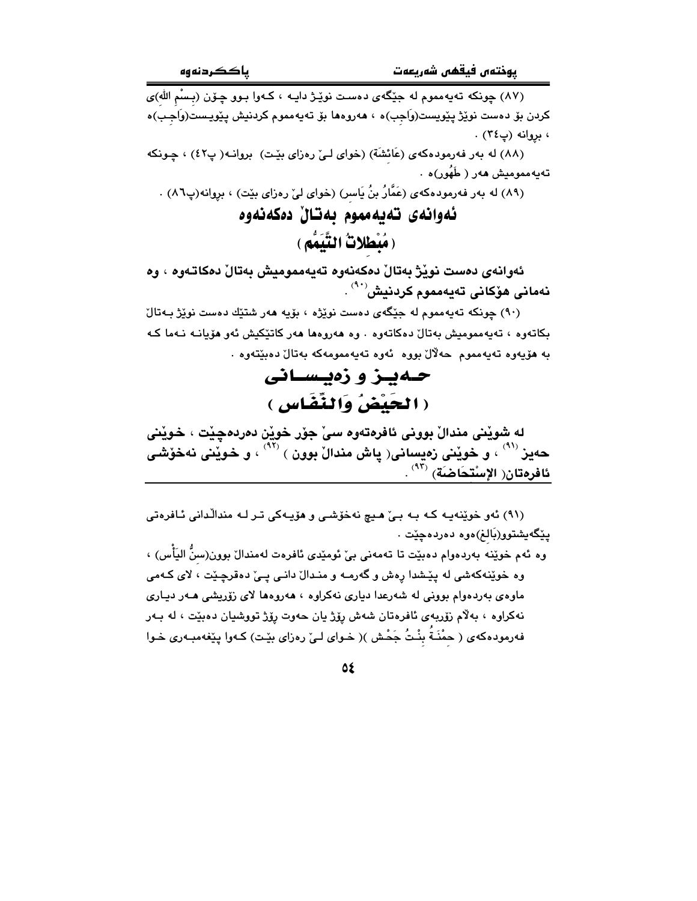(٨٧) چونكە تەيەمموم لە جێگەی دەست نوێژ دایە ، كەوا بوو چۆن (بِسْمِ اللهِ)ی كردن بۆ دەست نوێژ پێویست(وَاجِب)ە ، هەروەها بۆ تەیەمموم كردنیش پێویست(وَاجِب)ە ، بڕوانە (پ٣٤) .

(٨٨) لە بەر فەرمودەكەی (عَائِشَة) (خوای لێ ڕەزای بێت) بڕوانە( پ٤٢) ، چونكە تەیەممومیش هەر ( طَهُور)ە .

(٨٩) لە بەر فەرمودەكەی (عَمَّارُ بنُ يَاسِر) (خوای لێ ڕەزای بێت) ، بڕوانە(پ٨٦) .

## ئەوانەی تەیەمموم بەتاڵ دەكەنەوە
## ( مُبْطِلاتُ التَّيَمُّم )

**ئەوانەی دەست نوێژ بەتاڵ دەكەنەوە تەیەممومیش بەتاڵ دەكاتەوە ، وە نەمانی هۆكانی تەیەمموم كردنیش[٩٠] .**

(٩٠) چونكە تەیەمموم لە جێگەی دەست نوێژە ، بۆیە هەر شتێك دەست نوێژ بەتاڵ بكاتەوە ، تەیەممومیش بەتاڵ دەكاتەوە . وە هەروەها هەر كاتێكیش ئەو هۆیانە نەما كە بە هۆیەوە تەیەمموم حەڵاڵ بووە ئەوە تەیەممومەكە بەتاڵ دەبێتەوە .

## حەیز و زەیسانی
## ( الحَيْضُ وَالنِّفَاس )

**لە شوێنی منداڵ بوونی ئافرەتەوە سێ جۆر خوێن دەردەچێت ، خوێنی حەیز[٩١] ، و خوێنی زەیسانی( پاش منداڵ بوون )[٩٢] ، و خوێنی نەخۆشی ئافرەتان( الإسْتِحَاضَة)[٩٣] .**

(٩١) ئەو خوێنەیە كە بە بێ هیچ نەخۆشی و هۆیەكی تر لە منداڵدانی ئافرەتی پێگەیشتوو(بَالِغ)ەوە دەردەچێت .

وە ئەم خوێنە بەردەوام دەبێت تا تەمەنی بێ ئومێدی ئافرەت لەمنداڵ بوون(سِنُّ اليَأْس) ، وە خوێنەكەشی لە پێشدا ڕەش و گەرمە و منداڵ دانی پێ دەقرچێت ، لای كەمی ماوەی بەردەوام بوونی لە شەرعدا دیاری نەكراوە ، هەروەها لای زۆریشی هەر دیاری نەكراوە ، بەڵام زۆربەی ئافرەتان شەش ڕۆژ یان حەوت ڕۆژ تووشیان دەبێت ، لە بەر فەرمودەكەی ( حِمْنَةُ بِنْتُ جَحْش )( خوای لێ ڕەزای بێت) كەوا پێغەمبەری خوا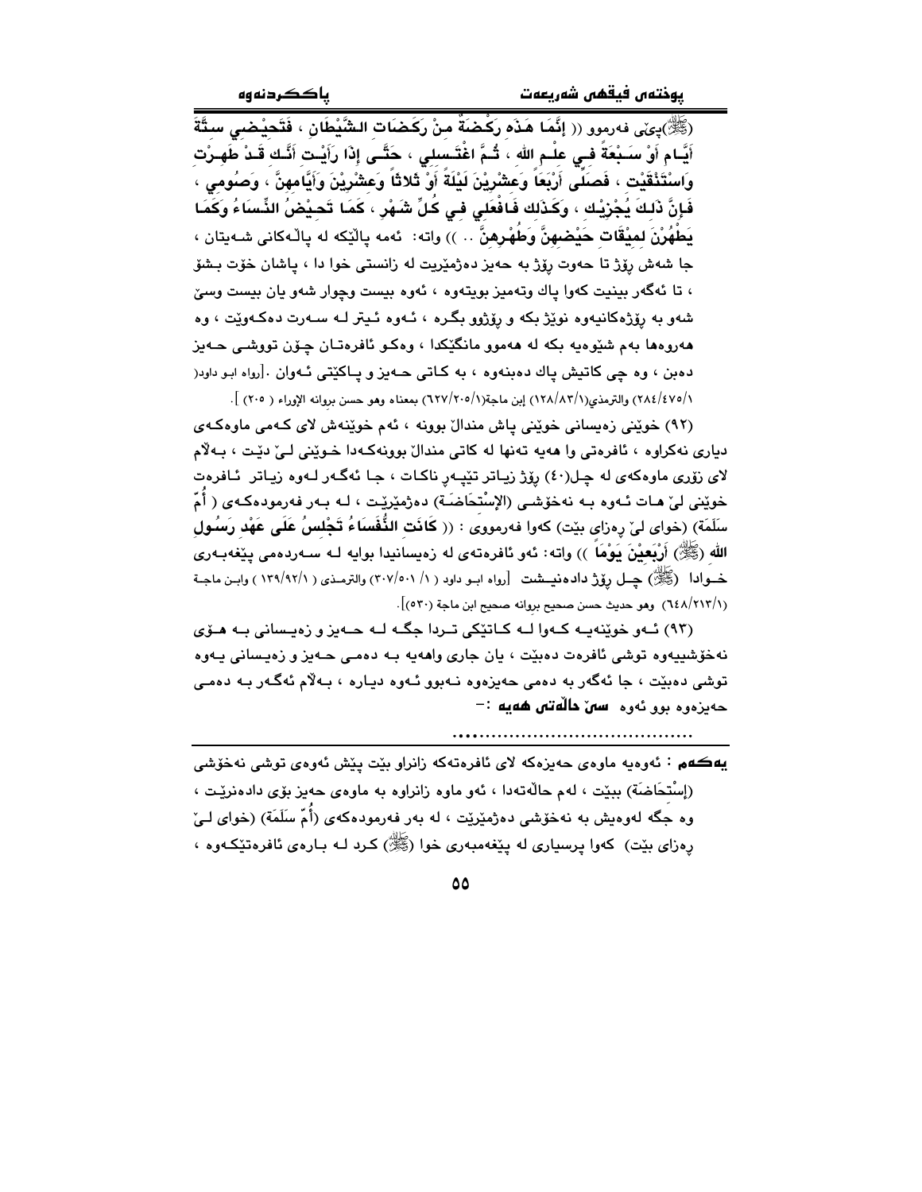(ﷺ)پێی فەرموو (( إِنَّمَا هَذِهِ رَكْضَةٌ مِنْ رَكَضَاتِ الشَّيْطَانِ ، فَتَحَيَّضِي سِتَّةَ أَيَّامٍ أَوْ سَبْعَةً فِي عِلْمِ اللهِ ، ثُمَّ اغْتَسِلِي ، حَتَّى إِذَا رَأَيْتِ أَنَّكِ قَدْ طَهُرْتِ وَاسْتَنْقَيْتِ ، فَصَلِّي أَرْبَعاً وَعِشْرِينَ لَيْلَةً أَوْ ثَلاثاً وَعِشْرِينَ وَأَيَّامَهُنَّ ، وَصُومِي ، فَإِنَّ ذَلِكَ يُجْزِيْكِ ، وَكَذَلِكِ فَافْعَلِي فِي كُلِّ شَهْرٍ ، كَمَا تَحِيْضُ النِّسَاءُ وَكَمَا يَطْهُرْنَ لِمِيْقَاتِ حَيْضِهِنَّ وَطُهْرِهِنَّ .. )) واتە: ئەمە پاڵێکە لە پاڵەکانی شەیتان ، جا شەش ڕۆژ تا حەوت ڕۆژ بە حەیز دەژمێریت لە زانستی خوا دا ، پاشان خۆت بشۆ ، تا ئەگەر بینیت کەوا پاك وتەمیز بویتەوە ، ئەوە بیست وچوار شەو یان بیست وسێ شەو بە ڕۆژەکانیەوە نوێژ بکە و ڕۆژوو بگرە ، ئەوە ئیتر لە سەرت دەکەوێت ، وە هەروەها بەم شێوەیە بکە لە هەموو مانگێکدا ، وەکو ئافرەتان چۆن تووشی حەیز دەبن ، وە چی کاتیش پاك دەبنەوە ، بە کاتی حەیز و پاکێتی ئەوان .[رواه ابو داود( ٢٨٤/٤٧٥/١) والترمذي(١٢٨/٨٣/١) إبن ماجة(٦٢٧/٢٠٥/١) بمعناه وهو حسن بروانه الإوراء ( ٢٠٥) ].

(٩٢) خوێنی زەیسانی خوێنی پاش منداڵ بوونە ، ئەم خوێنەش لای کەمی ماوەکەی دیاری نەکراوە ، ئافرەتی وا هەیە تەنها لە کاتی منداڵ بوونەکەدا خوێنی لێ دێت ، بەڵام لای زۆری ماوەکەی لە چل(٤٠) ڕۆژ زیاتر تێپەڕ ناکات ، جا ئەگەر لەوە زیاتر ئافرەت خوێنی لێ هات ئەوە بە نەخۆشی (الإِسْتِحَاضَة) دەژمێرێت ، لە بەر فەرمودەکەی ( أُمّ سَلَمَة) (خوای لێ ڕەزای بێت) کەوا فەرمووی : (( **كَانَتِ النُّفَسَاءُ تَجْلِسُ عَلَى عَهْدِ رَسُولِ اللهِ** (ﷺ) **أَرْبَعِيْنَ يَوْماً** )) واتە: ئەو ئافرەتەی لە زەیسانیدا بوایە لە سەردەمی پێغەبەری خوادا (ﷺ) چل ڕۆژ دادەنیشت [رواه ابو داود ( ١/ ٣٠٧/٥٠١) والترمذي ( ١٣٩/٩٢/١ ) وابن ماجة (٦٤٨/٢١٣/١) وهو حديث حسن صحيح بروانه صحيح ابن ماجة (٥٣٠)].

(٩٣) ئەو خوێنەیە کەوا لە کاتێکی تردا جگە لە حەیز و زەیسانی بە هۆی نەخۆشییەوە توشی ئافرەت دەبێت ، یان جاری واهەیە بە دەمی حەیز و زەیسانی یەوە توشی دەبێت ، جا ئەگەر بە دەمی حەیزەوە نەبوو ئەوە دیارە ، بەڵام ئەگەر بە دەمی حەیزەوە بوو ئەوە **سێ حاڵەتی هەیە** :-

.......................................

**یەکەم** : ئەوەیە ماوەی حەیزەکە لای ئافرەتەکە زانراو بێت پێش ئەوەی توشی نەخۆشی (إِسْتِحَاضَة) ببێت ، لەم حاڵەتەدا ، ئەو ماوە زانراوە بە ماوەی حەیز بۆی دادەنرێت ، وە جگە لەوەیش بە نەخۆشی دەژمێرێت ، لە بەر فەرمودەکەی (أُمّ سَلَمَة) (خوای لێ ڕەزای بێت) کەوا پرسیاری لە پێغەمبەری خوا (ﷺ) کرد لە بارەی ئافرەتێکەوە ،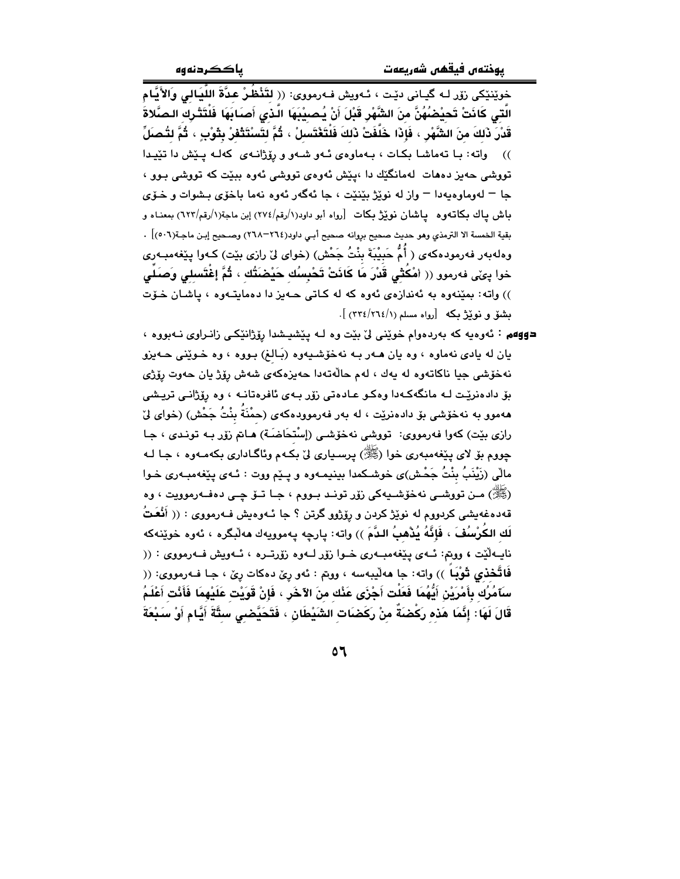خوێنێكی زۆر لـه گیـانی دێـت ، ئـەویش فـەرمووی: (( **لِتَنْظُرْ عِدَّةَ اللَّيَالِي وَالأَيَّامِ الَّتِي كَانَتْ تَحِيْضُهُنَّ مِنَ الشَّهْرِ قَبْلَ أَنْ يُصِيْبَهَا الَّذِي أَصَابَهَا فَلْتَتْرُكِ الصَّلاةَ قَدْرَ ذَلِكَ مِنَ الشَّهْرِ ، فَإِذَا خَلَّفَتْ ذَلِكَ فَلْتَغْتَسِلْ ، ثُمَّ لِتَسْتَثْفِرْ بِثَوْبٍ ، ثُمَّ لِتُصَلِّ** )) واتە: بـا تەماشـا بكـات ، بـەماوەی ئـەو شـەو و ڕۆژانـەی كەلـە پـێش دا تێیـدا تووشی حەیز دەهات لەمانگێك دا ،پێش ئەوەی تووشی ئەوە ببێت كە تووشی بـوو ، جا – لەوماوەیەدا – واز لە نوێژ بێنێت ، جا ئەگەر ئەوە نەما باخۆی بشوات و خـۆی باش پاك بكاتەوە پاشان نوێژ بكات [رواه أبو داود(١/رقم/٢٧٤) إبن ماجة(١/رقم/٦٢٣) بمعناه و بقية الخمسة الا الترمذي وهو حديث صحيح بروانه صحيح أبي داود(٢٦٤–٢٦٨) وصحيح إبن ماجة(٥٠٦)] .

وەلەبەر فەرمودەكەی ( أُمُّ حَبِيْبَةَ بِنْتُ جَحْشٍ) (خوای لێ ڕازی بێت) كـەوا پێغەمبـەری خوا ﷺ فەرموو (( **امْكُثِي قَدْرَ مَا كَانَتْ تَحْبِسُكِ حَيْضَتُكِ ، ثُمَّ إغْتَسِلِي وَصَلِّي** )) واتە: بمێنەوە بە ئەندازەی ئەوە كە لە كـاتی حـەیز دا دەمایتـەوە ، پاشـان خـۆت بشۆ و نوێژ بكە [رواه مسلم (١/٢٦٤/٣٣٤) ] .

**دووەم** : ئەوەیە كە بەردەوام خوێنی لێ بێت وە لـە پێشیـشدا ڕۆژانێكـی زانـراوی نـەبووە ، یان لە یادی نەماوە ، وە یان هـەر بـە نەخۆشـیەوە (بَالغ) بـووە ، وە خـوێنی حـەیزو نەخۆشی جیا ناكاتەوە لە یەك ، لەم حاڵەتەدا حەیزەكەی شەش ڕۆژ یان حەوت ڕۆژی بۆ دادەنرێت لـە مانگەكـەدا وەكـو عـادەتی زۆر بـەی ئافرەتانـە ، وە ڕۆژانـی تریـشی هەموو بە نەخۆشی بۆ دادەنرێت ، لە بەر فەرموودەكەی (حمْنَةُ بِنْتُ جَحْشٍ) (خوای لێ ڕازی بێت) كەوا فەرمووی: تووشی نەخۆشـی (إسْتِحَاضَـة) هـاتم زۆر بـە تونـدی ، جـا چووم بۆ لای پێغەمبەری خوا ﷺ پرسـیاری لێ بكـەم وئاگـاداری بكەمـەوە ، جـا لـە ماڵی (زَيْنَبُ بِنْتُ جَحْشٍ)ی خوشـكمدا بینیمـەوە و پـێم ووت : ئـەی پێغەمبـەری خـوا ﷺ مـن تووشـی نەخۆشـیەكی زۆر تونـد بـووم ، جـا تـۆ چـی دەفـەموویت ، وە قەدەغەیشی كردووم لە نوێژ كردن و ڕۆژوو گرتن ؟ جا ئـەوەیش فـەرمووی : (( **أَنْعَتُ لَكِ الكُرْسُفَ ، فَإِنَّهُ يُذْهِبُ الدَّمَ** )) واتە: پارچە پەموویەك هەڵبگرە ، ئەوە خوێنەكە نایـەڵێت ، ووتم: ئـەی پێغەمبـەری خـوا زۆر لـەوە زۆرتـرە ، ئـەویش فـەرمووی : (( **فَاتَّخِذِي ثَوْباً** )) واتە: جا هەڵیبەسە ، ووتم : ئەو ڕێ دەكات ڕێ ، جـا فـەرمووی: (( **سَآمُرُكِ بِأَمْرَيْنِ أَيُّهُمَا فَعَلْتِ أَجْزَى عَنْكِ مِنَ الآخَرِ ، فَإِنْ قَوِيْتِ عَلَيْهِمَا فَأَنْتِ أَعْلَمُ قَالَ لَهَا: إِنَّمَا هَذِهِ رَكْضَةٌ مِنْ رَكَضَاتِ الشَيْطَانِ ، فَتَحَيَّضِي سِتَّةَ أَيَّامٍ أَوْ سَبْعَةَ**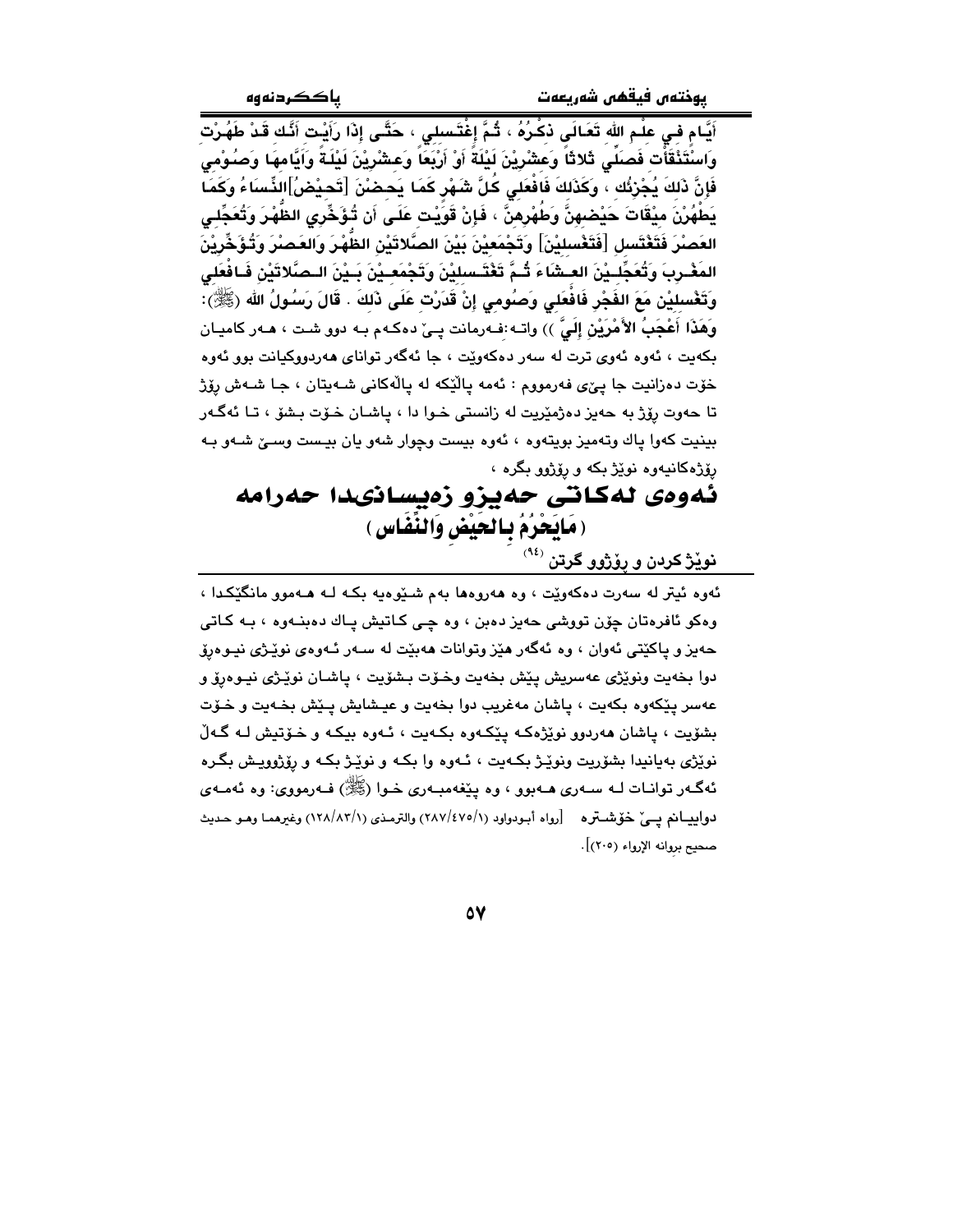أَيَّام فِي علْم الله تَعَالَى ذكْرُهُ ، ثُمَّ إغْتَسلي ، حَتَّى إِذَا رَأَيْت أَنَّك قَدْ طَهُرْت وَاسْتَنْقَأْت فَصَلِّي ثلاثاً وَعشْرِيْنَ لَيْلَةً أَوْ أَرْبَعاً وَعشْرِيْنَ لَيْلَةً وَأَيَّامهَا وَصُوْمِي فَإِنَّ ذَلكَ يُجْزِئُك ، وَكَذَلكَ فَافْعَلي كُلَّ شَهْر كَمَا يَحضْنَ [تَحيْضُ]النِّسَاءُ وَكَمَا يَطْهُرْنَ ميْقَاتَ حَيْضهنَّ وَطُهْرهنَّ ، فَإِنْ قَوِيْت عَلَى أَن تُؤَخِّري الظُّهْرَ وَتُعَجِّلي العَصْرَ فَتَغْتَسل [فَتَغْسليْنَ] وَتَجْمَعيْنَ بَيْنَ الصَّلاتَيْنِ الظُّهْرَ وَالعَصْرَ وَتُؤَخِّرِيْنَ المَغْرِبَ وَتُعَجِّليْنَ العشَاءَ ثُمَّ تَغْتَسليْنَ وَتَجْمَعيْنَ بَيْنَ الصَّلاتَيْن فَافْعَلي وَتَغْسليْن مَعَ الفَجْر فَافْعَلي وَصُومي إنْ قَدرْت عَلَى ذَلكَ . قَالَ رَسُولُ الله (ﷺ): وَهَذَا أَعْجَبُ الأَمْرَيْنِ إِلَيَّ )) واتە:فەرمانت پێ دەكەم بە دوو شت ، هەر كاميان بكەيت ، ئەوە ئەوی ترت لە سەر دەكەوێت ، جا ئەگەر توانای هەردووكيانت بوو ئەوە خۆت دەزانيت جا پێی فەرمووم : ئەمە پاڵێكە لە پاڵەكانی شەيتان ، جا شەش ڕۆژ تا حەوت ڕۆژ بە حەيز دەژمێريت لە زانستی خوا دا ، پاشان خۆت بشۆ ، تا ئەگەر بينيت كەوا پاك وتەميز بويتەوە ، ئەوە بيست وچوار شەو يان بيست وسێ شەو بە ڕۆژەكانيەوە نوێژ بكە و ڕۆژوو بگرە ،

# ئەوەی لەكاتی حەيزو زەيسانیدا حەرامە
## (مَايَحْرُمُ بِالحَيْضِ وَالنِّفَاس)

### نوێژ كردن و ڕۆژوو گرتن [94]

ئەوە ئيتر لە سەرت دەكەوێت ، وە هەروەها بەم شێوەيە بكە لە هەموو مانگێكدا ، وەكو ئافرەتان چۆن تووشی حەيز دەبن ، وە چی كاتيش پاك دەبنەوە ، بە كاتی حەيز و پاكێتی ئەوان ، وە ئەگەر هێز وتوانات هەبێت لە سەر ئەوەی نوێژی نيوەڕۆ دوا بخەيت ونوێژی عەسريش پێش بخەيت وخۆت بشۆيت ، پاشان نوێژی نيوەڕۆ و عەسر پێكەوە بكەيت ، پاشان مەغريب دوا بخەيت و عيشايش پێش بخەيت و خۆت بشۆيت ، پاشان هەردوو نوێژەكە پێكەوە بكەيت ، ئەوە بيكە و خۆتيش لە گەڵ نوێژی بەيانيدا بشۆريت ونوێژ بكەيت ، ئەوە وا بكە و نوێژ بكە و ڕۆژوويش بگرە ئەگەر توانات لە سەری هەبوو ، وە پێغەمبەری خوا (ﷺ) فەرمووی: وە ئەمەی دواييانم پێ خۆشترە [رواه أبوداود (١/٤٧٥/٢٨٧) والترمذي (١/٨٣/١٢٨) وغيرهما وهو حديث صحيح بروانە الإرواء (٢٠٥)].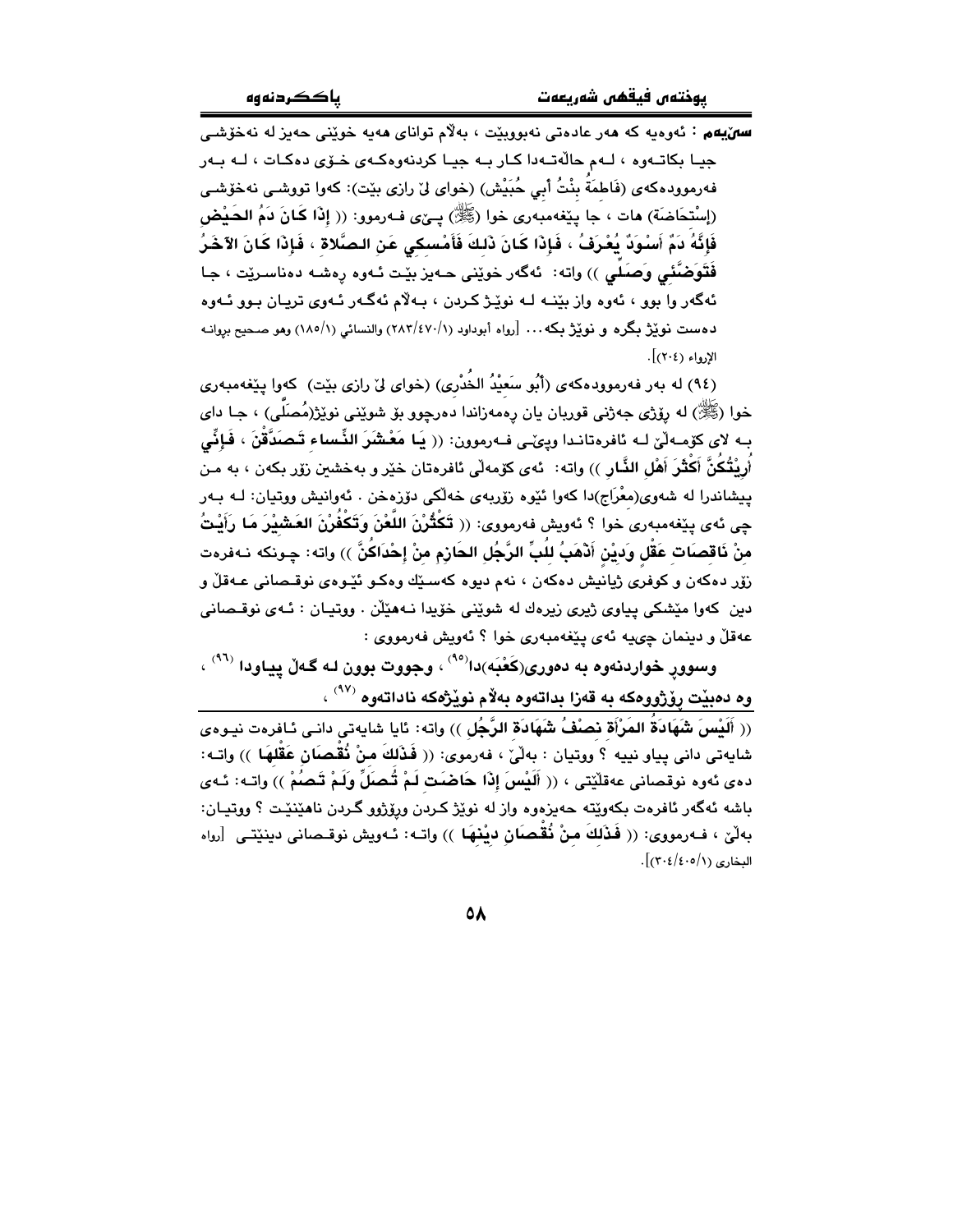**سێیەم** : ئەوەیە کە هەر عادەتی نەبووبێت ، بەڵام توانای هەیە خوێنی حەیز لە نەخۆشی جیا بکاتەوە ، لەم حاڵەتەدا کار بە جیا کردنەوەکەی خۆی دەکات ، لە بەر فەرموودەکەی (فَاطِمَةُ بِنْتُ أَبِي حُبَيْش) (خوای لێ رازی بێت): کەوا تووشی نەخۆشی (إِسْتِحَاضَة) هات ، جا پێغەمبەری خوا (ﷺ) پێی فەرموو: (( **إِذَا كَانَ دَمُ الحَيْضِ فَإِنَّهُ دَمٌ أَسْوَدٌ يُعْرَفُ ، فَإِذَا كَانَ ذَلِكَ فَأَمْسِكِي عَنِ الصَّلَاةِ ، فَإِذَا كَانَ الآخَرُ فَتَوَضَّئِي وَصَلِّي** )) واتە: ئەگەر خوێنی حەیز بێت ئەوە رەشە دەناسرێت ، جا ئەگەر وا بوو ، ئەوە واز بێنە لە نوێژ کردن ، بەڵام ئەگەر ئەوی تریان بوو ئەوە دەست نوێژ بگرە و نوێژ بکە... [رواه أبوداود (١/٤٧٠/٢٨٣) والنسائي (١/١٨٥) وهو صحيح بروانە الإرواء (٢٠٤)].

(٩٤) لە بەر فەرموودەکەی (أَبُو سَعِيْدُ الخُدْرِي) (خوای لێ رازی بێت) کەوا پێغەمبەری خوا (ﷺ) لە رۆژی جەژنی قوربان یان رەمەزاندا دەرچوو بۆ شوێنی نوێژ(مُصَلَّى) ، جا دای بە لای کۆمەڵێ لە ئافرەتاندا ویێی فەرموون: (( **يَا مَعْشَرَ النِّساءِ تَصَدَّقْنَ ، فَإِنِّي أُرِيْتُكُنَّ أَكْثَرَ أَهْلِ النَّارِ** )) واتە: ئەی کۆمەڵی ئافرەتان خێر و بەخشین زۆر بکەن ، بە من پیشاندرا لە شەوی(مِعْرَاج)دا کەوا ئێوە زۆربەی خەڵکی دۆزەخن . ئەوانیش ووتیان: لە بەر چی ئەی پێغەمبەری خوا ؟ ئەویش فەرمووی: (( **تَكْثُرْنَ اللَّعْنَ وَتَكْفُرْنَ العَشِيْرَ مَا رَأَيْتُ مِنْ نَاقِصَاتِ عَقْلٍ وَدِيْنٍ أَذْهَبُ لِلُبِّ الرَّجُلِ الحَازِمِ مِنْ إِحْدَاكُنَّ** )) واتە: چونکە نەفرەت زۆر دەکەن و کوفری ژیانیش دەکەن ، نەم دیوە کەسێك وەکو ئێوەی نوقصانی عەقڵ و دین کەوا مێشکی پیاوی ژیری زیرەك لە شوێنی خۆیدا نەهێڵن . ووتیان : ئەی نوقصانی عەقڵ و دینمان چییە ئەی پێغەمبەری خوا ؟ ئەویش فەرمووی :

**وسوور خواردنەوە بە دەوری(كَعْبَه)دا**[95] ، **وجووت بوون لە گەڵ پیاودا** [96] ، **وە دەبێت رۆژووەکە بە قەزا بداتەوە بەڵام نوێژەکە ناداتەوە** [97] ،

---

(( **أَلَيْسَ شَهَادَةُ المَرْأَةِ نِصْفُ شَهَادَةِ الرَّجُلِ** )) واتە: ئایا شایەتی دانی ئافرەت نیوەی شایەتی دانی پیاو نییە ؟ ووتیان : بەڵێ ، فەرمووی: (( **فَذَلِكَ مِنْ نُقْصَانِ عَقْلِهَا** )) واتە: دەی ئەوە نوقصانی عەقڵێتی ، (( **أَلَيْسَ إِذَا حَاضَتْ لَمْ تُصَلِّ وَلَمْ تَصُمْ** )) واتە: ئەی باشە ئەگەر ئافرەت بکەوێتە حەیزەوە واز لە نوێژ کردن ورۆژوو گرتن ناهێنێت ؟ ووتیان: بەڵێ ، فەرمووی: (( **فَذَلِكَ مِنْ نُقْصَانِ دِيْنِهَا** )) واتە: ئەویش نوقصانی دینێتی [رواه البخاري (١/٤٠٥/٣٠٤)].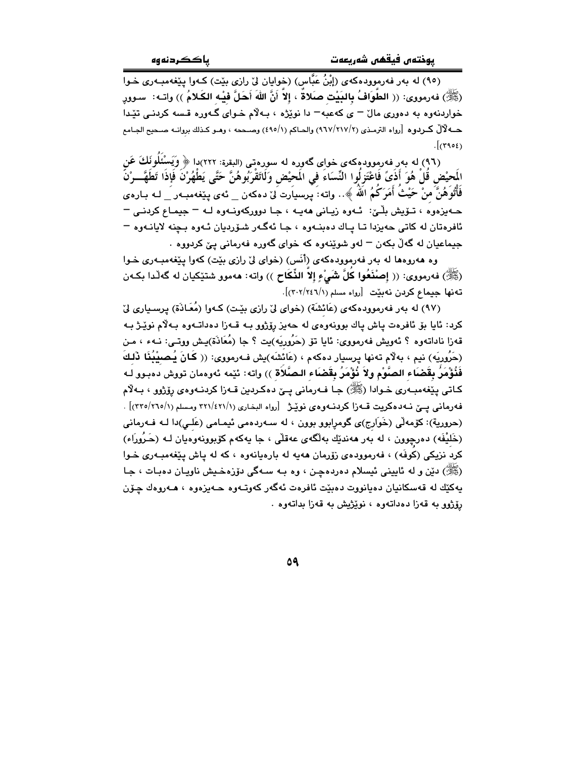(٩٥) له بەر فەرموودەكەی (إِبْنُ عَبَّاس) (خوایان لیّ رازی بێت) كـەوا پێغەمبـەری خـوا (ﷺ) فەرمووی: (( **الطَّوَافُ بِالبَيْتِ صَلاةٌ ، إلاَّ أَنَّ اللهَ أَحَلَّ فِيْهِ الكَلامُ** )) واتـە: سـووڕ خواردنەوە بە دەوری ماڵ – ی كەعبە– دا نوێژە ، بـەڵام خـوای گـەورە قـسە كردنـی تێـدا حـەڵاڵ كـردوە [رواه الترمذي (٩٦٧/٢١٧/٢) والحاكم (٤٩٥/١) وصححه ، وهـو كـذلك بروانـە صحيح الجـامع (٣٩٥٤)].

(٩٦) له بەر فەرموودەكەی خوای گەورە لە سورەتی (البقرة: ٢٢٢)دا ﴿ وَيَسْئَلُونَكَ عَنِ المَحِيْضِ قُلْ هُوَ أَذَىً فَاعْتَزِلُوا النِّسَاءَ فِي المَحِيْضِ وَلَاتَقْرَبُوهُنَّ حَتَّى يَطْهُرْنَ فَإِذَا تَطَهَّـرْنَ فَأْتُوهُنَّ مِنْ حَيْثُ أَمَرَكُمُ اللهُ ﴾.. واتە: پرسیارت لیّ دەكەن _ ئەی پێغەمبـەر _ لـە بـارەی حـەیزەوە ، تـۆیش بڵـێ: ئـەوە زیـانی هەیـە ، جـا دووركەونـەوە لـە – جیمـاع كردنـی – ئافرەتان لە كاتی حەیزدا تـا پـاك دەبنـەوە ، جـا ئەگـەر شـۆردیان ئـەوە بـچنە لایانـەوە – جیماعیان لە گەڵ بكەن – لەو شوێنەوە كە خوای گەورە فەرمانی پیّ كردووە .

وە هەروەها لە بەر فەرموودەكەی (أَنَس) (خوای لیّ رازی بێت) كەوا پێغەمبـەری خـوا (ﷺ) فەرمووی: (( **إصْنَعُوا كُلَّ شَيْءٍ إلاَّ النِّكَاح** )) واتە: هەموو شتێكیان لە گەڵدا بكـەن تەنها جیماع كردن نەبێت [رواه مسلم (٣٠٢/٢٤٦/١)].

(٩٧) له بەر فەرموودەكەی (عَائِشَة) (خوای لیّ رازی بێـت) كـەوا (مُعَـاذَة) پرسـیاری لیّ كرد: ئایا بۆ ئافرەت پاش پاك بوونەوەی لە حەیز ڕۆژوو بـە قـەزا دەداتـەوە بـەڵام نوێـژ بـە قەزا ناداتەوە ؟ ئەویش فەرمووی: ئایا تۆ (حَرُورِيَه)یت ؟ جا (مُعَاذَة)یـش ووتـی: نـەء ، مـن (حَرُورِيَه) نیم ، بەڵام تەنها پرسیار دەكەم ، (عَائِشَه)یش فـەرمووی: (( **كَانَ يُصِيْبُنَا ذَلِكَ فَنُؤْمَرُ بِقَضَاءِ الصَّوْمِ ولاَ نُؤْمَرُ بِقَضَاءِ الصَّلاَةِ** )) واتە: ئێمە ئەوەمان تووش دەبـوو لـە كـاتی پێغەمبـەری خـوادا (ﷺ) جـا فـەرمانی پـێ دەكـردین قـەزا كردنـەوەی ڕۆژوو ، بـەڵام فەرمانی پـێ نـەدەكریت قـەزا كردنـەوەی نوێـژ [رواه البخاري (٣٢١/٤٢١/١) ومسلم (٣٣٥/٢٦٥/١)] .

(حرورية): كۆمەڵی (خَوَارِج)ی گومرابوو بوون ، لە سـەردەمی ئیمـامی (عَلِـي)دا لـە فـەرمانی (خَلِیْفَه) دەرچوون ، لە بەر هەندێك بەڵگەی عەقڵی ، جا یەكەم كۆبوونەوەیان لـە (حَـرُورَاء) كرد نزیكی (كُوفَه) ، فەرموودەی زۆرمان هەیە لە بارەیانەوە ، كە لە پاش پێغەمبـەری خـوا (ﷺ) دێن و لە ئایینی ئیسلام دەردەچـن ، وە بـە سـەگی دۆزەخـیش ناویـان دەبـات ، جـا یەكێك لە قەسكانیان دەیانووت دەبێت ئافرەت ئەگەر كەوتـەوە حـەیزەوە ، هـەروەك چـۆن ڕۆژوو بە قەزا دەداتەوە ، نوێژیش بە قەزا بداتەوە .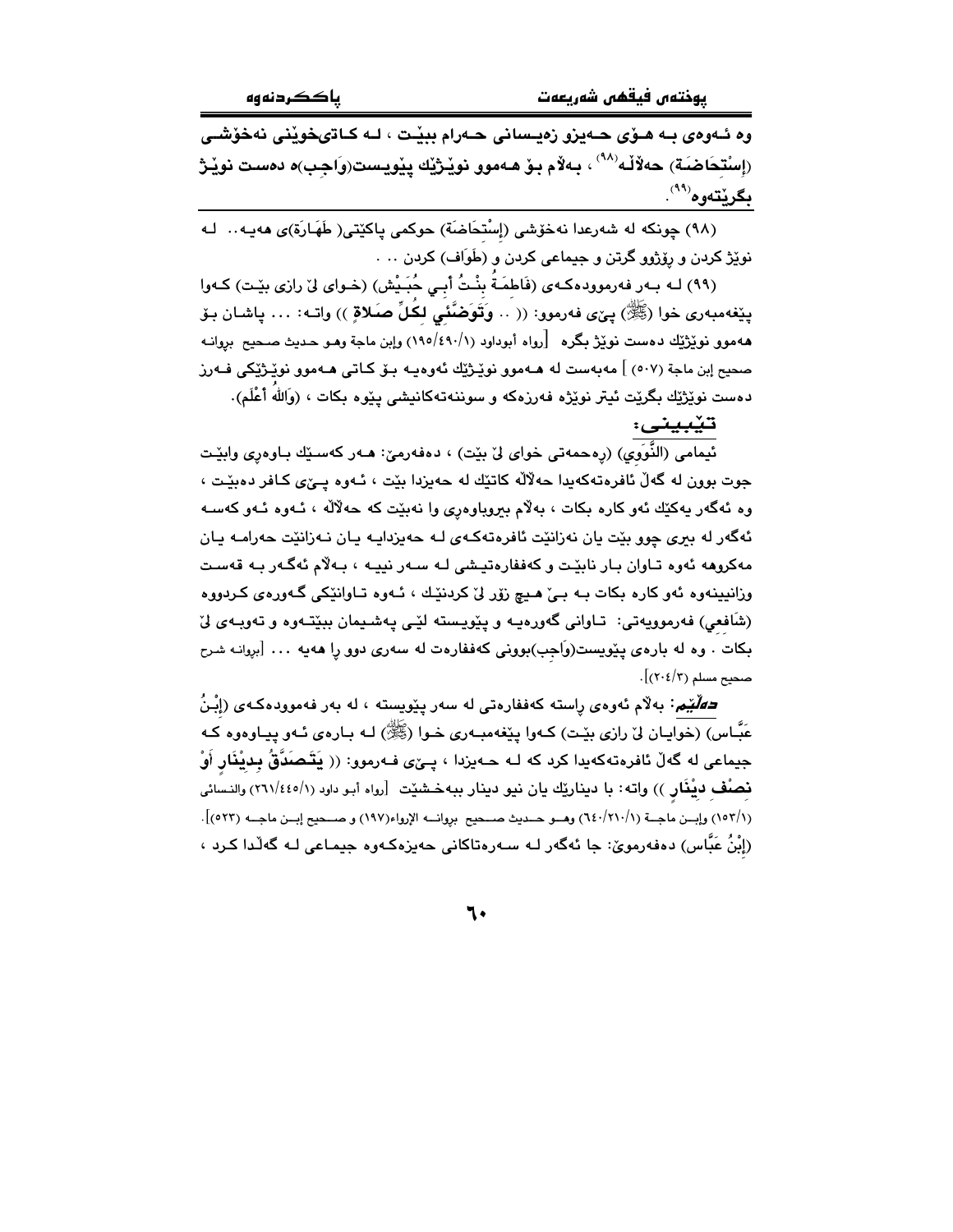**وە ئـەوەی بـە هـۆی حـەیزو زەیـسانی حـەرام ببێـت ، لـە کـاتی‌خوێنی نەخۆشـی (إِسْتِحَاضَة) حەڵاڵـە[98] ، بـەڵام بـۆ هـەموو نوێـژێك پێویـست(وَاجِب)ە دەسـت نوێـژ بگرێتەوە[99].**

(98) چونکە لە شەرعدا نەخۆشی (إِسْتِحَاضَة) حوکمی پاکێتی( طَهَارَة)ی هەیـە.. لـە نوێژ کردن و ڕۆژوو گرتن و جیماعی کردن و (طَوَاف) کردن .. .

(99) لـە بـەر فەرموودەکـەی (فَاطِمَةُ بِنْتُ أَبِي حُبَيْش) (خـوای لێ رازی بێـت) کـەوا پێغەمبەری خوا (ﷺ) پێی فەرموو: (( .. **وَتَوَضَّئِي لِكُلِّ صَلاةٍ** )) واتـە: ... پاشـان بـۆ هەموو نوێژێك دەست نوێژ بگرە [رواه أبوداود (١/٤٩٠/١٩٥) وإبن ماجة وهـو حديث صـحيح بروانـە صحيح إبن ماجة (٥٠٧) ] مەبەست لە هـەموو نوێـژێك ئەوەيـە بـۆ کـاتی هـەموو نوێـژێکی فـەرز دەست نوێژێك بگرێت ئیتر نوێژە فەرزەکە و سوننەتەکانیشی پێوە بکات ، (وَاللهُ أَعْلَم).

### تێبینی:

ئیمامی (النَّوَوِي) (ڕەحمەتی خوای لێ بێت) ، دەفەرمێ: هـەر کەسـێك بـاوەڕی وابێـت جوت بوون لە گەڵ ئافرەتەکەیدا حەڵاڵە کاتێك لە حەیزدا بێت ، ئـەوە پـێی کـافر دەبێـت ، وە ئەگەر یەکێك ئەو کارە بکات ، بەڵام بیروباوەڕی وا نەبێت کە حەڵاڵە ، ئـەوە ئـەو کەسـە ئەگەر لە بیری چوو بێت یان نەزانێت ئافرەتەکـەی لـە حەیزدایـە یـان نـەزانێت حەرامـە یـان مەکروهە ئەوە تـاوان بـار نابێـت و کەففارەتیـشی لـە سـەر نییـە ، بـەڵام ئەگـەر بـە قەسـت وزانیینەوە ئەو کارە بکات بـە بـێ هـیچ زۆر لێ کردنێـك ، ئـەوە تـاوانێکی گـەورەی کـردووە (شَافِعِي) فەرموویەتی: تـاوانی گەورەیـە و پێویـستە لێـی پەشـیمان ببێتـەوە و تەوبـەی لێ بکات . وە لە بارەی پێویست(وَاجِب)بوونی کەففارەت لە سەری دوو ڕا هەیە ... [بروانـە شرح صحيح مسلم (٣/٢٠٤)].

***دەڵێم:*** بەڵام ئەوەی ڕاستە کەففارەتی لە سەر پێویستە ، لە بەر فەموودەکـەی (إِبْنُ عَبَّاس) (خوایـان لێ رازی بێـت) کـەوا پێغەمبـەری خـوا (ﷺ) لـە بـارەی ئـەو پیـاوەوە کـە جیماعی لە گەڵ ئافرەتەکەیدا کرد کە لـە حـەیزدا ، پـێی فـەرموو: (( **يَتَصَدَّقُ بِدِينَارٍ أَوْ نِصْفِ دِينَارٍ** )) واتە: با دینارێك یان نیو دینار ببەخشێت [رواه أبـو داود (١/٤٤٥/٢٦١) والنسائي (١/١٥٣) وإبـن ماجـة (١/٢١٠/٦٤٠) وهـو حـديث صـحيح بروانـە الإرواء(١٩٧) و صـحيح إبـن ماجـە (٥٢٣)].

(إِبْنُ عَبَّاس) دەفەرموێ: جا ئەگەر لـە سـەرەتاکانی حەیزەکـەوە جیمـاعی لـە گەڵدا کـرد ،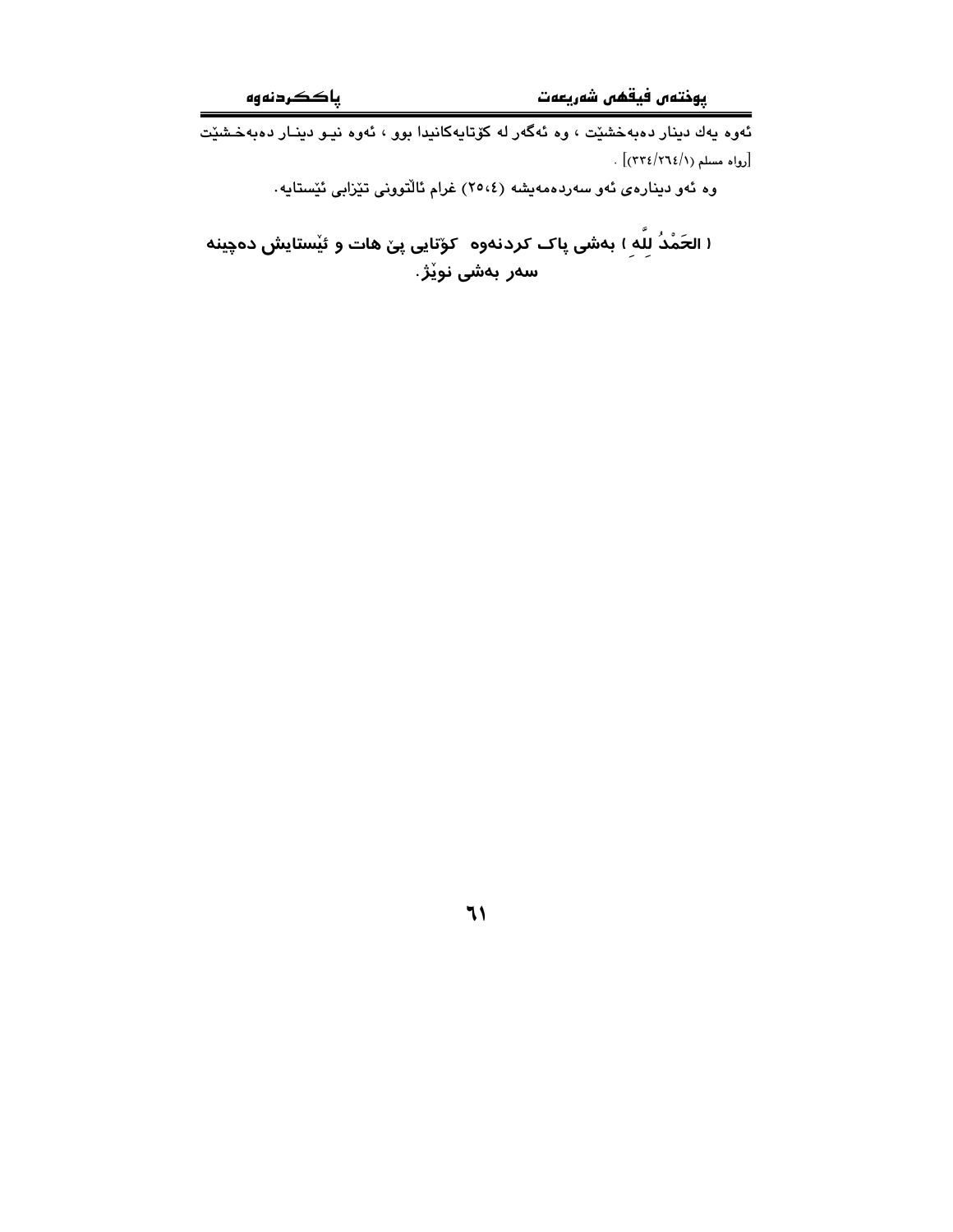ئەوە یەك دینار دەبەخشێت ، وە ئەگەر لە كۆتایەكانیدا بوو ، ئەوە نیـو دینـار دەبەخـشێت [رواه مسلم (٣٣٤/٢٦٤/١)] .

وە ئەو دینارەی ئەو سەردەمەیشە (٢٥،٤) غرام ئاڵتوونی تێزابی ئێستایە.

**( الحَمْدُ لِلَّهِ ) بەشی پاک کردنەوە  کۆتایی پێ هات و ئێستایش دەچینە سەر بەشی نوێژ.**